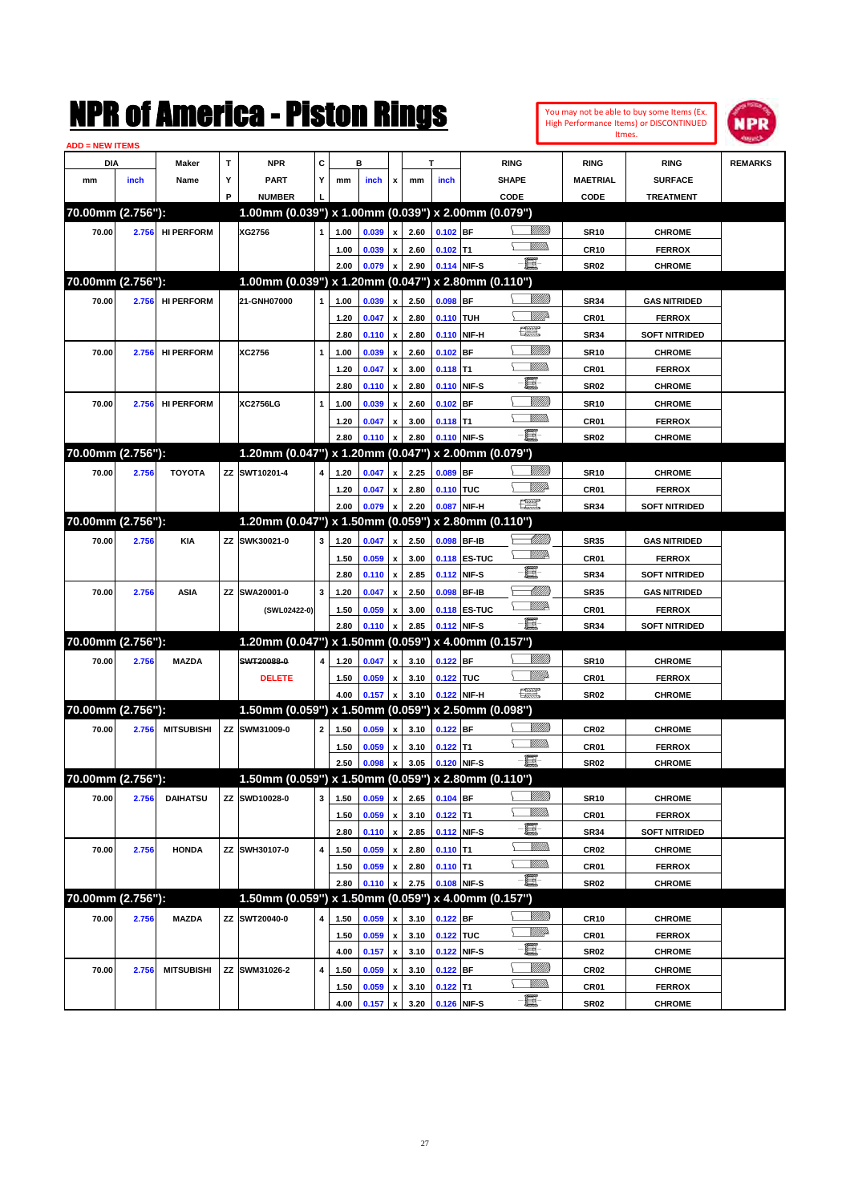# NPR of America - Piston Rings

You may not be able to buy some Items (Ex. High Performance Items) or DISCONTINUED Itmes.

ADD = NEW ITEMS

| DIA mm | DIA inch | Maker Name | TYP | NPR PART NUMBER | CYL | B mm | B inch | x | T mm | T inch | RING SHAPE CODE | RING MAETRIAL CODE | RING SURFACE TREATMENT | REMARKS |
|---|---|---|---|---|---|---|---|---|---|---|---|---|---|---|
| **70.00mm (2.756"):** | | | | **1.00mm (0.039") x 1.00mm (0.039") x 2.00mm (0.079")** | | | | | | | | | | |
| 70.00 | 2.756 | HI PERFORM | | XG2756 | 1 | 1.00 | 0.039 | x | 2.60 | 0.102 | BF | SR10 | CHROME | |
| | | | | | | 1.00 | 0.039 | x | 2.60 | 0.102 | T1 | CR10 | FERROX | |
| | | | | | | 2.00 | 0.079 | x | 2.90 | 0.114 | NIF-S | SR02 | CHROME | |
| **70.00mm (2.756"):** | | | | **1.00mm (0.039") x 1.20mm (0.047") x 2.80mm (0.110")** | | | | | | | | | | |
| 70.00 | 2.756 | HI PERFORM | | 21-GNH07000 | 1 | 1.00 | 0.039 | x | 2.50 | 0.098 | BF | SR34 | GAS NITRIDED | |
| | | | | | | 1.20 | 0.047 | x | 2.80 | 0.110 | TUH | CR01 | FERROX | |
| | | | | | | 2.80 | 0.110 | x | 2.80 | 0.110 | NIF-H | SR34 | SOFT NITRIDED | |
| 70.00 | 2.756 | HI PERFORM | | XC2756 | 1 | 1.00 | 0.039 | x | 2.60 | 0.102 | BF | SR10 | CHROME | |
| | | | | | | 1.20 | 0.047 | x | 3.00 | 0.118 | T1 | CR01 | FERROX | |
| | | | | | | 2.80 | 0.110 | x | 2.80 | 0.110 | NIF-S | SR02 | CHROME | |
| 70.00 | 2.756 | HI PERFORM | | XC2756LG | 1 | 1.00 | 0.039 | x | 2.60 | 0.102 | BF | SR10 | CHROME | |
| | | | | | | 1.20 | 0.047 | x | 3.00 | 0.118 | T1 | CR01 | FERROX | |
| | | | | | | 2.80 | 0.110 | x | 2.80 | 0.110 | NIF-S | SR02 | CHROME | |
| **70.00mm (2.756"):** | | | | **1.20mm (0.047") x 1.20mm (0.047") x 2.00mm (0.079")** | | | | | | | | | | |
| 70.00 | 2.756 | TOYOTA | ZZ | SWT10201-4 | 4 | 1.20 | 0.047 | x | 2.25 | 0.089 | BF | SR10 | CHROME | |
| | | | | | | 1.20 | 0.047 | x | 2.80 | 0.110 | TUC | CR01 | FERROX | |
| | | | | | | 2.00 | 0.079 | x | 2.20 | 0.087 | NIF-H | SR34 | SOFT NITRIDED | |
| **70.00mm (2.756"):** | | | | **1.20mm (0.047") x 1.50mm (0.059") x 2.80mm (0.110")** | | | | | | | | | | |
| 70.00 | 2.756 | KIA | ZZ | SWK30021-0 | 3 | 1.20 | 0.047 | x | 2.50 | 0.098 | BF-IB | SR35 | GAS NITRIDED | |
| | | | | | | 1.50 | 0.059 | x | 3.00 | 0.118 | ES-TUC | CR01 | FERROX | |
| | | | | | | 2.80 | 0.110 | x | 2.85 | 0.112 | NIF-S | SR34 | SOFT NITRIDED | |
| 70.00 | 2.756 | ASIA | ZZ | SWA20001-0 | 3 | 1.20 | 0.047 | x | 2.50 | 0.098 | BF-IB | SR35 | GAS NITRIDED | |
| | | | | (SWL02422-0) | | 1.50 | 0.059 | x | 3.00 | 0.118 | ES-TUC | CR01 | FERROX | |
| | | | | | | 2.80 | 0.110 | x | 2.85 | 0.112 | NIF-S | SR34 | SOFT NITRIDED | |
| **70.00mm (2.756"):** | | | | **1.20mm (0.047") x 1.50mm (0.059") x 4.00mm (0.157")** | | | | | | | | | | |
| 70.00 | 2.756 | MAZDA | | ~~SWT20088-0~~ | 4 | 1.20 | 0.047 | x | 3.10 | 0.122 | BF | SR10 | CHROME | |
| | | | | DELETE | | 1.50 | 0.059 | x | 3.10 | 0.122 | TUC | CR01 | FERROX | |
| | | | | | | 4.00 | 0.157 | x | 3.10 | 0.122 | NIF-H | SR02 | CHROME | |
| **70.00mm (2.756"):** | | | | **1.50mm (0.059") x 1.50mm (0.059") x 2.50mm (0.098")** | | | | | | | | | | |
| 70.00 | 2.756 | MITSUBISHI | ZZ | SWM31009-0 | 2 | 1.50 | 0.059 | x | 3.10 | 0.122 | BF | CR02 | CHROME | |
| | | | | | | 1.50 | 0.059 | x | 3.10 | 0.122 | T1 | CR01 | FERROX | |
| | | | | | | 2.50 | 0.098 | x | 3.05 | 0.120 | NIF-S | SR02 | CHROME | |
| **70.00mm (2.756"):** | | | | **1.50mm (0.059") x 1.50mm (0.059") x 2.80mm (0.110")** | | | | | | | | | | |
| 70.00 | 2.756 | DAIHATSU | ZZ | SWD10028-0 | 3 | 1.50 | 0.059 | x | 2.65 | 0.104 | BF | SR10 | CHROME | |
| | | | | | | 1.50 | 0.059 | x | 3.10 | 0.122 | T1 | CR01 | FERROX | |
| | | | | | | 2.80 | 0.110 | x | 2.85 | 0.112 | NIF-S | SR34 | SOFT NITRIDED | |
| 70.00 | 2.756 | HONDA | ZZ | SWH30107-0 | 4 | 1.50 | 0.059 | x | 2.80 | 0.110 | T1 | CR02 | CHROME | |
| | | | | | | 1.50 | 0.059 | x | 2.80 | 0.110 | T1 | CR01 | FERROX | |
| | | | | | | 2.80 | 0.110 | x | 2.75 | 0.108 | NIF-S | SR02 | CHROME | |
| **70.00mm (2.756"):** | | | | **1.50mm (0.059") x 1.50mm (0.059") x 4.00mm (0.157")** | | | | | | | | | | |
| 70.00 | 2.756 | MAZDA | ZZ | SWT20040-0 | 4 | 1.50 | 0.059 | x | 3.10 | 0.122 | BF | CR10 | CHROME | |
| | | | | | | 1.50 | 0.059 | x | 3.10 | 0.122 | TUC | CR01 | FERROX | |
| | | | | | | 4.00 | 0.157 | x | 3.10 | 0.122 | NIF-S | SR02 | CHROME | |
| 70.00 | 2.756 | MITSUBISHI | ZZ | SWM31026-2 | 4 | 1.50 | 0.059 | x | 3.10 | 0.122 | BF | CR02 | CHROME | |
| | | | | | | 1.50 | 0.059 | x | 3.10 | 0.122 | T1 | CR01 | FERROX | |
| | | | | | | 4.00 | 0.157 | x | 3.20 | 0.126 | NIF-S | SR02 | CHROME | |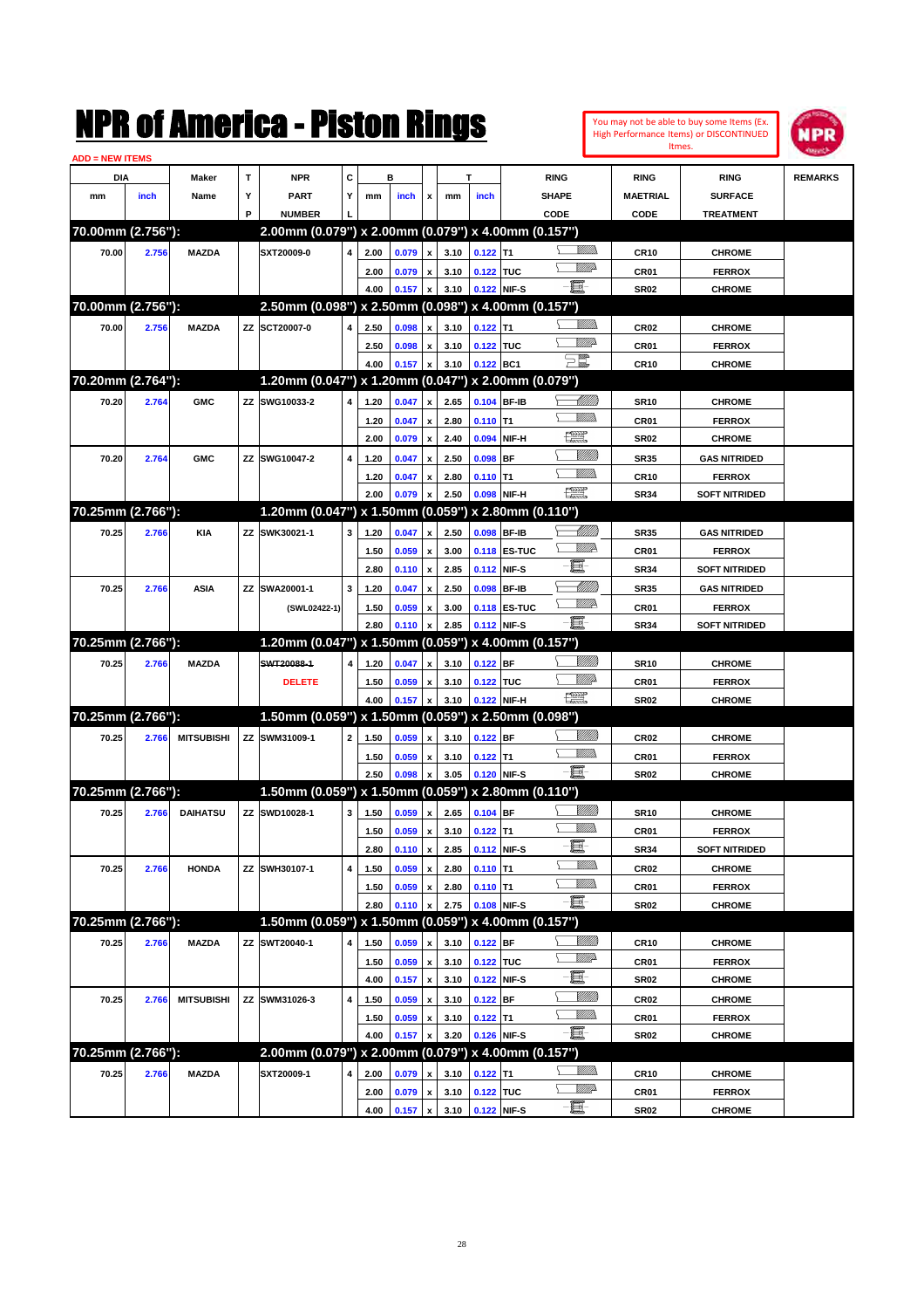# NPR of America - Piston Rings

You may not be able to buy some Items (Ex. High Performance Items) or DISCONTINUED Itmes.

ADD = NEW ITEMS

| DIA mm | DIA inch | Maker Name | TYP | NPR PART NUMBER | CYL | B mm | B inch | x | T mm | T inch | RING SHAPE CODE | RING MAETRIAL CODE | RING SURFACE TREATMENT | REMARKS |
|---|---|---|---|---|---|---|---|---|---|---|---|---|---|---|
| **70.00mm (2.756"):** | | | | **2.00mm (0.079") x 2.00mm (0.079") x 4.00mm (0.157")** | | | | | | | | | | |
| 70.00 | 2.756 | MAZDA | | SXT20009-0 | 4 | 2.00 | 0.079 | x | 3.10 | 0.122 | T1 | CR10 | CHROME | |
| | | | | | | 2.00 | 0.079 | x | 3.10 | 0.122 | TUC | CR01 | FERROX | |
| | | | | | | 4.00 | 0.157 | x | 3.10 | 0.122 | NIF-S | SR02 | CHROME | |
| **70.00mm (2.756"):** | | | | **2.50mm (0.098") x 2.50mm (0.098") x 4.00mm (0.157")** | | | | | | | | | | |
| 70.00 | 2.756 | MAZDA | ZZ | SCT20007-0 | 4 | 2.50 | 0.098 | x | 3.10 | 0.122 | T1 | CR02 | CHROME | |
| | | | | | | 2.50 | 0.098 | x | 3.10 | 0.122 | TUC | CR01 | FERROX | |
| | | | | | | 4.00 | 0.157 | x | 3.10 | 0.122 | BC1 | CR10 | CHROME | |
| **70.20mm (2.764"):** | | | | **1.20mm (0.047") x 1.20mm (0.047") x 2.00mm (0.079")** | | | | | | | | | | |
| 70.20 | 2.764 | GMC | ZZ | SWG10033-2 | 4 | 1.20 | 0.047 | x | 2.65 | 0.104 | BF-IB | SR10 | CHROME | |
| | | | | | | 1.20 | 0.047 | x | 2.80 | 0.110 | T1 | CR01 | FERROX | |
| | | | | | | 2.00 | 0.079 | x | 2.40 | 0.094 | NIF-H | SR02 | CHROME | |
| 70.20 | 2.764 | GMC | ZZ | SWG10047-2 | 4 | 1.20 | 0.047 | x | 2.50 | 0.098 | BF | SR35 | GAS NITRIDED | |
| | | | | | | 1.20 | 0.047 | x | 2.80 | 0.110 | T1 | CR10 | FERROX | |
| | | | | | | 2.00 | 0.079 | x | 2.50 | 0.098 | NIF-H | SR34 | SOFT NITRIDED | |
| **70.25mm (2.766"):** | | | | **1.20mm (0.047") x 1.50mm (0.059") x 2.80mm (0.110")** | | | | | | | | | | |
| 70.25 | 2.766 | KIA | ZZ | SWK30021-1 | 3 | 1.20 | 0.047 | x | 2.50 | 0.098 | BF-IB | SR35 | GAS NITRIDED | |
| | | | | | | 1.50 | 0.059 | x | 3.00 | 0.118 | ES-TUC | CR01 | FERROX | |
| | | | | | | 2.80 | 0.110 | x | 2.85 | 0.112 | NIF-S | SR34 | SOFT NITRIDED | |
| 70.25 | 2.766 | ASIA | ZZ | SWA20001-1 | 3 | 1.20 | 0.047 | x | 2.50 | 0.098 | BF-IB | SR35 | GAS NITRIDED | |
| | | | | (SWL02422-1) | | 1.50 | 0.059 | x | 3.00 | 0.118 | ES-TUC | CR01 | FERROX | |
| | | | | | | 2.80 | 0.110 | x | 2.85 | 0.112 | NIF-S | SR34 | SOFT NITRIDED | |
| **70.25mm (2.766"):** | | | | **1.20mm (0.047") x 1.50mm (0.059") x 4.00mm (0.157")** | | | | | | | | | | |
| 70.25 | 2.766 | MAZDA | | ~~SWT20088-1~~ | 4 | 1.20 | 0.047 | x | 3.10 | 0.122 | BF | SR10 | CHROME | |
| | | | | DELETE | | 1.50 | 0.059 | x | 3.10 | 0.122 | TUC | CR01 | FERROX | |
| | | | | | | 4.00 | 0.157 | x | 3.10 | 0.122 | NIF-H | SR02 | CHROME | |
| **70.25mm (2.766"):** | | | | **1.50mm (0.059") x 1.50mm (0.059") x 2.50mm (0.098")** | | | | | | | | | | |
| 70.25 | 2.766 | MITSUBISHI | ZZ | SWM31009-1 | 2 | 1.50 | 0.059 | x | 3.10 | 0.122 | BF | CR02 | CHROME | |
| | | | | | | 1.50 | 0.059 | x | 3.10 | 0.122 | T1 | CR01 | FERROX | |
| | | | | | | 2.50 | 0.098 | x | 3.05 | 0.120 | NIF-S | SR02 | CHROME | |
| **70.25mm (2.766"):** | | | | **1.50mm (0.059") x 1.50mm (0.059") x 2.80mm (0.110")** | | | | | | | | | | |
| 70.25 | 2.766 | DAIHATSU | ZZ | SWD10028-1 | 3 | 1.50 | 0.059 | x | 2.65 | 0.104 | BF | SR10 | CHROME | |
| | | | | | | 1.50 | 0.059 | x | 3.10 | 0.122 | T1 | CR01 | FERROX | |
| | | | | | | 2.80 | 0.110 | x | 2.85 | 0.112 | NIF-S | SR34 | SOFT NITRIDED | |
| 70.25 | 2.766 | HONDA | ZZ | SWH30107-1 | 4 | 1.50 | 0.059 | x | 2.80 | 0.110 | T1 | CR02 | CHROME | |
| | | | | | | 1.50 | 0.059 | x | 2.80 | 0.110 | T1 | CR01 | FERROX | |
| | | | | | | 2.80 | 0.110 | x | 2.75 | 0.108 | NIF-S | SR02 | CHROME | |
| **70.25mm (2.766"):** | | | | **1.50mm (0.059") x 1.50mm (0.059") x 4.00mm (0.157")** | | | | | | | | | | |
| 70.25 | 2.766 | MAZDA | ZZ | SWT20040-1 | 4 | 1.50 | 0.059 | x | 3.10 | 0.122 | BF | CR10 | CHROME | |
| | | | | | | 1.50 | 0.059 | x | 3.10 | 0.122 | TUC | CR01 | FERROX | |
| | | | | | | 4.00 | 0.157 | x | 3.10 | 0.122 | NIF-S | SR02 | CHROME | |
| 70.25 | 2.766 | MITSUBISHI | ZZ | SWM31026-3 | 4 | 1.50 | 0.059 | x | 3.10 | 0.122 | BF | CR02 | CHROME | |
| | | | | | | 1.50 | 0.059 | x | 3.10 | 0.122 | T1 | CR01 | FERROX | |
| | | | | | | 4.00 | 0.157 | x | 3.20 | 0.126 | NIF-S | SR02 | CHROME | |
| **70.25mm (2.766"):** | | | | **2.00mm (0.079") x 2.00mm (0.079") x 4.00mm (0.157")** | | | | | | | | | | |
| 70.25 | 2.766 | MAZDA | | SXT20009-1 | 4 | 2.00 | 0.079 | x | 3.10 | 0.122 | T1 | CR10 | CHROME | |
| | | | | | | 2.00 | 0.079 | x | 3.10 | 0.122 | TUC | CR01 | FERROX | |
| | | | | | | 4.00 | 0.157 | x | 3.10 | 0.122 | NIF-S | SR02 | CHROME | |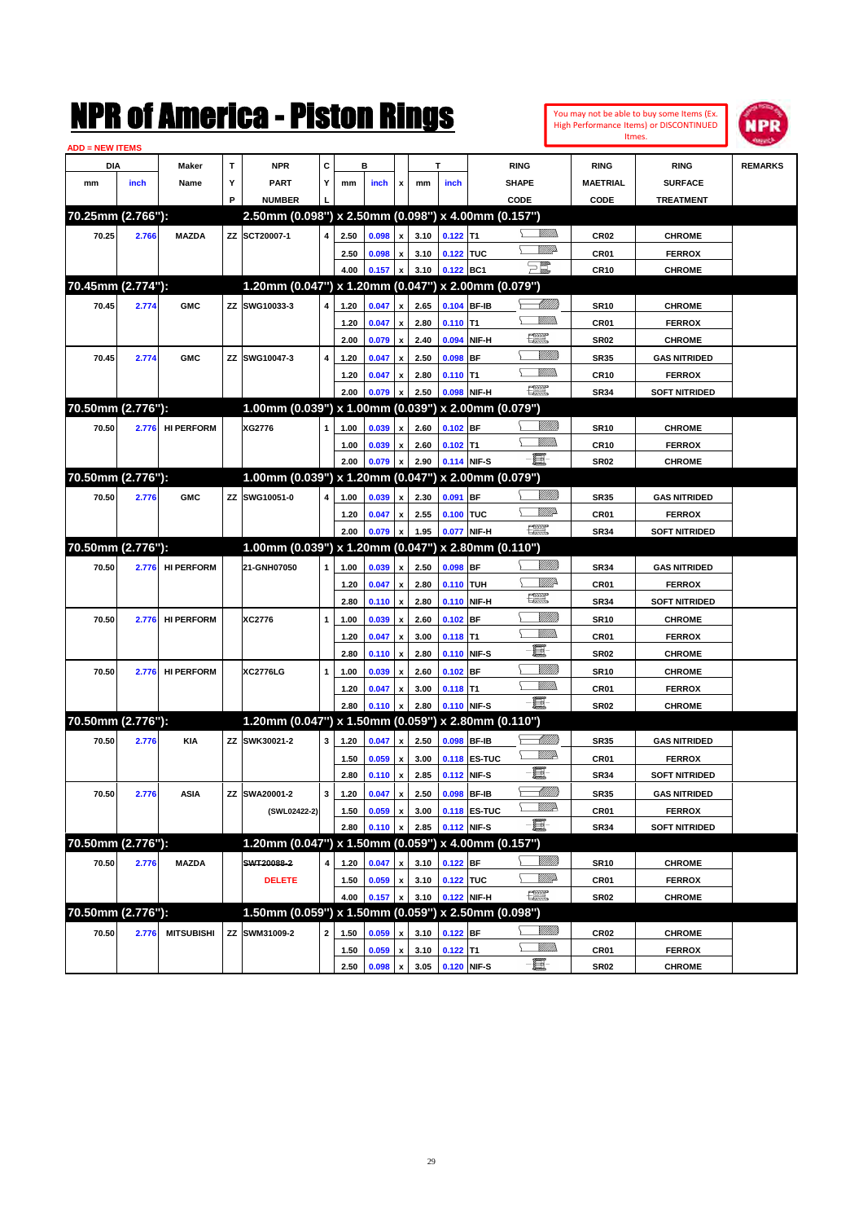# NPR of America - Piston Rings

You may not be able to buy some Items (Ex. High Performance Items) or DISCONTINUED Itmes.

ADD = NEW ITEMS

| DIA mm | DIA inch | Maker Name | TYP | NPR PART NUMBER | CYL | B mm | B inch | x | T mm | T inch | RING SHAPE CODE | RING MAETRIAL CODE | RING SURFACE TREATMENT | REMARKS |
|---|---|---|---|---|---|---|---|---|---|---|---|---|---|---|
| **70.25mm (2.766"):** | | | | **2.50mm (0.098") x 2.50mm (0.098") x 4.00mm (0.157")** | | | | | | | | | | |
| 70.25 | 2.766 | MAZDA | ZZ | SCT20007-1 | 4 | 2.50 | 0.098 | x | 3.10 | 0.122 | T1 | CR02 | CHROME | |
| | | | | | | 2.50 | 0.098 | x | 3.10 | 0.122 | TUC | CR01 | FERROX | |
| | | | | | | 4.00 | 0.157 | x | 3.10 | 0.122 | BC1 | CR10 | CHROME | |
| **70.45mm (2.774"):** | | | | **1.20mm (0.047") x 1.20mm (0.047") x 2.00mm (0.079")** | | | | | | | | | | |
| 70.45 | 2.774 | GMC | ZZ | SWG10033-3 | 4 | 1.20 | 0.047 | x | 2.65 | 0.104 | BF-IB | SR10 | CHROME | |
| | | | | | | 1.20 | 0.047 | x | 2.80 | 0.110 | T1 | CR01 | FERROX | |
| | | | | | | 2.00 | 0.079 | x | 2.40 | 0.094 | NIF-H | SR02 | CHROME | |
| 70.45 | 2.774 | GMC | ZZ | SWG10047-3 | 4 | 1.20 | 0.047 | x | 2.50 | 0.098 | BF | SR35 | GAS NITRIDED | |
| | | | | | | 1.20 | 0.047 | x | 2.80 | 0.110 | T1 | CR10 | FERROX | |
| | | | | | | 2.00 | 0.079 | x | 2.50 | 0.098 | NIF-H | SR34 | SOFT NITRIDED | |
| **70.50mm (2.776"):** | | | | **1.00mm (0.039") x 1.00mm (0.039") x 2.00mm (0.079")** | | | | | | | | | | |
| 70.50 | 2.776 | HI PERFORM | | XG2776 | 1 | 1.00 | 0.039 | x | 2.60 | 0.102 | BF | SR10 | CHROME | |
| | | | | | | 1.00 | 0.039 | x | 2.60 | 0.102 | T1 | CR10 | FERROX | |
| | | | | | | 2.00 | 0.079 | x | 2.90 | 0.114 | NIF-S | SR02 | CHROME | |
| **70.50mm (2.776"):** | | | | **1.00mm (0.039") x 1.20mm (0.047") x 2.00mm (0.079")** | | | | | | | | | | |
| 70.50 | 2.776 | GMC | ZZ | SWG10051-0 | 4 | 1.00 | 0.039 | x | 2.30 | 0.091 | BF | SR35 | GAS NITRIDED | |
| | | | | | | 1.20 | 0.047 | x | 2.55 | 0.100 | TUC | CR01 | FERROX | |
| | | | | | | 2.00 | 0.079 | x | 1.95 | 0.077 | NIF-H | SR34 | SOFT NITRIDED | |
| **70.50mm (2.776"):** | | | | **1.00mm (0.039") x 1.20mm (0.047") x 2.80mm (0.110")** | | | | | | | | | | |
| 70.50 | 2.776 | HI PERFORM | | 21-GNH07050 | 1 | 1.00 | 0.039 | x | 2.50 | 0.098 | BF | SR34 | GAS NITRIDED | |
| | | | | | | 1.20 | 0.047 | x | 2.80 | 0.110 | TUH | CR01 | FERROX | |
| | | | | | | 2.80 | 0.110 | x | 2.80 | 0.110 | NIF-H | SR34 | SOFT NITRIDED | |
| 70.50 | 2.776 | HI PERFORM | | XC2776 | 1 | 1.00 | 0.039 | x | 2.60 | 0.102 | BF | SR10 | CHROME | |
| | | | | | | 1.20 | 0.047 | x | 3.00 | 0.118 | T1 | CR01 | FERROX | |
| | | | | | | 2.80 | 0.110 | x | 2.80 | 0.110 | NIF-S | SR02 | CHROME | |
| 70.50 | 2.776 | HI PERFORM | | XC2776LG | 1 | 1.00 | 0.039 | x | 2.60 | 0.102 | BF | SR10 | CHROME | |
| | | | | | | 1.20 | 0.047 | x | 3.00 | 0.118 | T1 | CR01 | FERROX | |
| | | | | | | 2.80 | 0.110 | x | 2.80 | 0.110 | NIF-S | SR02 | CHROME | |
| **70.50mm (2.776"):** | | | | **1.20mm (0.047") x 1.50mm (0.059") x 2.80mm (0.110")** | | | | | | | | | | |
| 70.50 | 2.776 | KIA | ZZ | SWK30021-2 | 3 | 1.20 | 0.047 | x | 2.50 | 0.098 | BF-IB | SR35 | GAS NITRIDED | |
| | | | | | | 1.50 | 0.059 | x | 3.00 | 0.118 | ES-TUC | CR01 | FERROX | |
| | | | | | | 2.80 | 0.110 | x | 2.85 | 0.112 | NIF-S | SR34 | SOFT NITRIDED | |
| 70.50 | 2.776 | ASIA | ZZ | SWA20001-2 | 3 | 1.20 | 0.047 | x | 2.50 | 0.098 | BF-IB | SR35 | GAS NITRIDED | |
| | | | | (SWL02422-2) | | 1.50 | 0.059 | x | 3.00 | 0.118 | ES-TUC | CR01 | FERROX | |
| | | | | | | 2.80 | 0.110 | x | 2.85 | 0.112 | NIF-S | SR34 | SOFT NITRIDED | |
| **70.50mm (2.776"):** | | | | **1.20mm (0.047") x 1.50mm (0.059") x 4.00mm (0.157")** | | | | | | | | | | |
| 70.50 | 2.776 | MAZDA | | ~~SWT20088-2~~ | 4 | 1.20 | 0.047 | x | 3.10 | 0.122 | BF | SR10 | CHROME | |
| | | | | DELETE | | 1.50 | 0.059 | x | 3.10 | 0.122 | TUC | CR01 | FERROX | |
| | | | | | | 4.00 | 0.157 | x | 3.10 | 0.122 | NIF-H | SR02 | CHROME | |
| **70.50mm (2.776"):** | | | | **1.50mm (0.059") x 1.50mm (0.059") x 2.50mm (0.098")** | | | | | | | | | | |
| 70.50 | 2.776 | MITSUBISHI | ZZ | SWM31009-2 | 2 | 1.50 | 0.059 | x | 3.10 | 0.122 | BF | CR02 | CHROME | |
| | | | | | | 1.50 | 0.059 | x | 3.10 | 0.122 | T1 | CR01 | FERROX | |
| | | | | | | 2.50 | 0.098 | x | 3.05 | 0.120 | NIF-S | SR02 | CHROME | |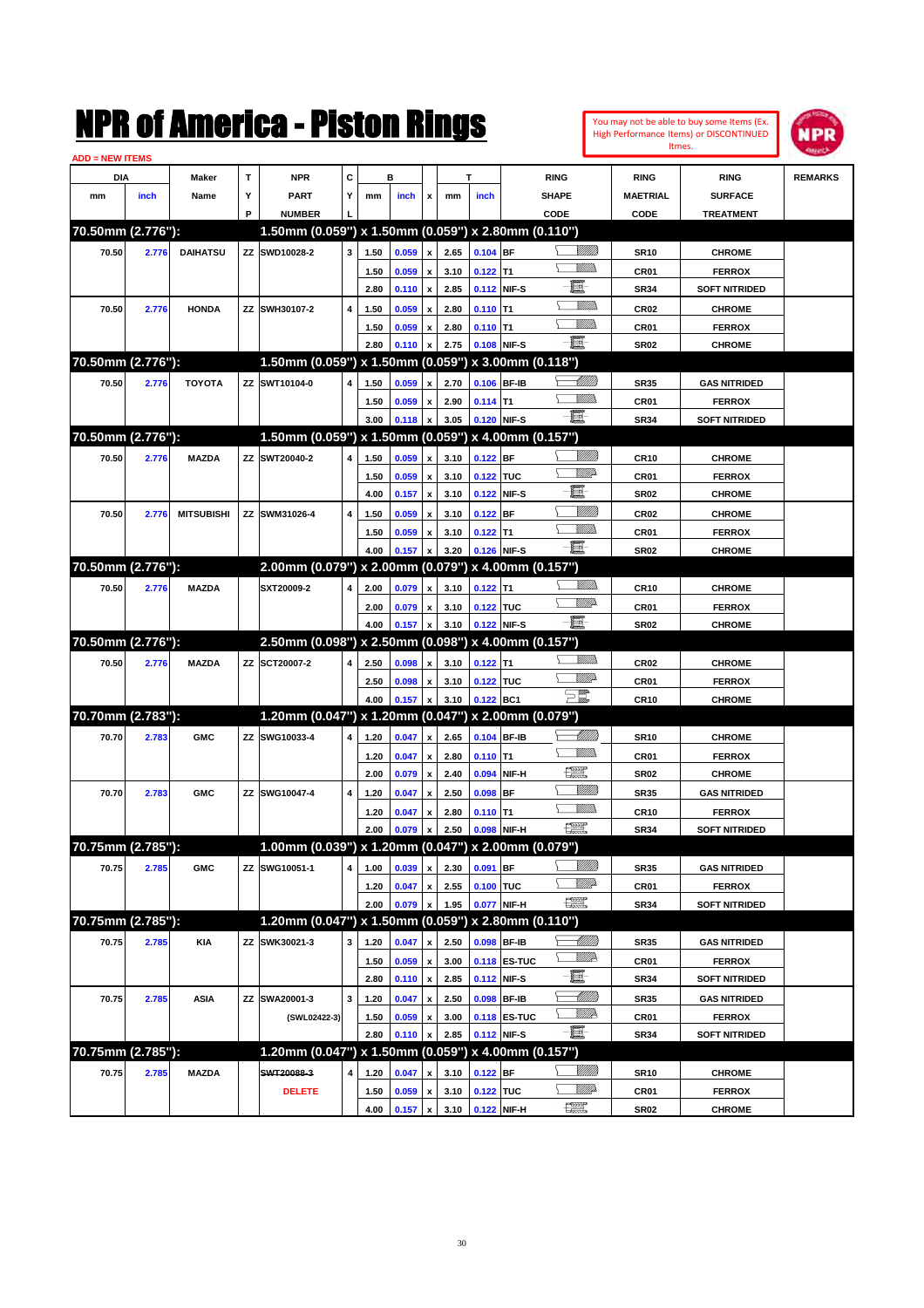# NPR of America - Piston Rings

You may not be able to buy some Items (Ex. High Performance Items) or DISCONTINUED Itmes.

ADD = NEW ITEMS

| DIA mm | DIA inch | Maker Name | TYP | NPR PART NUMBER | CYL | B mm | B inch | x | T mm | T inch | RING SHAPE CODE | RING MAETRIAL CODE | RING SURFACE TREATMENT | REMARKS |
|---|---|---|---|---|---|---|---|---|---|---|---|---|---|---|
| **70.50mm (2.776"):** | | | | **1.50mm (0.059") x 1.50mm (0.059") x 2.80mm (0.110")** | | | | | | | | | | |
| 70.50 | 2.776 | DAIHATSU | ZZ | SWD10028-2 | 3 | 1.50 | 0.059 | x | 2.65 | 0.104 | BF | SR10 | CHROME | |
| | | | | | | 1.50 | 0.059 | x | 3.10 | 0.122 | T1 | CR01 | FERROX | |
| | | | | | | 2.80 | 0.110 | x | 2.85 | 0.112 | NIF-S | SR34 | SOFT NITRIDED | |
| 70.50 | 2.776 | HONDA | ZZ | SWH30107-2 | 4 | 1.50 | 0.059 | x | 2.80 | 0.110 | T1 | CR02 | CHROME | |
| | | | | | | 1.50 | 0.059 | x | 2.80 | 0.110 | T1 | CR01 | FERROX | |
| | | | | | | 2.80 | 0.110 | x | 2.75 | 0.108 | NIF-S | SR02 | CHROME | |
| **70.50mm (2.776"):** | | | | **1.50mm (0.059") x 1.50mm (0.059") x 3.00mm (0.118")** | | | | | | | | | | |
| 70.50 | 2.776 | TOYOTA | ZZ | SWT10104-0 | 4 | 1.50 | 0.059 | x | 2.70 | 0.106 | BF-IB | SR35 | GAS NITRIDED | |
| | | | | | | 1.50 | 0.059 | x | 2.90 | 0.114 | T1 | CR01 | FERROX | |
| | | | | | | 3.00 | 0.118 | x | 3.05 | 0.120 | NIF-S | SR34 | SOFT NITRIDED | |
| **70.50mm (2.776"):** | | | | **1.50mm (0.059") x 1.50mm (0.059") x 4.00mm (0.157")** | | | | | | | | | | |
| 70.50 | 2.776 | MAZDA | ZZ | SWT20040-2 | 4 | 1.50 | 0.059 | x | 3.10 | 0.122 | BF | CR10 | CHROME | |
| | | | | | | 1.50 | 0.059 | x | 3.10 | 0.122 | TUC | CR01 | FERROX | |
| | | | | | | 4.00 | 0.157 | x | 3.10 | 0.122 | NIF-S | SR02 | CHROME | |
| 70.50 | 2.776 | MITSUBISHI | ZZ | SWM31026-4 | 4 | 1.50 | 0.059 | x | 3.10 | 0.122 | BF | CR02 | CHROME | |
| | | | | | | 1.50 | 0.059 | x | 3.10 | 0.122 | T1 | CR01 | FERROX | |
| | | | | | | 4.00 | 0.157 | x | 3.20 | 0.126 | NIF-S | SR02 | CHROME | |
| **70.50mm (2.776"):** | | | | **2.00mm (0.079") x 2.00mm (0.079") x 4.00mm (0.157")** | | | | | | | | | | |
| 70.50 | 2.776 | MAZDA | | SXT20009-2 | 4 | 2.00 | 0.079 | x | 3.10 | 0.122 | T1 | CR10 | CHROME | |
| | | | | | | 2.00 | 0.079 | x | 3.10 | 0.122 | TUC | CR01 | FERROX | |
| | | | | | | 4.00 | 0.157 | x | 3.10 | 0.122 | NIF-S | SR02 | CHROME | |
| **70.50mm (2.776"):** | | | | **2.50mm (0.098") x 2.50mm (0.098") x 4.00mm (0.157")** | | | | | | | | | | |
| 70.50 | 2.776 | MAZDA | ZZ | SCT20007-2 | 4 | 2.50 | 0.098 | x | 3.10 | 0.122 | T1 | CR02 | CHROME | |
| | | | | | | 2.50 | 0.098 | x | 3.10 | 0.122 | TUC | CR01 | FERROX | |
| | | | | | | 4.00 | 0.157 | x | 3.10 | 0.122 | BC1 | CR10 | CHROME | |
| **70.70mm (2.783"):** | | | | **1.20mm (0.047") x 1.20mm (0.047") x 2.00mm (0.079")** | | | | | | | | | | |
| 70.70 | 2.783 | GMC | ZZ | SWG10033-4 | 4 | 1.20 | 0.047 | x | 2.65 | 0.104 | BF-IB | SR10 | CHROME | |
| | | | | | | 1.20 | 0.047 | x | 2.80 | 0.110 | T1 | CR01 | FERROX | |
| | | | | | | 2.00 | 0.079 | x | 2.40 | 0.094 | NIF-H | SR02 | CHROME | |
| 70.70 | 2.783 | GMC | ZZ | SWG10047-4 | 4 | 1.20 | 0.047 | x | 2.50 | 0.098 | BF | SR35 | GAS NITRIDED | |
| | | | | | | 1.20 | 0.047 | x | 2.80 | 0.110 | T1 | CR10 | FERROX | |
| | | | | | | 2.00 | 0.079 | x | 2.50 | 0.098 | NIF-H | SR34 | SOFT NITRIDED | |
| **70.75mm (2.785"):** | | | | **1.00mm (0.039") x 1.20mm (0.047") x 2.00mm (0.079")** | | | | | | | | | | |
| 70.75 | 2.785 | GMC | ZZ | SWG10051-1 | 4 | 1.00 | 0.039 | x | 2.30 | 0.091 | BF | SR35 | GAS NITRIDED | |
| | | | | | | 1.20 | 0.047 | x | 2.55 | 0.100 | TUC | CR01 | FERROX | |
| | | | | | | 2.00 | 0.079 | x | 1.95 | 0.077 | NIF-H | SR34 | SOFT NITRIDED | |
| **70.75mm (2.785"):** | | | | **1.20mm (0.047") x 1.50mm (0.059") x 2.80mm (0.110")** | | | | | | | | | | |
| 70.75 | 2.785 | KIA | ZZ | SWK30021-3 | 3 | 1.20 | 0.047 | x | 2.50 | 0.098 | BF-IB | SR35 | GAS NITRIDED | |
| | | | | | | 1.50 | 0.059 | x | 3.00 | 0.118 | ES-TUC | CR01 | FERROX | |
| | | | | | | 2.80 | 0.110 | x | 2.85 | 0.112 | NIF-S | SR34 | SOFT NITRIDED | |
| 70.75 | 2.785 | ASIA | ZZ | SWA20001-3 | 3 | 1.20 | 0.047 | x | 2.50 | 0.098 | BF-IB | SR35 | GAS NITRIDED | |
| | | | | (SWL02422-3) | | 1.50 | 0.059 | x | 3.00 | 0.118 | ES-TUC | CR01 | FERROX | |
| | | | | | | 2.80 | 0.110 | x | 2.85 | 0.112 | NIF-S | SR34 | SOFT NITRIDED | |
| **70.75mm (2.785"):** | | | | **1.20mm (0.047") x 1.50mm (0.059") x 4.00mm (0.157")** | | | | | | | | | | |
| 70.75 | 2.785 | MAZDA | | ~~SWT20088-3~~ | 4 | 1.20 | 0.047 | x | 3.10 | 0.122 | BF | SR10 | CHROME | |
| | | | | DELETE | | 1.50 | 0.059 | x | 3.10 | 0.122 | TUC | CR01 | FERROX | |
| | | | | | | 4.00 | 0.157 | x | 3.10 | 0.122 | NIF-H | SR02 | CHROME | |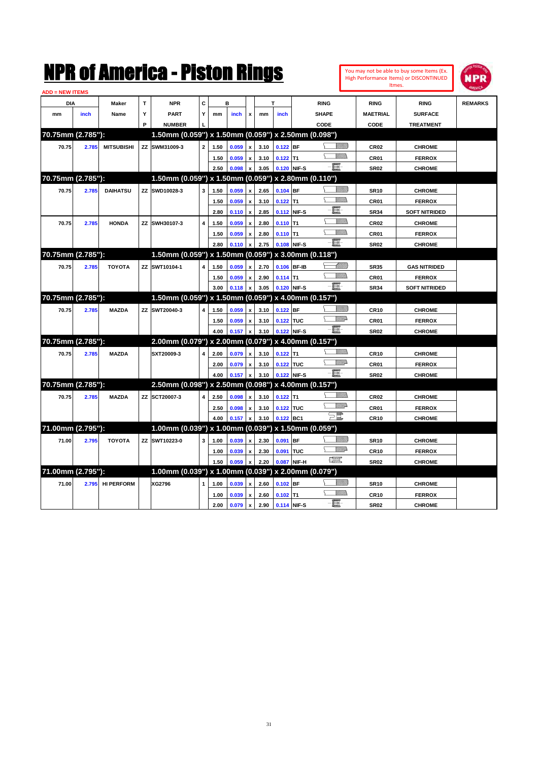# NPR of America - Piston Rings

You may not be able to buy some Items (Ex. High Performance Items) or DISCONTINUED Itmes.

ADD = NEW ITEMS

| DIA mm | DIA inch | Maker Name | TYP | NPR PART NUMBER | CYL | B mm | B inch | x | T mm | T inch | RING SHAPE CODE | RING MAETRIAL CODE | RING SURFACE TREATMENT | REMARKS |
|---|---|---|---|---|---|---|---|---|---|---|---|---|---|---|
| **70.75mm (2.785"):** | | | | **1.50mm (0.059") x 1.50mm (0.059") x 2.50mm (0.098")** | | | | | | | | | | |
| 70.75 | 2.785 | MITSUBISHI | ZZ | SWM31009-3 | 2 | 1.50 | 0.059 | x | 3.10 | 0.122 | BF | CR02 | CHROME | |
| | | | | | | 1.50 | 0.059 | x | 3.10 | 0.122 | T1 | CR01 | FERROX | |
| | | | | | | 2.50 | 0.098 | x | 3.05 | 0.120 | NIF-S | SR02 | CHROME | |
| **70.75mm (2.785"):** | | | | **1.50mm (0.059") x 1.50mm (0.059") x 2.80mm (0.110")** | | | | | | | | | | |
| 70.75 | 2.785 | DAIHATSU | ZZ | SWD10028-3 | 3 | 1.50 | 0.059 | x | 2.65 | 0.104 | BF | SR10 | CHROME | |
| | | | | | | 1.50 | 0.059 | x | 3.10 | 0.122 | T1 | CR01 | FERROX | |
| | | | | | | 2.80 | 0.110 | x | 2.85 | 0.112 | NIF-S | SR34 | SOFT NITRIDED | |
| 70.75 | 2.785 | HONDA | ZZ | SWH30107-3 | 4 | 1.50 | 0.059 | x | 2.80 | 0.110 | T1 | CR02 | CHROME | |
| | | | | | | 1.50 | 0.059 | x | 2.80 | 0.110 | T1 | CR01 | FERROX | |
| | | | | | | 2.80 | 0.110 | x | 2.75 | 0.108 | NIF-S | SR02 | CHROME | |
| **70.75mm (2.785"):** | | | | **1.50mm (0.059") x 1.50mm (0.059") x 3.00mm (0.118")** | | | | | | | | | | |
| 70.75 | 2.785 | TOYOTA | ZZ | SWT10104-1 | 4 | 1.50 | 0.059 | x | 2.70 | 0.106 | BF-IB | SR35 | GAS NITRIDED | |
| | | | | | | 1.50 | 0.059 | x | 2.90 | 0.114 | T1 | CR01 | FERROX | |
| | | | | | | 3.00 | 0.118 | x | 3.05 | 0.120 | NIF-S | SR34 | SOFT NITRIDED | |
| **70.75mm (2.785"):** | | | | **1.50mm (0.059") x 1.50mm (0.059") x 4.00mm (0.157")** | | | | | | | | | | |
| 70.75 | 2.785 | MAZDA | ZZ | SWT20040-3 | 4 | 1.50 | 0.059 | x | 3.10 | 0.122 | BF | CR10 | CHROME | |
| | | | | | | 1.50 | 0.059 | x | 3.10 | 0.122 | TUC | CR01 | FERROX | |
| | | | | | | 4.00 | 0.157 | x | 3.10 | 0.122 | NIF-S | SR02 | CHROME | |
| **70.75mm (2.785"):** | | | | **2.00mm (0.079") x 2.00mm (0.079") x 4.00mm (0.157")** | | | | | | | | | | |
| 70.75 | 2.785 | MAZDA | | SXT20009-3 | 4 | 2.00 | 0.079 | x | 3.10 | 0.122 | T1 | CR10 | CHROME | |
| | | | | | | 2.00 | 0.079 | x | 3.10 | 0.122 | TUC | CR01 | FERROX | |
| | | | | | | 4.00 | 0.157 | x | 3.10 | 0.122 | NIF-S | SR02 | CHROME | |
| **70.75mm (2.785"):** | | | | **2.50mm (0.098") x 2.50mm (0.098") x 4.00mm (0.157")** | | | | | | | | | | |
| 70.75 | 2.785 | MAZDA | ZZ | SCT20007-3 | 4 | 2.50 | 0.098 | x | 3.10 | 0.122 | T1 | CR02 | CHROME | |
| | | | | | | 2.50 | 0.098 | x | 3.10 | 0.122 | TUC | CR01 | FERROX | |
| | | | | | | 4.00 | 0.157 | x | 3.10 | 0.122 | BC1 | CR10 | CHROME | |
| **71.00mm (2.795"):** | | | | **1.00mm (0.039") x 1.00mm (0.039") x 1.50mm (0.059")** | | | | | | | | | | |
| 71.00 | 2.795 | TOYOTA | ZZ | SWT10223-0 | 3 | 1.00 | 0.039 | x | 2.30 | 0.091 | BF | SR10 | CHROME | |
| | | | | | | 1.00 | 0.039 | x | 2.30 | 0.091 | TUC | CR10 | FERROX | |
| | | | | | | 1.50 | 0.059 | x | 2.20 | 0.087 | NIF-H | SR02 | CHROME | |
| **71.00mm (2.795"):** | | | | **1.00mm (0.039") x 1.00mm (0.039") x 2.00mm (0.079")** | | | | | | | | | | |
| 71.00 | 2.795 | HI PERFORM | | XG2796 | 1 | 1.00 | 0.039 | x | 2.60 | 0.102 | BF | SR10 | CHROME | |
| | | | | | | 1.00 | 0.039 | x | 2.60 | 0.102 | T1 | CR10 | FERROX | |
| | | | | | | 2.00 | 0.079 | x | 2.90 | 0.114 | NIF-S | SR02 | CHROME | |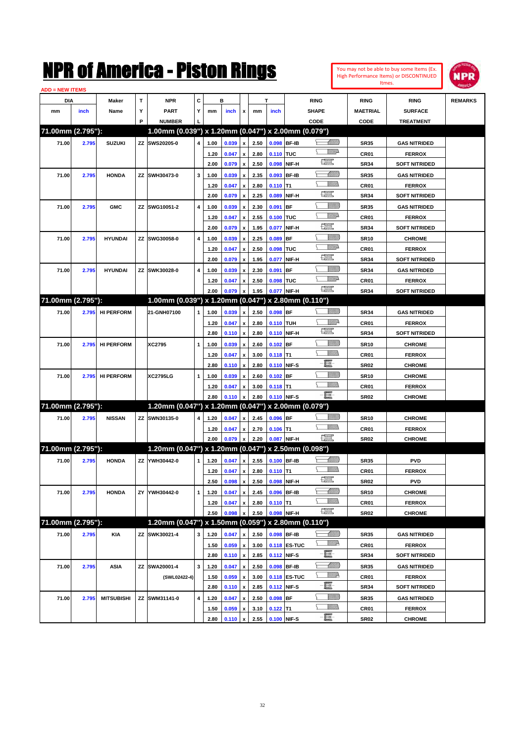# NPR of America - Piston Rings

You may not be able to buy some Items (Ex. High Performance Items) or DISCONTINUED Itmes.

ADD = NEW ITEMS

| DIA mm | DIA inch | Maker Name | TYP | NPR PART NUMBER | CYL | B mm | B inch | x | T mm | T inch | RING SHAPE CODE | RING MAETRIAL CODE | RING SURFACE TREATMENT | REMARKS |
|---|---|---|---|---|---|---|---|---|---|---|---|---|---|---|
| **71.00mm (2.795"):** | | | | **1.00mm (0.039") x 1.20mm (0.047") x 2.00mm (0.079")** | | | | | | | | | | |
| 71.00 | 2.795 | SUZUKI | ZZ | SWS20205-0 | 4 | 1.00 | 0.039 | x | 2.50 | 0.098 | BF-IB | SR35 | GAS NITRIDED | |
| | | | | | | 1.20 | 0.047 | x | 2.80 | 0.110 | TUC | CR01 | FERROX | |
| | | | | | | 2.00 | 0.079 | x | 2.50 | 0.098 | NIF-H | SR34 | SOFT NITRIDED | |
| 71.00 | 2.795 | HONDA | ZZ | SWH30473-0 | 3 | 1.00 | 0.039 | x | 2.35 | 0.093 | BF-IB | SR35 | GAS NITRIDED | |
| | | | | | | 1.20 | 0.047 | x | 2.80 | 0.110 | T1 | CR01 | FERROX | |
| | | | | | | 2.00 | 0.079 | x | 2.25 | 0.089 | NIF-H | SR34 | SOFT NITRIDED | |
| 71.00 | 2.795 | GMC | ZZ | SWG10051-2 | 4 | 1.00 | 0.039 | x | 2.30 | 0.091 | BF | SR35 | GAS NITRIDED | |
| | | | | | | 1.20 | 0.047 | x | 2.55 | 0.100 | TUC | CR01 | FERROX | |
| | | | | | | 2.00 | 0.079 | x | 1.95 | 0.077 | NIF-H | SR34 | SOFT NITRIDED | |
| 71.00 | 2.795 | HYUNDAI | ZZ | SWG30058-0 | 4 | 1.00 | 0.039 | x | 2.25 | 0.089 | BF | SR10 | CHROME | |
| | | | | | | 1.20 | 0.047 | x | 2.50 | 0.098 | TUC | CR01 | FERROX | |
| | | | | | | 2.00 | 0.079 | x | 1.95 | 0.077 | NIF-H | SR34 | SOFT NITRIDED | |
| 71.00 | 2.795 | HYUNDAI | ZZ | SWK30028-0 | 4 | 1.00 | 0.039 | x | 2.30 | 0.091 | BF | SR34 | GAS NITRIDED | |
| | | | | | | 1.20 | 0.047 | x | 2.50 | 0.098 | TUC | CR01 | FERROX | |
| | | | | | | 2.00 | 0.079 | x | 1.95 | 0.077 | NIF-H | SR34 | SOFT NITRIDED | |
| **71.00mm (2.795"):** | | | | **1.00mm (0.039") x 1.20mm (0.047") x 2.80mm (0.110")** | | | | | | | | | | |
| 71.00 | 2.795 | HI PERFORM | | 21-GNH07100 | 1 | 1.00 | 0.039 | x | 2.50 | 0.098 | BF | SR34 | GAS NITRIDED | |
| | | | | | | 1.20 | 0.047 | x | 2.80 | 0.110 | TUH | CR01 | FERROX | |
| | | | | | | 2.80 | 0.110 | x | 2.80 | 0.110 | NIF-H | SR34 | SOFT NITRIDED | |
| 71.00 | 2.795 | HI PERFORM | | XC2795 | 1 | 1.00 | 0.039 | x | 2.60 | 0.102 | BF | SR10 | CHROME | |
| | | | | | | 1.20 | 0.047 | x | 3.00 | 0.118 | T1 | CR01 | FERROX | |
| | | | | | | 2.80 | 0.110 | x | 2.80 | 0.110 | NIF-S | SR02 | CHROME | |
| 71.00 | 2.795 | HI PERFORM | | XC2795LG | 1 | 1.00 | 0.039 | x | 2.60 | 0.102 | BF | SR10 | CHROME | |
| | | | | | | 1.20 | 0.047 | x | 3.00 | 0.118 | T1 | CR01 | FERROX | |
| | | | | | | 2.80 | 0.110 | x | 2.80 | 0.110 | NIF-S | SR02 | CHROME | |
| **71.00mm (2.795"):** | | | | **1.20mm (0.047") x 1.20mm (0.047") x 2.00mm (0.079")** | | | | | | | | | | |
| 71.00 | 2.795 | NISSAN | ZZ | SWN30135-0 | 4 | 1.20 | 0.047 | x | 2.45 | 0.096 | BF | SR10 | CHROME | |
| | | | | | | 1.20 | 0.047 | x | 2.70 | 0.106 | T1 | CR01 | FERROX | |
| | | | | | | 2.00 | 0.079 | x | 2.20 | 0.087 | NIF-H | SR02 | CHROME | |
| **71.00mm (2.795"):** | | | | **1.20mm (0.047") x 1.20mm (0.047") x 2.50mm (0.098")** | | | | | | | | | | |
| 71.00 | 2.795 | HONDA | ZZ | YWH30442-0 | 1 | 1.20 | 0.047 | x | 2.55 | 0.100 | BF-IB | SR35 | PVD | |
| | | | | | | 1.20 | 0.047 | x | 2.80 | 0.110 | T1 | CR01 | FERROX | |
| | | | | | | 2.50 | 0.098 | x | 2.50 | 0.098 | NIF-H | SR02 | PVD | |
| 71.00 | 2.795 | HONDA | ZY | YWH30442-0 | 1 | 1.20 | 0.047 | x | 2.45 | 0.096 | BF-IB | SR10 | CHROME | |
| | | | | | | 1.20 | 0.047 | x | 2.80 | 0.110 | T1 | CR01 | FERROX | |
| | | | | | | 2.50 | 0.098 | x | 2.50 | 0.098 | NIF-H | SR02 | CHROME | |
| **71.00mm (2.795"):** | | | | **1.20mm (0.047") x 1.50mm (0.059") x 2.80mm (0.110")** | | | | | | | | | | |
| 71.00 | 2.795 | KIA | ZZ | SWK30021-4 | 3 | 1.20 | 0.047 | x | 2.50 | 0.098 | BF-IB | SR35 | GAS NITRIDED | |
| | | | | | | 1.50 | 0.059 | x | 3.00 | 0.118 | ES-TUC | CR01 | FERROX | |
| | | | | | | 2.80 | 0.110 | x | 2.85 | 0.112 | NIF-S | SR34 | SOFT NITRIDED | |
| 71.00 | 2.795 | ASIA | ZZ | SWA20001-4 | 3 | 1.20 | 0.047 | x | 2.50 | 0.098 | BF-IB | SR35 | GAS NITRIDED | |
| | | | | (SWL02422-4) | | 1.50 | 0.059 | x | 3.00 | 0.118 | ES-TUC | CR01 | FERROX | |
| | | | | | | 2.80 | 0.110 | x | 2.85 | 0.112 | NIF-S | SR34 | SOFT NITRIDED | |
| 71.00 | 2.795 | MITSUBISHI | ZZ | SWM31141-0 | 4 | 1.20 | 0.047 | x | 2.50 | 0.098 | BF | SR35 | GAS NITRIDED | |
| | | | | | | 1.50 | 0.059 | x | 3.10 | 0.122 | T1 | CR01 | FERROX | |
| | | | | | | 2.80 | 0.110 | x | 2.55 | 0.100 | NIF-S | SR02 | CHROME | |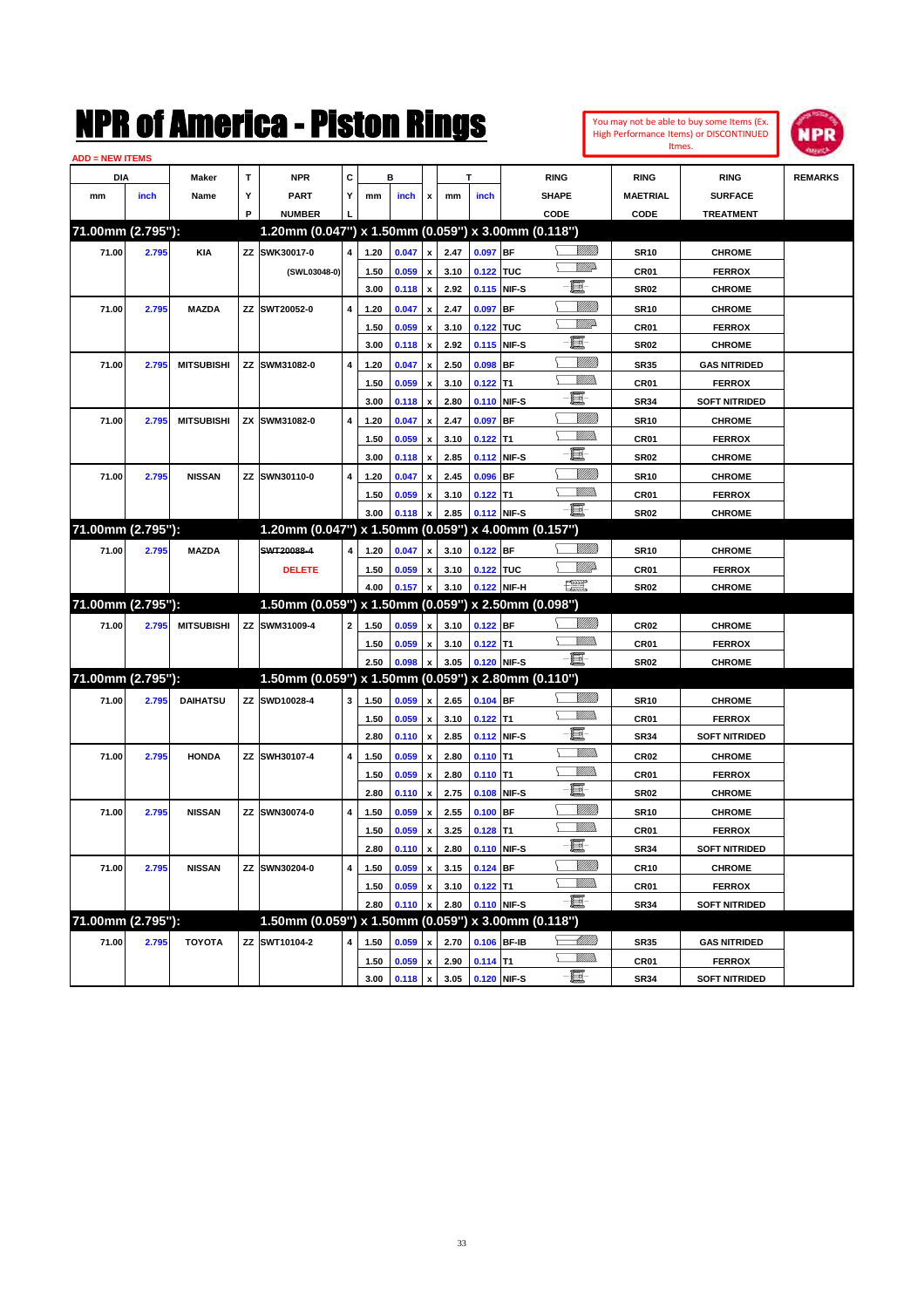# NPR of America - Piston Rings

You may not be able to buy some Items (Ex. High Performance Items) or DISCONTINUED Itmes.

ADD = NEW ITEMS

| DIA mm | DIA inch | Maker Name | TYP | NPR PART NUMBER | CYL | B mm | B inch | x | T mm | T inch | RING SHAPE CODE | RING MAETRIAL CODE | RING SURFACE TREATMENT | REMARKS |
|---|---|---|---|---|---|---|---|---|---|---|---|---|---|---|
| **71.00mm (2.795"):** | | | | **1.20mm (0.047") x 1.50mm (0.059") x 3.00mm (0.118")** | | | | | | | | | | |
| 71.00 | 2.795 | KIA | ZZ | SWK30017-0 | 4 | 1.20 | 0.047 | x | 2.47 | 0.097 | BF | SR10 | CHROME | |
| | | | | (SWL03048-0) | | 1.50 | 0.059 | x | 3.10 | 0.122 | TUC | CR01 | FERROX | |
| | | | | | | 3.00 | 0.118 | x | 2.92 | 0.115 | NIF-S | SR02 | CHROME | |
| 71.00 | 2.795 | MAZDA | ZZ | SWT20052-0 | 4 | 1.20 | 0.047 | x | 2.47 | 0.097 | BF | SR10 | CHROME | |
| | | | | | | 1.50 | 0.059 | x | 3.10 | 0.122 | TUC | CR01 | FERROX | |
| | | | | | | 3.00 | 0.118 | x | 2.92 | 0.115 | NIF-S | SR02 | CHROME | |
| 71.00 | 2.795 | MITSUBISHI | ZZ | SWM31082-0 | 4 | 1.20 | 0.047 | x | 2.50 | 0.098 | BF | SR35 | GAS NITRIDED | |
| | | | | | | 1.50 | 0.059 | x | 3.10 | 0.122 | T1 | CR01 | FERROX | |
| | | | | | | 3.00 | 0.118 | x | 2.80 | 0.110 | NIF-S | SR34 | SOFT NITRIDED | |
| 71.00 | 2.795 | MITSUBISHI | ZX | SWM31082-0 | 4 | 1.20 | 0.047 | x | 2.47 | 0.097 | BF | SR10 | CHROME | |
| | | | | | | 1.50 | 0.059 | x | 3.10 | 0.122 | T1 | CR01 | FERROX | |
| | | | | | | 3.00 | 0.118 | x | 2.85 | 0.112 | NIF-S | SR02 | CHROME | |
| 71.00 | 2.795 | NISSAN | ZZ | SWN30110-0 | 4 | 1.20 | 0.047 | x | 2.45 | 0.096 | BF | SR10 | CHROME | |
| | | | | | | 1.50 | 0.059 | x | 3.10 | 0.122 | T1 | CR01 | FERROX | |
| | | | | | | 3.00 | 0.118 | x | 2.85 | 0.112 | NIF-S | SR02 | CHROME | |
| **71.00mm (2.795"):** | | | | **1.20mm (0.047") x 1.50mm (0.059") x 4.00mm (0.157")** | | | | | | | | | | |
| 71.00 | 2.795 | MAZDA | | ~~SWT20088-4~~ | 4 | 1.20 | 0.047 | x | 3.10 | 0.122 | BF | SR10 | CHROME | |
| | | | | DELETE | | 1.50 | 0.059 | x | 3.10 | 0.122 | TUC | CR01 | FERROX | |
| | | | | | | 4.00 | 0.157 | x | 3.10 | 0.122 | NIF-H | SR02 | CHROME | |
| **71.00mm (2.795"):** | | | | **1.50mm (0.059") x 1.50mm (0.059") x 2.50mm (0.098")** | | | | | | | | | | |
| 71.00 | 2.795 | MITSUBISHI | ZZ | SWM31009-4 | 2 | 1.50 | 0.059 | x | 3.10 | 0.122 | BF | CR02 | CHROME | |
| | | | | | | 1.50 | 0.059 | x | 3.10 | 0.122 | T1 | CR01 | FERROX | |
| | | | | | | 2.50 | 0.098 | x | 3.05 | 0.120 | NIF-S | SR02 | CHROME | |
| **71.00mm (2.795"):** | | | | **1.50mm (0.059") x 1.50mm (0.059") x 2.80mm (0.110")** | | | | | | | | | | |
| 71.00 | 2.795 | DAIHATSU | ZZ | SWD10028-4 | 3 | 1.50 | 0.059 | x | 2.65 | 0.104 | BF | SR10 | CHROME | |
| | | | | | | 1.50 | 0.059 | x | 3.10 | 0.122 | T1 | CR01 | FERROX | |
| | | | | | | 2.80 | 0.110 | x | 2.85 | 0.112 | NIF-S | SR34 | SOFT NITRIDED | |
| 71.00 | 2.795 | HONDA | ZZ | SWH30107-4 | 4 | 1.50 | 0.059 | x | 2.80 | 0.110 | T1 | CR02 | CHROME | |
| | | | | | | 1.50 | 0.059 | x | 2.80 | 0.110 | T1 | CR01 | FERROX | |
| | | | | | | 2.80 | 0.110 | x | 2.75 | 0.108 | NIF-S | SR02 | CHROME | |
| 71.00 | 2.795 | NISSAN | ZZ | SWN30074-0 | 4 | 1.50 | 0.059 | x | 2.55 | 0.100 | BF | SR10 | CHROME | |
| | | | | | | 1.50 | 0.059 | x | 3.25 | 0.128 | T1 | CR01 | FERROX | |
| | | | | | | 2.80 | 0.110 | x | 2.80 | 0.110 | NIF-S | SR34 | SOFT NITRIDED | |
| 71.00 | 2.795 | NISSAN | ZZ | SWN30204-0 | 4 | 1.50 | 0.059 | x | 3.15 | 0.124 | BF | CR10 | CHROME | |
| | | | | | | 1.50 | 0.059 | x | 3.10 | 0.122 | T1 | CR01 | FERROX | |
| | | | | | | 2.80 | 0.110 | x | 2.80 | 0.110 | NIF-S | SR34 | SOFT NITRIDED | |
| **71.00mm (2.795"):** | | | | **1.50mm (0.059") x 1.50mm (0.059") x 3.00mm (0.118")** | | | | | | | | | | |
| 71.00 | 2.795 | TOYOTA | ZZ | SWT10104-2 | 4 | 1.50 | 0.059 | x | 2.70 | 0.106 | BF-IB | SR35 | GAS NITRIDED | |
| | | | | | | 1.50 | 0.059 | x | 2.90 | 0.114 | T1 | CR01 | FERROX | |
| | | | | | | 3.00 | 0.118 | x | 3.05 | 0.120 | NIF-S | SR34 | SOFT NITRIDED | |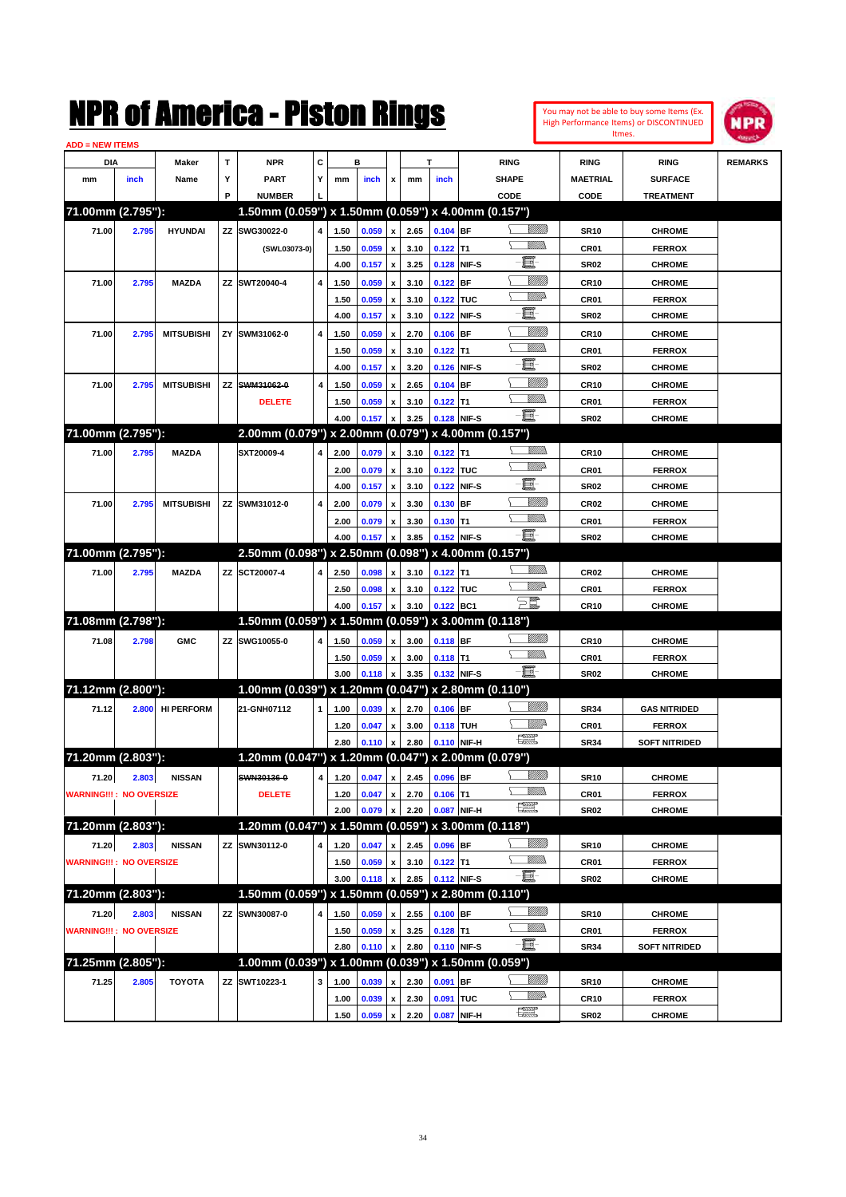# NPR of America - Piston Rings

You may not be able to buy some Items (Ex. High Performance Items) or DISCONTINUED Itmes.

ADD = NEW ITEMS

| DIA mm | DIA inch | Maker Name | TYP | NPR PART NUMBER | CYL | B mm | B inch | x | T mm | T inch | RING SHAPE CODE | RING MAETRIAL CODE | RING SURFACE TREATMENT | REMARKS |
|---|---|---|---|---|---|---|---|---|---|---|---|---|---|---|
| **71.00mm (2.795"):** | | | | **1.50mm (0.059") x 1.50mm (0.059") x 4.00mm (0.157")** | | | | | | | | | | |
| 71.00 | 2.795 | HYUNDAI | ZZ | SWG30022-0 | 4 | 1.50 | 0.059 | x | 2.65 | 0.104 | BF | SR10 | CHROME | |
| | | | | (SWL03073-0) | | 1.50 | 0.059 | x | 3.10 | 0.122 | T1 | CR01 | FERROX | |
| | | | | | | 4.00 | 0.157 | x | 3.25 | 0.128 | NIF-S | SR02 | CHROME | |
| 71.00 | 2.795 | MAZDA | ZZ | SWT20040-4 | 4 | 1.50 | 0.059 | x | 3.10 | 0.122 | BF | CR10 | CHROME | |
| | | | | | | 1.50 | 0.059 | x | 3.10 | 0.122 | TUC | CR01 | FERROX | |
| | | | | | | 4.00 | 0.157 | x | 3.10 | 0.122 | NIF-S | SR02 | CHROME | |
| 71.00 | 2.795 | MITSUBISHI | ZY | SWM31062-0 | 4 | 1.50 | 0.059 | x | 2.70 | 0.106 | BF | CR10 | CHROME | |
| | | | | | | 1.50 | 0.059 | x | 3.10 | 0.122 | T1 | CR01 | FERROX | |
| | | | | | | 4.00 | 0.157 | x | 3.20 | 0.126 | NIF-S | SR02 | CHROME | |
| 71.00 | 2.795 | MITSUBISHI | ZZ | ~~SWM31062-0~~ | 4 | 1.50 | 0.059 | x | 2.65 | 0.104 | BF | CR10 | CHROME | |
| | | | | DELETE | | 1.50 | 0.059 | x | 3.10 | 0.122 | T1 | CR01 | FERROX | |
| | | | | | | 4.00 | 0.157 | x | 3.25 | 0.128 | NIF-S | SR02 | CHROME | |
| **71.00mm (2.795"):** | | | | **2.00mm (0.079") x 2.00mm (0.079") x 4.00mm (0.157")** | | | | | | | | | | |
| 71.00 | 2.795 | MAZDA | | SXT20009-4 | 4 | 2.00 | 0.079 | x | 3.10 | 0.122 | T1 | CR10 | CHROME | |
| | | | | | | 2.00 | 0.079 | x | 3.10 | 0.122 | TUC | CR01 | FERROX | |
| | | | | | | 4.00 | 0.157 | x | 3.10 | 0.122 | NIF-S | SR02 | CHROME | |
| 71.00 | 2.795 | MITSUBISHI | ZZ | SWM31012-0 | 4 | 2.00 | 0.079 | x | 3.30 | 0.130 | BF | CR02 | CHROME | |
| | | | | | | 2.00 | 0.079 | x | 3.30 | 0.130 | T1 | CR01 | FERROX | |
| | | | | | | 4.00 | 0.157 | x | 3.85 | 0.152 | NIF-S | SR02 | CHROME | |
| **71.00mm (2.795"):** | | | | **2.50mm (0.098") x 2.50mm (0.098") x 4.00mm (0.157")** | | | | | | | | | | |
| 71.00 | 2.795 | MAZDA | ZZ | SCT20007-4 | 4 | 2.50 | 0.098 | x | 3.10 | 0.122 | T1 | CR02 | CHROME | |
| | | | | | | 2.50 | 0.098 | x | 3.10 | 0.122 | TUC | CR01 | FERROX | |
| | | | | | | 4.00 | 0.157 | x | 3.10 | 0.122 | BC1 | CR10 | CHROME | |
| **71.08mm (2.798"):** | | | | **1.50mm (0.059") x 1.50mm (0.059") x 3.00mm (0.118")** | | | | | | | | | | |
| 71.08 | 2.798 | GMC | ZZ | SWG10055-0 | 4 | 1.50 | 0.059 | x | 3.00 | 0.118 | BF | CR10 | CHROME | |
| | | | | | | 1.50 | 0.059 | x | 3.00 | 0.118 | T1 | CR01 | FERROX | |
| | | | | | | 3.00 | 0.118 | x | 3.35 | 0.132 | NIF-S | SR02 | CHROME | |
| **71.12mm (2.800"):** | | | | **1.00mm (0.039") x 1.20mm (0.047") x 2.80mm (0.110")** | | | | | | | | | | |
| 71.12 | 2.800 | HI PERFORM | | 21-GNH07112 | 1 | 1.00 | 0.039 | x | 2.70 | 0.106 | BF | SR34 | GAS NITRIDED | |
| | | | | | | 1.20 | 0.047 | x | 3.00 | 0.118 | TUH | CR01 | FERROX | |
| | | | | | | 2.80 | 0.110 | x | 2.80 | 0.110 | NIF-H | SR34 | SOFT NITRIDED | |
| **71.20mm (2.803"):** | | | | **1.20mm (0.047") x 1.20mm (0.047") x 2.00mm (0.079")** | | | | | | | | | | |
| 71.20 | 2.803 | NISSAN | | ~~SWN30136-0~~ | 4 | 1.20 | 0.047 | x | 2.45 | 0.096 | BF | SR10 | CHROME | |
| WARNING!!! : NO OVERSIZE | | | | DELETE | | 1.20 | 0.047 | x | 2.70 | 0.106 | T1 | CR01 | FERROX | |
| | | | | | | 2.00 | 0.079 | x | 2.20 | 0.087 | NIF-H | SR02 | CHROME | |
| **71.20mm (2.803"):** | | | | **1.20mm (0.047") x 1.50mm (0.059") x 3.00mm (0.118")** | | | | | | | | | | |
| 71.20 | 2.803 | NISSAN | ZZ | SWN30112-0 | 4 | 1.20 | 0.047 | x | 2.45 | 0.096 | BF | SR10 | CHROME | |
| WARNING!!! : NO OVERSIZE | | | | | | 1.50 | 0.059 | x | 3.10 | 0.122 | T1 | CR01 | FERROX | |
| | | | | | | 3.00 | 0.118 | x | 2.85 | 0.112 | NIF-S | SR02 | CHROME | |
| **71.20mm (2.803"):** | | | | **1.50mm (0.059") x 1.50mm (0.059") x 2.80mm (0.110")** | | | | | | | | | | |
| 71.20 | 2.803 | NISSAN | ZZ | SWN30087-0 | 4 | 1.50 | 0.059 | x | 2.55 | 0.100 | BF | SR10 | CHROME | |
| WARNING!!! : NO OVERSIZE | | | | | | 1.50 | 0.059 | x | 3.25 | 0.128 | T1 | CR01 | FERROX | |
| | | | | | | 2.80 | 0.110 | x | 2.80 | 0.110 | NIF-S | SR34 | SOFT NITRIDED | |
| **71.25mm (2.805"):** | | | | **1.00mm (0.039") x 1.00mm (0.039") x 1.50mm (0.059")** | | | | | | | | | | |
| 71.25 | 2.805 | TOYOTA | ZZ | SWT10223-1 | 3 | 1.00 | 0.039 | x | 2.30 | 0.091 | BF | SR10 | CHROME | |
| | | | | | | 1.00 | 0.039 | x | 2.30 | 0.091 | TUC | CR10 | FERROX | |
| | | | | | | 1.50 | 0.059 | x | 2.20 | 0.087 | NIF-H | SR02 | CHROME | |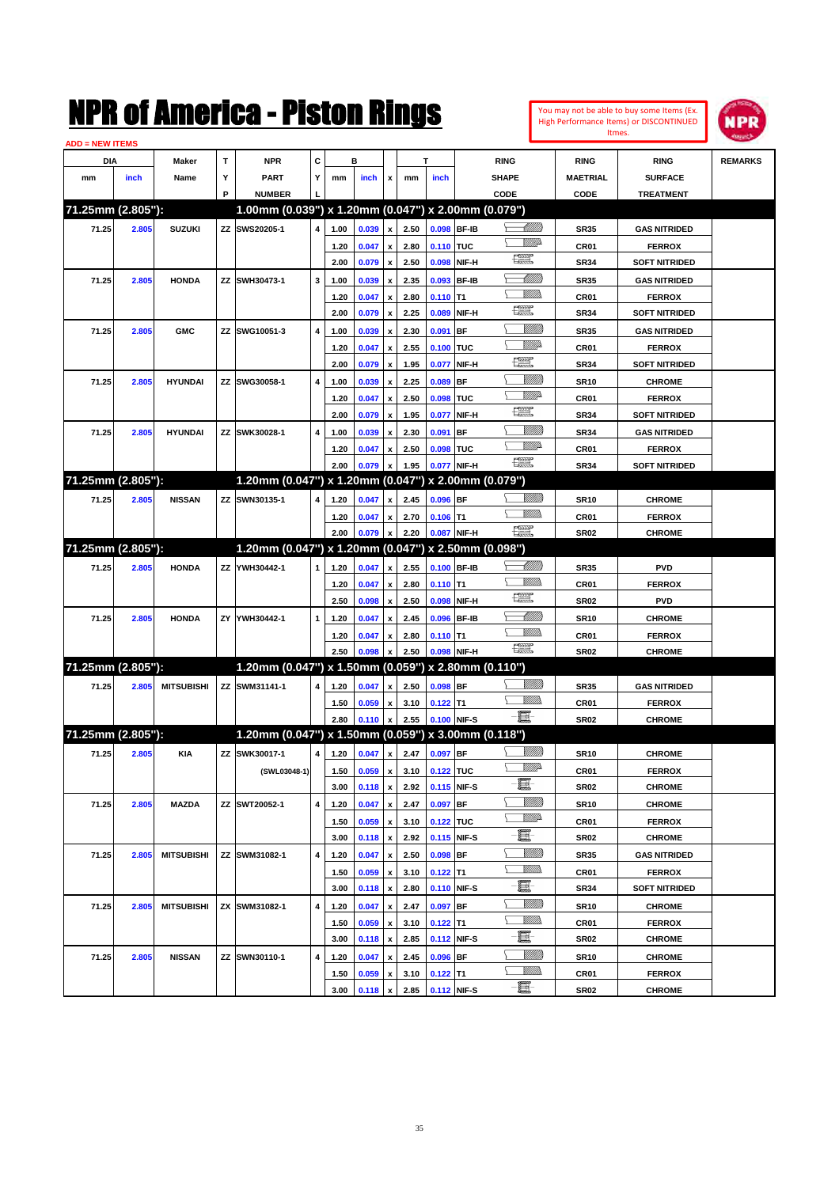# NPR of America - Piston Rings

You may not be able to buy some Items (Ex. High Performance Items) or DISCONTINUED Itmes.

ADD = NEW ITEMS

| DIA mm | DIA inch | Maker Name | TYP | NPR PART NUMBER | CYL | B mm | B inch | x | T mm | T inch | RING SHAPE CODE | RING MAETRIAL CODE | RING SURFACE TREATMENT | REMARKS |
|---|---|---|---|---|---|---|---|---|---|---|---|---|---|---|
| **71.25mm (2.805"):** | | | | **1.00mm (0.039") x 1.20mm (0.047") x 2.00mm (0.079")** | | | | | | | | | | |
| 71.25 | 2.805 | SUZUKI | ZZ | SWS20205-1 | 4 | 1.00 | 0.039 | x | 2.50 | 0.098 | BF-IB | SR35 | GAS NITRIDED | |
| | | | | | | 1.20 | 0.047 | x | 2.80 | 0.110 | TUC | CR01 | FERROX | |
| | | | | | | 2.00 | 0.079 | x | 2.50 | 0.098 | NIF-H | SR34 | SOFT NITRIDED | |
| 71.25 | 2.805 | HONDA | ZZ | SWH30473-1 | 3 | 1.00 | 0.039 | x | 2.35 | 0.093 | BF-IB | SR35 | GAS NITRIDED | |
| | | | | | | 1.20 | 0.047 | x | 2.80 | 0.110 | T1 | CR01 | FERROX | |
| | | | | | | 2.00 | 0.079 | x | 2.25 | 0.089 | NIF-H | SR34 | SOFT NITRIDED | |
| 71.25 | 2.805 | GMC | ZZ | SWG10051-3 | 4 | 1.00 | 0.039 | x | 2.30 | 0.091 | BF | SR35 | GAS NITRIDED | |
| | | | | | | 1.20 | 0.047 | x | 2.55 | 0.100 | TUC | CR01 | FERROX | |
| | | | | | | 2.00 | 0.079 | x | 1.95 | 0.077 | NIF-H | SR34 | SOFT NITRIDED | |
| 71.25 | 2.805 | HYUNDAI | ZZ | SWG30058-1 | 4 | 1.00 | 0.039 | x | 2.25 | 0.089 | BF | SR10 | CHROME | |
| | | | | | | 1.20 | 0.047 | x | 2.50 | 0.098 | TUC | CR01 | FERROX | |
| | | | | | | 2.00 | 0.079 | x | 1.95 | 0.077 | NIF-H | SR34 | SOFT NITRIDED | |
| 71.25 | 2.805 | HYUNDAI | ZZ | SWK30028-1 | 4 | 1.00 | 0.039 | x | 2.30 | 0.091 | BF | SR34 | GAS NITRIDED | |
| | | | | | | 1.20 | 0.047 | x | 2.50 | 0.098 | TUC | CR01 | FERROX | |
| | | | | | | 2.00 | 0.079 | x | 1.95 | 0.077 | NIF-H | SR34 | SOFT NITRIDED | |
| **71.25mm (2.805"):** | | | | **1.20mm (0.047") x 1.20mm (0.047") x 2.00mm (0.079")** | | | | | | | | | | |
| 71.25 | 2.805 | NISSAN | ZZ | SWN30135-1 | 4 | 1.20 | 0.047 | x | 2.45 | 0.096 | BF | SR10 | CHROME | |
| | | | | | | 1.20 | 0.047 | x | 2.70 | 0.106 | T1 | CR01 | FERROX | |
| | | | | | | 2.00 | 0.079 | x | 2.20 | 0.087 | NIF-H | SR02 | CHROME | |
| **71.25mm (2.805"):** | | | | **1.20mm (0.047") x 1.20mm (0.047") x 2.50mm (0.098")** | | | | | | | | | | |
| 71.25 | 2.805 | HONDA | ZZ | YWH30442-1 | 1 | 1.20 | 0.047 | x | 2.55 | 0.100 | BF-IB | SR35 | PVD | |
| | | | | | | 1.20 | 0.047 | x | 2.80 | 0.110 | T1 | CR01 | FERROX | |
| | | | | | | 2.50 | 0.098 | x | 2.50 | 0.098 | NIF-H | SR02 | PVD | |
| 71.25 | 2.805 | HONDA | ZY | YWH30442-1 | 1 | 1.20 | 0.047 | x | 2.45 | 0.096 | BF-IB | SR10 | CHROME | |
| | | | | | | 1.20 | 0.047 | x | 2.80 | 0.110 | T1 | CR01 | FERROX | |
| | | | | | | 2.50 | 0.098 | x | 2.50 | 0.098 | NIF-H | SR02 | CHROME | |
| **71.25mm (2.805"):** | | | | **1.20mm (0.047") x 1.50mm (0.059") x 2.80mm (0.110")** | | | | | | | | | | |
| 71.25 | 2.805 | MITSUBISHI | ZZ | SWM31141-1 | 4 | 1.20 | 0.047 | x | 2.50 | 0.098 | BF | SR35 | GAS NITRIDED | |
| | | | | | | 1.50 | 0.059 | x | 3.10 | 0.122 | T1 | CR01 | FERROX | |
| | | | | | | 2.80 | 0.110 | x | 2.55 | 0.100 | NIF-S | SR02 | CHROME | |
| **71.25mm (2.805"):** | | | | **1.20mm (0.047") x 1.50mm (0.059") x 3.00mm (0.118")** | | | | | | | | | | |
| 71.25 | 2.805 | KIA | ZZ | SWK30017-1 | 4 | 1.20 | 0.047 | x | 2.47 | 0.097 | BF | SR10 | CHROME | |
| | | | | (SWL03048-1) | | 1.50 | 0.059 | x | 3.10 | 0.122 | TUC | CR01 | FERROX | |
| | | | | | | 3.00 | 0.118 | x | 2.92 | 0.115 | NIF-S | SR02 | CHROME | |
| 71.25 | 2.805 | MAZDA | ZZ | SWT20052-1 | 4 | 1.20 | 0.047 | x | 2.47 | 0.097 | BF | SR10 | CHROME | |
| | | | | | | 1.50 | 0.059 | x | 3.10 | 0.122 | TUC | CR01 | FERROX | |
| | | | | | | 3.00 | 0.118 | x | 2.92 | 0.115 | NIF-S | SR02 | CHROME | |
| 71.25 | 2.805 | MITSUBISHI | ZZ | SWM31082-1 | 4 | 1.20 | 0.047 | x | 2.50 | 0.098 | BF | SR35 | GAS NITRIDED | |
| | | | | | | 1.50 | 0.059 | x | 3.10 | 0.122 | T1 | CR01 | FERROX | |
| | | | | | | 3.00 | 0.118 | x | 2.80 | 0.110 | NIF-S | SR34 | SOFT NITRIDED | |
| 71.25 | 2.805 | MITSUBISHI | ZX | SWM31082-1 | 4 | 1.20 | 0.047 | x | 2.47 | 0.097 | BF | SR10 | CHROME | |
| | | | | | | 1.50 | 0.059 | x | 3.10 | 0.122 | T1 | CR01 | FERROX | |
| | | | | | | 3.00 | 0.118 | x | 2.85 | 0.112 | NIF-S | SR02 | CHROME | |
| 71.25 | 2.805 | NISSAN | ZZ | SWN30110-1 | 4 | 1.20 | 0.047 | x | 2.45 | 0.096 | BF | SR10 | CHROME | |
| | | | | | | 1.50 | 0.059 | x | 3.10 | 0.122 | T1 | CR01 | FERROX | |
| | | | | | | 3.00 | 0.118 | x | 2.85 | 0.112 | NIF-S | SR02 | CHROME | |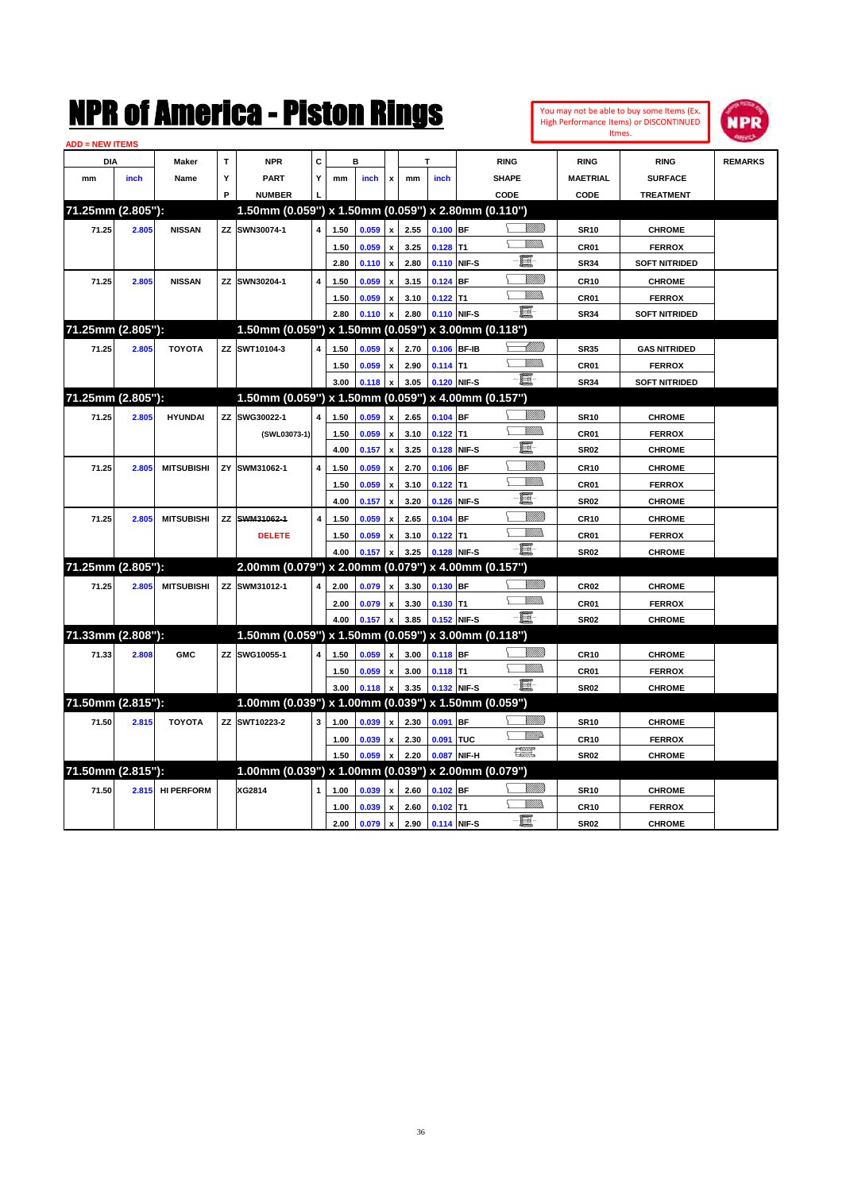# NPR of America - Piston Rings

You may not be able to buy some Items (Ex. High Performance Items) or DISCONTINUED Itmes.

ADD = NEW ITEMS

| DIA mm | DIA inch | Maker Name | TYP | NPR PART NUMBER | CYL | B mm | B inch | x | T mm | T inch | RING SHAPE CODE | RING MAETRIAL CODE | RING SURFACE TREATMENT | REMARKS |
|---|---|---|---|---|---|---|---|---|---|---|---|---|---|---|
| **71.25mm (2.805"):** | | | | **1.50mm (0.059") x 1.50mm (0.059") x 2.80mm (0.110")** | | | | | | | | | | |
| 71.25 | 2.805 | NISSAN | ZZ | SWN30074-1 | 4 | 1.50 | 0.059 | x | 2.55 | 0.100 | BF | SR10 | CHROME | |
| | | | | | | 1.50 | 0.059 | x | 3.25 | 0.128 | T1 | CR01 | FERROX | |
| | | | | | | 2.80 | 0.110 | x | 2.80 | 0.110 | NIF-S | SR34 | SOFT NITRIDED | |
| 71.25 | 2.805 | NISSAN | ZZ | SWN30204-1 | 4 | 1.50 | 0.059 | x | 3.15 | 0.124 | BF | CR10 | CHROME | |
| | | | | | | 1.50 | 0.059 | x | 3.10 | 0.122 | T1 | CR01 | FERROX | |
| | | | | | | 2.80 | 0.110 | x | 2.80 | 0.110 | NIF-S | SR34 | SOFT NITRIDED | |
| **71.25mm (2.805"):** | | | | **1.50mm (0.059") x 1.50mm (0.059") x 3.00mm (0.118")** | | | | | | | | | | |
| 71.25 | 2.805 | TOYOTA | ZZ | SWT10104-3 | 4 | 1.50 | 0.059 | x | 2.70 | 0.106 | BF-IB | SR35 | GAS NITRIDED | |
| | | | | | | 1.50 | 0.059 | x | 2.90 | 0.114 | T1 | CR01 | FERROX | |
| | | | | | | 3.00 | 0.118 | x | 3.05 | 0.120 | NIF-S | SR34 | SOFT NITRIDED | |
| **71.25mm (2.805"):** | | | | **1.50mm (0.059") x 1.50mm (0.059") x 4.00mm (0.157")** | | | | | | | | | | |
| 71.25 | 2.805 | HYUNDAI | ZZ | SWG30022-1 | 4 | 1.50 | 0.059 | x | 2.65 | 0.104 | BF | SR10 | CHROME | |
| | | | | (SWL03073-1) | | 1.50 | 0.059 | x | 3.10 | 0.122 | T1 | CR01 | FERROX | |
| | | | | | | 4.00 | 0.157 | x | 3.25 | 0.128 | NIF-S | SR02 | CHROME | |
| 71.25 | 2.805 | MITSUBISHI | ZY | SWM31062-1 | 4 | 1.50 | 0.059 | x | 2.70 | 0.106 | BF | CR10 | CHROME | |
| | | | | | | 1.50 | 0.059 | x | 3.10 | 0.122 | T1 | CR01 | FERROX | |
| | | | | | | 4.00 | 0.157 | x | 3.20 | 0.126 | NIF-S | SR02 | CHROME | |
| 71.25 | 2.805 | MITSUBISHI | ZZ | ~~SWM31062-1~~ | 4 | 1.50 | 0.059 | x | 2.65 | 0.104 | BF | CR10 | CHROME | |
| | | | | DELETE | | 1.50 | 0.059 | x | 3.10 | 0.122 | T1 | CR01 | FERROX | |
| | | | | | | 4.00 | 0.157 | x | 3.25 | 0.128 | NIF-S | SR02 | CHROME | |
| **71.25mm (2.805"):** | | | | **2.00mm (0.079") x 2.00mm (0.079") x 4.00mm (0.157")** | | | | | | | | | | |
| 71.25 | 2.805 | MITSUBISHI | ZZ | SWM31012-1 | 4 | 2.00 | 0.079 | x | 3.30 | 0.130 | BF | CR02 | CHROME | |
| | | | | | | 2.00 | 0.079 | x | 3.30 | 0.130 | T1 | CR01 | FERROX | |
| | | | | | | 4.00 | 0.157 | x | 3.85 | 0.152 | NIF-S | SR02 | CHROME | |
| **71.33mm (2.808"):** | | | | **1.50mm (0.059") x 1.50mm (0.059") x 3.00mm (0.118")** | | | | | | | | | | |
| 71.33 | 2.808 | GMC | ZZ | SWG10055-1 | 4 | 1.50 | 0.059 | x | 3.00 | 0.118 | BF | CR10 | CHROME | |
| | | | | | | 1.50 | 0.059 | x | 3.00 | 0.118 | T1 | CR01 | FERROX | |
| | | | | | | 3.00 | 0.118 | x | 3.35 | 0.132 | NIF-S | SR02 | CHROME | |
| **71.50mm (2.815"):** | | | | **1.00mm (0.039") x 1.00mm (0.039") x 1.50mm (0.059")** | | | | | | | | | | |
| 71.50 | 2.815 | TOYOTA | ZZ | SWT10223-2 | 3 | 1.00 | 0.039 | x | 2.30 | 0.091 | BF | SR10 | CHROME | |
| | | | | | | 1.00 | 0.039 | x | 2.30 | 0.091 | TUC | CR10 | FERROX | |
| | | | | | | 1.50 | 0.059 | x | 2.20 | 0.087 | NIF-H | SR02 | CHROME | |
| **71.50mm (2.815"):** | | | | **1.00mm (0.039") x 1.00mm (0.039") x 2.00mm (0.079")** | | | | | | | | | | |
| 71.50 | 2.815 | HI PERFORM | | XG2814 | 1 | 1.00 | 0.039 | x | 2.60 | 0.102 | BF | SR10 | CHROME | |
| | | | | | | 1.00 | 0.039 | x | 2.60 | 0.102 | T1 | CR10 | FERROX | |
| | | | | | | 2.00 | 0.079 | x | 2.90 | 0.114 | NIF-S | SR02 | CHROME | |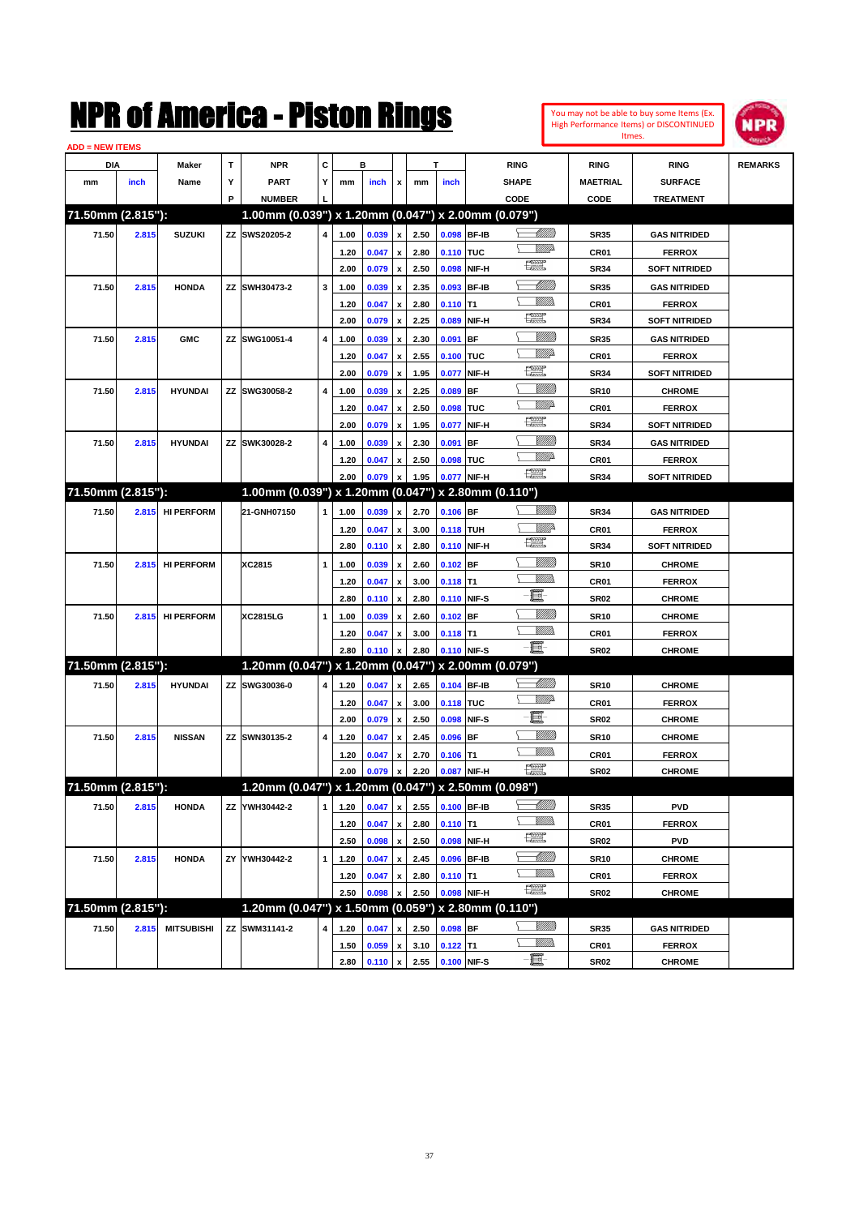# NPR of America - Piston Rings

You may not be able to buy some Items (Ex. High Performance Items) or DISCONTINUED Itmes.

ADD = NEW ITEMS

| DIA mm | DIA inch | Maker Name | TYP | NPR PART NUMBER | CYL | B mm | B inch | x | T mm | T inch | RING SHAPE CODE | RING MAETRIAL CODE | RING SURFACE TREATMENT | REMARKS |
|---|---|---|---|---|---|---|---|---|---|---|---|---|---|---|
| **71.50mm (2.815"):** | | | | **1.00mm (0.039") x 1.20mm (0.047") x 2.00mm (0.079")** | | | | | | | | | | |
| 71.50 | 2.815 | SUZUKI | ZZ | SWS20205-2 | 4 | 1.00 | 0.039 | x | 2.50 | 0.098 | BF-IB | SR35 | GAS NITRIDED | |
| | | | | | | 1.20 | 0.047 | x | 2.80 | 0.110 | TUC | CR01 | FERROX | |
| | | | | | | 2.00 | 0.079 | x | 2.50 | 0.098 | NIF-H | SR34 | SOFT NITRIDED | |
| 71.50 | 2.815 | HONDA | ZZ | SWH30473-2 | 3 | 1.00 | 0.039 | x | 2.35 | 0.093 | BF-IB | SR35 | GAS NITRIDED | |
| | | | | | | 1.20 | 0.047 | x | 2.80 | 0.110 | T1 | CR01 | FERROX | |
| | | | | | | 2.00 | 0.079 | x | 2.25 | 0.089 | NIF-H | SR34 | SOFT NITRIDED | |
| 71.50 | 2.815 | GMC | ZZ | SWG10051-4 | 4 | 1.00 | 0.039 | x | 2.30 | 0.091 | BF | SR35 | GAS NITRIDED | |
| | | | | | | 1.20 | 0.047 | x | 2.55 | 0.100 | TUC | CR01 | FERROX | |
| | | | | | | 2.00 | 0.079 | x | 1.95 | 0.077 | NIF-H | SR34 | SOFT NITRIDED | |
| 71.50 | 2.815 | HYUNDAI | ZZ | SWG30058-2 | 4 | 1.00 | 0.039 | x | 2.25 | 0.089 | BF | SR10 | CHROME | |
| | | | | | | 1.20 | 0.047 | x | 2.50 | 0.098 | TUC | CR01 | FERROX | |
| | | | | | | 2.00 | 0.079 | x | 1.95 | 0.077 | NIF-H | SR34 | SOFT NITRIDED | |
| 71.50 | 2.815 | HYUNDAI | ZZ | SWK30028-2 | 4 | 1.00 | 0.039 | x | 2.30 | 0.091 | BF | SR34 | GAS NITRIDED | |
| | | | | | | 1.20 | 0.047 | x | 2.50 | 0.098 | TUC | CR01 | FERROX | |
| | | | | | | 2.00 | 0.079 | x | 1.95 | 0.077 | NIF-H | SR34 | SOFT NITRIDED | |
| **71.50mm (2.815"):** | | | | **1.00mm (0.039") x 1.20mm (0.047") x 2.80mm (0.110")** | | | | | | | | | | |
| 71.50 | 2.815 | HI PERFORM | | 21-GNH07150 | 1 | 1.00 | 0.039 | x | 2.70 | 0.106 | BF | SR34 | GAS NITRIDED | |
| | | | | | | 1.20 | 0.047 | x | 3.00 | 0.118 | TUH | CR01 | FERROX | |
| | | | | | | 2.80 | 0.110 | x | 2.80 | 0.110 | NIF-H | SR34 | SOFT NITRIDED | |
| 71.50 | 2.815 | HI PERFORM | | XC2815 | 1 | 1.00 | 0.039 | x | 2.60 | 0.102 | BF | SR10 | CHROME | |
| | | | | | | 1.20 | 0.047 | x | 3.00 | 0.118 | T1 | CR01 | FERROX | |
| | | | | | | 2.80 | 0.110 | x | 2.80 | 0.110 | NIF-S | SR02 | CHROME | |
| 71.50 | 2.815 | HI PERFORM | | XC2815LG | 1 | 1.00 | 0.039 | x | 2.60 | 0.102 | BF | SR10 | CHROME | |
| | | | | | | 1.20 | 0.047 | x | 3.00 | 0.118 | T1 | CR01 | FERROX | |
| | | | | | | 2.80 | 0.110 | x | 2.80 | 0.110 | NIF-S | SR02 | CHROME | |
| **71.50mm (2.815"):** | | | | **1.20mm (0.047") x 1.20mm (0.047") x 2.00mm (0.079")** | | | | | | | | | | |
| 71.50 | 2.815 | HYUNDAI | ZZ | SWG30036-0 | 4 | 1.20 | 0.047 | x | 2.65 | 0.104 | BF-IB | SR10 | CHROME | |
| | | | | | | 1.20 | 0.047 | x | 3.00 | 0.118 | TUC | CR01 | FERROX | |
| | | | | | | 2.00 | 0.079 | x | 2.50 | 0.098 | NIF-S | SR02 | CHROME | |
| 71.50 | 2.815 | NISSAN | ZZ | SWN30135-2 | 4 | 1.20 | 0.047 | x | 2.45 | 0.096 | BF | SR10 | CHROME | |
| | | | | | | 1.20 | 0.047 | x | 2.70 | 0.106 | T1 | CR01 | FERROX | |
| | | | | | | 2.00 | 0.079 | x | 2.20 | 0.087 | NIF-H | SR02 | CHROME | |
| **71.50mm (2.815"):** | | | | **1.20mm (0.047") x 1.20mm (0.047") x 2.50mm (0.098")** | | | | | | | | | | |
| 71.50 | 2.815 | HONDA | ZZ | YWH30442-2 | 1 | 1.20 | 0.047 | x | 2.55 | 0.100 | BF-IB | SR35 | PVD | |
| | | | | | | 1.20 | 0.047 | x | 2.80 | 0.110 | T1 | CR01 | FERROX | |
| | | | | | | 2.50 | 0.098 | x | 2.50 | 0.098 | NIF-H | SR02 | PVD | |
| 71.50 | 2.815 | HONDA | ZY | YWH30442-2 | 1 | 1.20 | 0.047 | x | 2.45 | 0.096 | BF-IB | SR10 | CHROME | |
| | | | | | | 1.20 | 0.047 | x | 2.80 | 0.110 | T1 | CR01 | FERROX | |
| | | | | | | 2.50 | 0.098 | x | 2.50 | 0.098 | NIF-H | SR02 | CHROME | |
| **71.50mm (2.815"):** | | | | **1.20mm (0.047") x 1.50mm (0.059") x 2.80mm (0.110")** | | | | | | | | | | |
| 71.50 | 2.815 | MITSUBISHI | ZZ | SWM31141-2 | 4 | 1.20 | 0.047 | x | 2.50 | 0.098 | BF | SR35 | GAS NITRIDED | |
| | | | | | | 1.50 | 0.059 | x | 3.10 | 0.122 | T1 | CR01 | FERROX | |
| | | | | | | 2.80 | 0.110 | x | 2.55 | 0.100 | NIF-S | SR02 | CHROME | |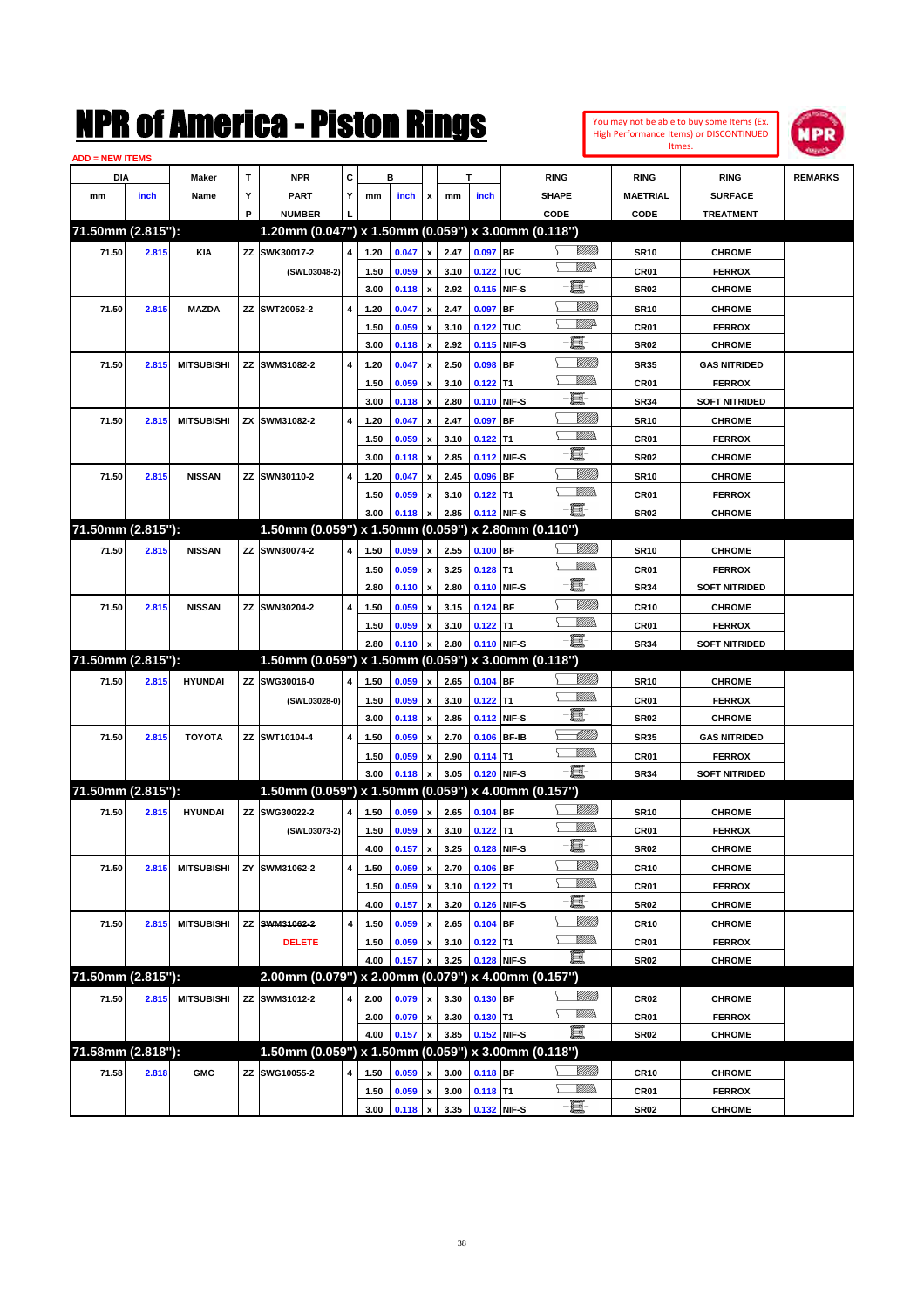# NPR of America - Piston Rings

You may not be able to buy some Items (Ex. High Performance Items) or DISCONTINUED Itmes.

ADD = NEW ITEMS

| DIA mm | DIA inch | Maker Name | TYP | NPR PART NUMBER | CYL | B mm | B inch | x | T mm | T inch | RING SHAPE CODE | RING MAETRIAL CODE | RING SURFACE TREATMENT | REMARKS |
|---|---|---|---|---|---|---|---|---|---|---|---|---|---|---|
| **71.50mm (2.815"):** | | | | **1.20mm (0.047") x 1.50mm (0.059") x 3.00mm (0.118")** | | | | | | | | | | |
| 71.50 | 2.815 | KIA | ZZ | SWK30017-2 | 4 | 1.20 | 0.047 | x | 2.47 | 0.097 | BF | SR10 | CHROME | |
| | | | | (SWL03048-2) | | 1.50 | 0.059 | x | 3.10 | 0.122 | TUC | CR01 | FERROX | |
| | | | | | | 3.00 | 0.118 | x | 2.92 | 0.115 | NIF-S | SR02 | CHROME | |
| 71.50 | 2.815 | MAZDA | ZZ | SWT20052-2 | 4 | 1.20 | 0.047 | x | 2.47 | 0.097 | BF | SR10 | CHROME | |
| | | | | | | 1.50 | 0.059 | x | 3.10 | 0.122 | TUC | CR01 | FERROX | |
| | | | | | | 3.00 | 0.118 | x | 2.92 | 0.115 | NIF-S | SR02 | CHROME | |
| 71.50 | 2.815 | MITSUBISHI | ZZ | SWM31082-2 | 4 | 1.20 | 0.047 | x | 2.50 | 0.098 | BF | SR35 | GAS NITRIDED | |
| | | | | | | 1.50 | 0.059 | x | 3.10 | 0.122 | T1 | CR01 | FERROX | |
| | | | | | | 3.00 | 0.118 | x | 2.80 | 0.110 | NIF-S | SR34 | SOFT NITRIDED | |
| 71.50 | 2.815 | MITSUBISHI | ZX | SWM31082-2 | 4 | 1.20 | 0.047 | x | 2.47 | 0.097 | BF | SR10 | CHROME | |
| | | | | | | 1.50 | 0.059 | x | 3.10 | 0.122 | T1 | CR01 | FERROX | |
| | | | | | | 3.00 | 0.118 | x | 2.85 | 0.112 | NIF-S | SR02 | CHROME | |
| 71.50 | 2.815 | NISSAN | ZZ | SWN30110-2 | 4 | 1.20 | 0.047 | x | 2.45 | 0.096 | BF | SR10 | CHROME | |
| | | | | | | 1.50 | 0.059 | x | 3.10 | 0.122 | T1 | CR01 | FERROX | |
| | | | | | | 3.00 | 0.118 | x | 2.85 | 0.112 | NIF-S | SR02 | CHROME | |
| **71.50mm (2.815"):** | | | | **1.50mm (0.059") x 1.50mm (0.059") x 2.80mm (0.110")** | | | | | | | | | | |
| 71.50 | 2.815 | NISSAN | ZZ | SWN30074-2 | 4 | 1.50 | 0.059 | x | 2.55 | 0.100 | BF | SR10 | CHROME | |
| | | | | | | 1.50 | 0.059 | x | 3.25 | 0.128 | T1 | CR01 | FERROX | |
| | | | | | | 2.80 | 0.110 | x | 2.80 | 0.110 | NIF-S | SR34 | SOFT NITRIDED | |
| 71.50 | 2.815 | NISSAN | ZZ | SWN30204-2 | 4 | 1.50 | 0.059 | x | 3.15 | 0.124 | BF | CR10 | CHROME | |
| | | | | | | 1.50 | 0.059 | x | 3.10 | 0.122 | T1 | CR01 | FERROX | |
| | | | | | | 2.80 | 0.110 | x | 2.80 | 0.110 | NIF-S | SR34 | SOFT NITRIDED | |
| **71.50mm (2.815"):** | | | | **1.50mm (0.059") x 1.50mm (0.059") x 3.00mm (0.118")** | | | | | | | | | | |
| 71.50 | 2.815 | HYUNDAI | ZZ | SWG30016-0 | 4 | 1.50 | 0.059 | x | 2.65 | 0.104 | BF | SR10 | CHROME | |
| | | | | (SWL03028-0) | | 1.50 | 0.059 | x | 3.10 | 0.122 | T1 | CR01 | FERROX | |
| | | | | | | 3.00 | 0.118 | x | 2.85 | 0.112 | NIF-S | SR02 | CHROME | |
| 71.50 | 2.815 | TOYOTA | ZZ | SWT10104-4 | 4 | 1.50 | 0.059 | x | 2.70 | 0.106 | BF-IB | SR35 | GAS NITRIDED | |
| | | | | | | 1.50 | 0.059 | x | 2.90 | 0.114 | T1 | CR01 | FERROX | |
| | | | | | | 3.00 | 0.118 | x | 3.05 | 0.120 | NIF-S | SR34 | SOFT NITRIDED | |
| **71.50mm (2.815"):** | | | | **1.50mm (0.059") x 1.50mm (0.059") x 4.00mm (0.157")** | | | | | | | | | | |
| 71.50 | 2.815 | HYUNDAI | ZZ | SWG30022-2 | 4 | 1.50 | 0.059 | x | 2.65 | 0.104 | BF | SR10 | CHROME | |
| | | | | (SWL03073-2) | | 1.50 | 0.059 | x | 3.10 | 0.122 | T1 | CR01 | FERROX | |
| | | | | | | 4.00 | 0.157 | x | 3.25 | 0.128 | NIF-S | SR02 | CHROME | |
| 71.50 | 2.815 | MITSUBISHI | ZY | SWM31062-2 | 4 | 1.50 | 0.059 | x | 2.70 | 0.106 | BF | CR10 | CHROME | |
| | | | | | | 1.50 | 0.059 | x | 3.10 | 0.122 | T1 | CR01 | FERROX | |
| | | | | | | 4.00 | 0.157 | x | 3.20 | 0.126 | NIF-S | SR02 | CHROME | |
| 71.50 | 2.815 | MITSUBISHI | ZZ | ~~SWM31062-2~~ | 4 | 1.50 | 0.059 | x | 2.65 | 0.104 | BF | CR10 | CHROME | |
| | | | | DELETE | | 1.50 | 0.059 | x | 3.10 | 0.122 | T1 | CR01 | FERROX | |
| | | | | | | 4.00 | 0.157 | x | 3.25 | 0.128 | NIF-S | SR02 | CHROME | |
| **71.50mm (2.815"):** | | | | **2.00mm (0.079") x 2.00mm (0.079") x 4.00mm (0.157")** | | | | | | | | | | |
| 71.50 | 2.815 | MITSUBISHI | ZZ | SWM31012-2 | 4 | 2.00 | 0.079 | x | 3.30 | 0.130 | BF | CR02 | CHROME | |
| | | | | | | 2.00 | 0.079 | x | 3.30 | 0.130 | T1 | CR01 | FERROX | |
| | | | | | | 4.00 | 0.157 | x | 3.85 | 0.152 | NIF-S | SR02 | CHROME | |
| **71.58mm (2.818"):** | | | | **1.50mm (0.059") x 1.50mm (0.059") x 3.00mm (0.118")** | | | | | | | | | | |
| 71.58 | 2.818 | GMC | ZZ | SWG10055-2 | 4 | 1.50 | 0.059 | x | 3.00 | 0.118 | BF | CR10 | CHROME | |
| | | | | | | 1.50 | 0.059 | x | 3.00 | 0.118 | T1 | CR01 | FERROX | |
| | | | | | | 3.00 | 0.118 | x | 3.35 | 0.132 | NIF-S | SR02 | CHROME | |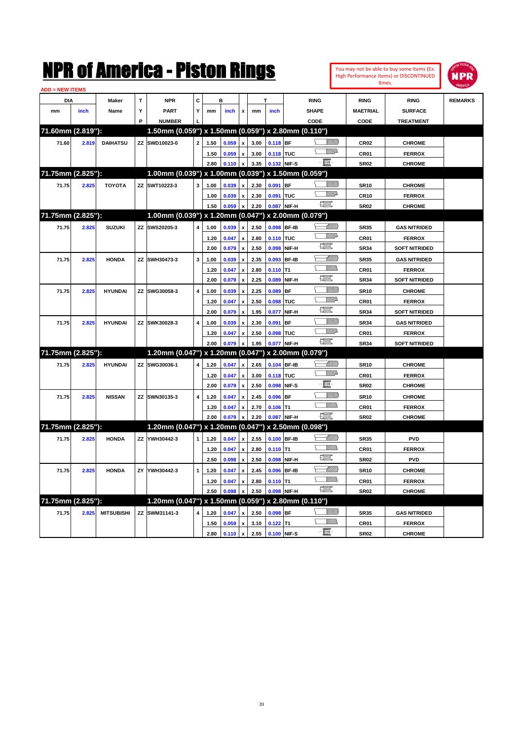# NPR of America - Piston Rings

You may not be able to buy some Items (Ex. High Performance Items) or DISCONTINUED Itmes.

ADD = NEW ITEMS

| DIA mm | DIA inch | Maker Name | TYP | NPR PART NUMBER | CYL | B mm | B inch | x | T mm | T inch | RING SHAPE CODE | RING MAETRIAL CODE | RING SURFACE TREATMENT | REMARKS |
|---|---|---|---|---|---|---|---|---|---|---|---|---|---|---|
| **71.60mm (2.819"):** | | | | **1.50mm (0.059") x 1.50mm (0.059") x 2.80mm (0.110")** | | | | | | | | | | |
| 71.60 | 2.819 | DAIHATSU | ZZ | SWD10023-0 | 2 | 1.50 | 0.059 | x | 3.00 | 0.118 | BF | CR02 | CHROME | |
| | | | | | | 1.50 | 0.059 | x | 3.00 | 0.118 | TUC | CR01 | FERROX | |
| | | | | | | 2.80 | 0.110 | x | 3.35 | 0.132 | NIF-S | SR02 | CHROME | |
| **71.75mm (2.825"):** | | | | **1.00mm (0.039") x 1.00mm (0.039") x 1.50mm (0.059")** | | | | | | | | | | |
| 71.75 | 2.825 | TOYOTA | ZZ | SWT10223-3 | 3 | 1.00 | 0.039 | x | 2.30 | 0.091 | BF | SR10 | CHROME | |
| | | | | | | 1.00 | 0.039 | x | 2.30 | 0.091 | TUC | CR10 | FERROX | |
| | | | | | | 1.50 | 0.059 | x | 2.20 | 0.087 | NIF-H | SR02 | CHROME | |
| **71.75mm (2.825"):** | | | | **1.00mm (0.039") x 1.20mm (0.047") x 2.00mm (0.079")** | | | | | | | | | | |
| 71.75 | 2.825 | SUZUKI | ZZ | SWS20205-3 | 4 | 1.00 | 0.039 | x | 2.50 | 0.098 | BF-IB | SR35 | GAS NITRIDED | |
| | | | | | | 1.20 | 0.047 | x | 2.80 | 0.110 | TUC | CR01 | FERROX | |
| | | | | | | 2.00 | 0.079 | x | 2.50 | 0.098 | NIF-H | SR34 | SOFT NITRIDED | |
| 71.75 | 2.825 | HONDA | ZZ | SWH30473-3 | 3 | 1.00 | 0.039 | x | 2.35 | 0.093 | BF-IB | SR35 | GAS NITRIDED | |
| | | | | | | 1.20 | 0.047 | x | 2.80 | 0.110 | T1 | CR01 | FERROX | |
| | | | | | | 2.00 | 0.079 | x | 2.25 | 0.089 | NIF-H | SR34 | SOFT NITRIDED | |
| 71.75 | 2.825 | HYUNDAI | ZZ | SWG30058-3 | 4 | 1.00 | 0.039 | x | 2.25 | 0.089 | BF | SR10 | CHROME | |
| | | | | | | 1.20 | 0.047 | x | 2.50 | 0.098 | TUC | CR01 | FERROX | |
| | | | | | | 2.00 | 0.079 | x | 1.95 | 0.077 | NIF-H | SR34 | SOFT NITRIDED | |
| 71.75 | 2.825 | HYUNDAI | ZZ | SWK30028-3 | 4 | 1.00 | 0.039 | x | 2.30 | 0.091 | BF | SR34 | GAS NITRIDED | |
| | | | | | | 1.20 | 0.047 | x | 2.50 | 0.098 | TUC | CR01 | FERROX | |
| | | | | | | 2.00 | 0.079 | x | 1.95 | 0.077 | NIF-H | SR34 | SOFT NITRIDED | |
| **71.75mm (2.825"):** | | | | **1.20mm (0.047") x 1.20mm (0.047") x 2.00mm (0.079")** | | | | | | | | | | |
| 71.75 | 2.825 | HYUNDAI | ZZ | SWG30036-1 | 4 | 1.20 | 0.047 | x | 2.65 | 0.104 | BF-IB | SR10 | CHROME | |
| | | | | | | 1.20 | 0.047 | x | 3.00 | 0.118 | TUC | CR01 | FERROX | |
| | | | | | | 2.00 | 0.079 | x | 2.50 | 0.098 | NIF-S | SR02 | CHROME | |
| 71.75 | 2.825 | NISSAN | ZZ | SWN30135-3 | 4 | 1.20 | 0.047 | x | 2.45 | 0.096 | BF | SR10 | CHROME | |
| | | | | | | 1.20 | 0.047 | x | 2.70 | 0.106 | T1 | CR01 | FERROX | |
| | | | | | | 2.00 | 0.079 | x | 2.20 | 0.087 | NIF-H | SR02 | CHROME | |
| **71.75mm (2.825"):** | | | | **1.20mm (0.047") x 1.20mm (0.047") x 2.50mm (0.098")** | | | | | | | | | | |
| 71.75 | 2.825 | HONDA | ZZ | YWH30442-3 | 1 | 1.20 | 0.047 | x | 2.55 | 0.100 | BF-IB | SR35 | PVD | |
| | | | | | | 1.20 | 0.047 | x | 2.80 | 0.110 | T1 | CR01 | FERROX | |
| | | | | | | 2.50 | 0.098 | x | 2.50 | 0.098 | NIF-H | SR02 | PVD | |
| 71.75 | 2.825 | HONDA | ZY | YWH30442-3 | 1 | 1.20 | 0.047 | x | 2.45 | 0.096 | BF-IB | SR10 | CHROME | |
| | | | | | | 1.20 | 0.047 | x | 2.80 | 0.110 | T1 | CR01 | FERROX | |
| | | | | | | 2.50 | 0.098 | x | 2.50 | 0.098 | NIF-H | SR02 | CHROME | |
| **71.75mm (2.825"):** | | | | **1.20mm (0.047") x 1.50mm (0.059") x 2.80mm (0.110")** | | | | | | | | | | |
| 71.75 | 2.825 | MITSUBISHI | ZZ | SWM31141-3 | 4 | 1.20 | 0.047 | x | 2.50 | 0.098 | BF | SR35 | GAS NITRIDED | |
| | | | | | | 1.50 | 0.059 | x | 3.10 | 0.122 | T1 | CR01 | FERROX | |
| | | | | | | 2.80 | 0.110 | x | 2.55 | 0.100 | NIF-S | SR02 | CHROME | |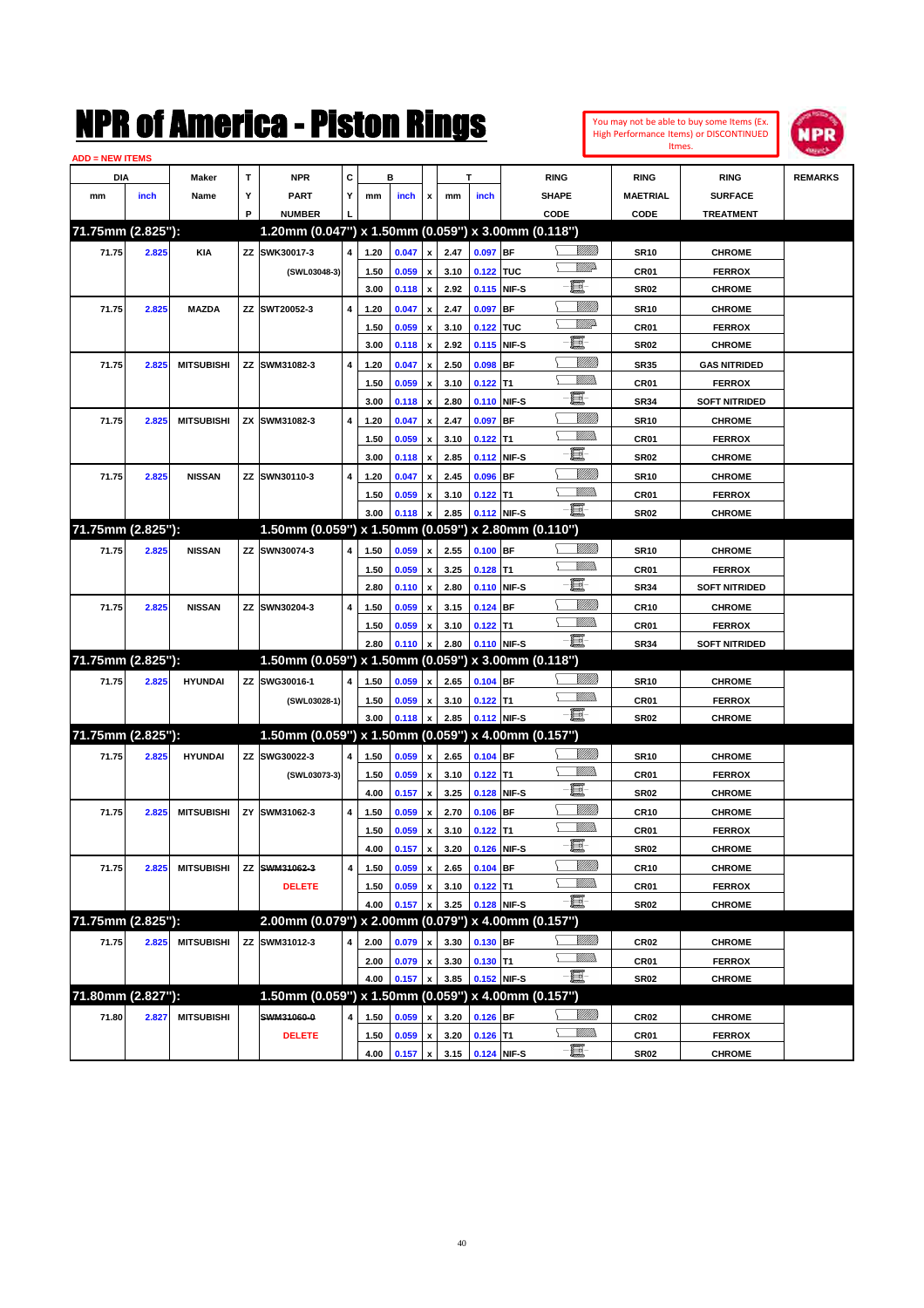# NPR of America - Piston Rings

You may not be able to buy some Items (Ex. High Performance Items) or DISCONTINUED Itmes.

ADD = NEW ITEMS

| DIA mm | DIA inch | Maker Name | TYP | NPR PART NUMBER | CYL | B mm | B inch | x | T mm | T inch | RING SHAPE CODE | RING MAETRIAL CODE | RING SURFACE TREATMENT | REMARKS |
|---|---|---|---|---|---|---|---|---|---|---|---|---|---|---|
| **71.75mm (2.825"):** | | | | **1.20mm (0.047") x 1.50mm (0.059") x 3.00mm (0.118")** | | | | | | | | | | |
| 71.75 | 2.825 | KIA | ZZ | SWK30017-3 | 4 | 1.20 | 0.047 | x | 2.47 | 0.097 | BF | SR10 | CHROME | |
| | | | | (SWL03048-3) | | 1.50 | 0.059 | x | 3.10 | 0.122 | TUC | CR01 | FERROX | |
| | | | | | | 3.00 | 0.118 | x | 2.92 | 0.115 | NIF-S | SR02 | CHROME | |
| 71.75 | 2.825 | MAZDA | ZZ | SWT20052-3 | 4 | 1.20 | 0.047 | x | 2.47 | 0.097 | BF | SR10 | CHROME | |
| | | | | | | 1.50 | 0.059 | x | 3.10 | 0.122 | TUC | CR01 | FERROX | |
| | | | | | | 3.00 | 0.118 | x | 2.92 | 0.115 | NIF-S | SR02 | CHROME | |
| 71.75 | 2.825 | MITSUBISHI | ZZ | SWM31082-3 | 4 | 1.20 | 0.047 | x | 2.50 | 0.098 | BF | SR35 | GAS NITRIDED | |
| | | | | | | 1.50 | 0.059 | x | 3.10 | 0.122 | T1 | CR01 | FERROX | |
| | | | | | | 3.00 | 0.118 | x | 2.80 | 0.110 | NIF-S | SR34 | SOFT NITRIDED | |
| 71.75 | 2.825 | MITSUBISHI | ZX | SWM31082-3 | 4 | 1.20 | 0.047 | x | 2.47 | 0.097 | BF | SR10 | CHROME | |
| | | | | | | 1.50 | 0.059 | x | 3.10 | 0.122 | T1 | CR01 | FERROX | |
| | | | | | | 3.00 | 0.118 | x | 2.85 | 0.112 | NIF-S | SR02 | CHROME | |
| 71.75 | 2.825 | NISSAN | ZZ | SWN30110-3 | 4 | 1.20 | 0.047 | x | 2.45 | 0.096 | BF | SR10 | CHROME | |
| | | | | | | 1.50 | 0.059 | x | 3.10 | 0.122 | T1 | CR01 | FERROX | |
| | | | | | | 3.00 | 0.118 | x | 2.85 | 0.112 | NIF-S | SR02 | CHROME | |
| **71.75mm (2.825"):** | | | | **1.50mm (0.059") x 1.50mm (0.059") x 2.80mm (0.110")** | | | | | | | | | | |
| 71.75 | 2.825 | NISSAN | ZZ | SWN30074-3 | 4 | 1.50 | 0.059 | x | 2.55 | 0.100 | BF | SR10 | CHROME | |
| | | | | | | 1.50 | 0.059 | x | 3.25 | 0.128 | T1 | CR01 | FERROX | |
| | | | | | | 2.80 | 0.110 | x | 2.80 | 0.110 | NIF-S | SR34 | SOFT NITRIDED | |
| 71.75 | 2.825 | NISSAN | ZZ | SWN30204-3 | 4 | 1.50 | 0.059 | x | 3.15 | 0.124 | BF | CR10 | CHROME | |
| | | | | | | 1.50 | 0.059 | x | 3.10 | 0.122 | T1 | CR01 | FERROX | |
| | | | | | | 2.80 | 0.110 | x | 2.80 | 0.110 | NIF-S | SR34 | SOFT NITRIDED | |
| **71.75mm (2.825"):** | | | | **1.50mm (0.059") x 1.50mm (0.059") x 3.00mm (0.118")** | | | | | | | | | | |
| 71.75 | 2.825 | HYUNDAI | ZZ | SWG30016-1 | 4 | 1.50 | 0.059 | x | 2.65 | 0.104 | BF | SR10 | CHROME | |
| | | | | (SWL03028-1) | | 1.50 | 0.059 | x | 3.10 | 0.122 | T1 | CR01 | FERROX | |
| | | | | | | 3.00 | 0.118 | x | 2.85 | 0.112 | NIF-S | SR02 | CHROME | |
| **71.75mm (2.825"):** | | | | **1.50mm (0.059") x 1.50mm (0.059") x 4.00mm (0.157")** | | | | | | | | | | |
| 71.75 | 2.825 | HYUNDAI | ZZ | SWG30022-3 | 4 | 1.50 | 0.059 | x | 2.65 | 0.104 | BF | SR10 | CHROME | |
| | | | | (SWL03073-3) | | 1.50 | 0.059 | x | 3.10 | 0.122 | T1 | CR01 | FERROX | |
| | | | | | | 4.00 | 0.157 | x | 3.25 | 0.128 | NIF-S | SR02 | CHROME | |
| 71.75 | 2.825 | MITSUBISHI | ZY | SWM31062-3 | 4 | 1.50 | 0.059 | x | 2.70 | 0.106 | BF | CR10 | CHROME | |
| | | | | | | 1.50 | 0.059 | x | 3.10 | 0.122 | T1 | CR01 | FERROX | |
| | | | | | | 4.00 | 0.157 | x | 3.20 | 0.126 | NIF-S | SR02 | CHROME | |
| 71.75 | 2.825 | MITSUBISHI | ZZ | ~~SWM31062-3~~ | 4 | 1.50 | 0.059 | x | 2.65 | 0.104 | BF | CR10 | CHROME | |
| | | | | DELETE | | 1.50 | 0.059 | x | 3.10 | 0.122 | T1 | CR01 | FERROX | |
| | | | | | | 4.00 | 0.157 | x | 3.25 | 0.128 | NIF-S | SR02 | CHROME | |
| **71.75mm (2.825"):** | | | | **2.00mm (0.079") x 2.00mm (0.079") x 4.00mm (0.157")** | | | | | | | | | | |
| 71.75 | 2.825 | MITSUBISHI | ZZ | SWM31012-3 | 4 | 2.00 | 0.079 | x | 3.30 | 0.130 | BF | CR02 | CHROME | |
| | | | | | | 2.00 | 0.079 | x | 3.30 | 0.130 | T1 | CR01 | FERROX | |
| | | | | | | 4.00 | 0.157 | x | 3.85 | 0.152 | NIF-S | SR02 | CHROME | |
| **71.80mm (2.827"):** | | | | **1.50mm (0.059") x 1.50mm (0.059") x 4.00mm (0.157")** | | | | | | | | | | |
| 71.80 | 2.827 | MITSUBISHI | | ~~SWM31060-0~~ | 4 | 1.50 | 0.059 | x | 3.20 | 0.126 | BF | CR02 | CHROME | |
| | | | | DELETE | | 1.50 | 0.059 | x | 3.20 | 0.126 | T1 | CR01 | FERROX | |
| | | | | | | 4.00 | 0.157 | x | 3.15 | 0.124 | NIF-S | SR02 | CHROME | |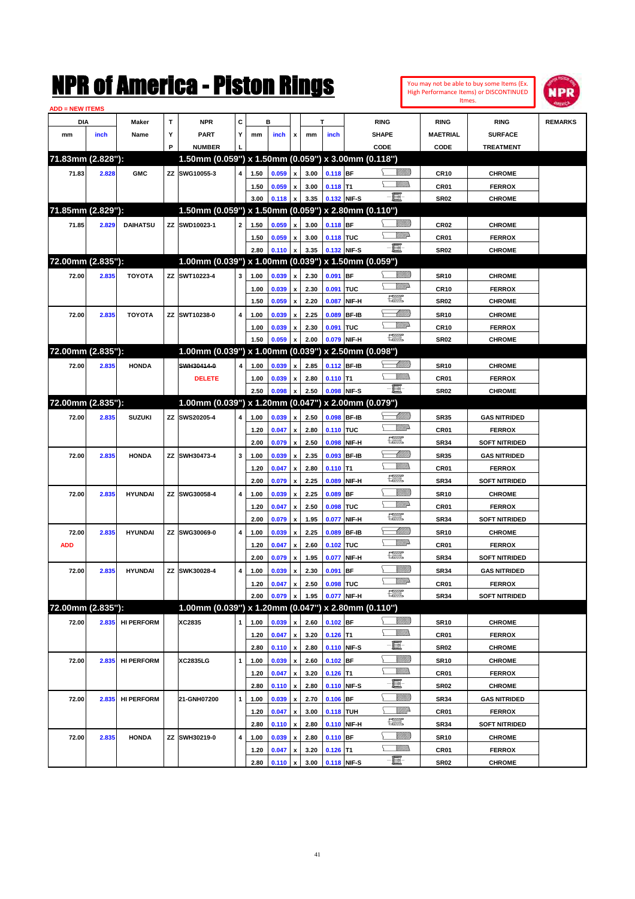# NPR of America - Piston Rings

You may not be able to buy some Items (Ex. High Performance Items) or DISCONTINUED Itmes.

ADD = NEW ITEMS

| DIA mm | DIA inch | Maker Name | TYP | NPR PART NUMBER | CYL | B mm | B inch | x | T mm | T inch | RING SHAPE CODE | RING MAETRIAL CODE | RING SURFACE TREATMENT | REMARKS |
|---|---|---|---|---|---|---|---|---|---|---|---|---|---|---|
| **71.83mm (2.828"):** | | | | **1.50mm (0.059") x 1.50mm (0.059") x 3.00mm (0.118")** | | | | | | | | | | |
| 71.83 | 2.828 | GMC | ZZ | SWG10055-3 | 4 | 1.50 | 0.059 | x | 3.00 | 0.118 | BF | CR10 | CHROME | |
| | | | | | | 1.50 | 0.059 | x | 3.00 | 0.118 | T1 | CR01 | FERROX | |
| | | | | | | 3.00 | 0.118 | x | 3.35 | 0.132 | NIF-S | SR02 | CHROME | |
| **71.85mm (2.829"):** | | | | **1.50mm (0.059") x 1.50mm (0.059") x 2.80mm (0.110")** | | | | | | | | | | |
| 71.85 | 2.829 | DAIHATSU | ZZ | SWD10023-1 | 2 | 1.50 | 0.059 | x | 3.00 | 0.118 | BF | CR02 | CHROME | |
| | | | | | | 1.50 | 0.059 | x | 3.00 | 0.118 | TUC | CR01 | FERROX | |
| | | | | | | 2.80 | 0.110 | x | 3.35 | 0.132 | NIF-S | SR02 | CHROME | |
| **72.00mm (2.835"):** | | | | **1.00mm (0.039") x 1.00mm (0.039") x 1.50mm (0.059")** | | | | | | | | | | |
| 72.00 | 2.835 | TOYOTA | ZZ | SWT10223-4 | 3 | 1.00 | 0.039 | x | 2.30 | 0.091 | BF | SR10 | CHROME | |
| | | | | | | 1.00 | 0.039 | x | 2.30 | 0.091 | TUC | CR10 | FERROX | |
| | | | | | | 1.50 | 0.059 | x | 2.20 | 0.087 | NIF-H | SR02 | CHROME | |
| 72.00 | 2.835 | TOYOTA | ZZ | SWT10238-0 | 4 | 1.00 | 0.039 | x | 2.25 | 0.089 | BF-IB | SR10 | CHROME | |
| | | | | | | 1.00 | 0.039 | x | 2.30 | 0.091 | TUC | CR10 | FERROX | |
| | | | | | | 1.50 | 0.059 | x | 2.00 | 0.079 | NIF-H | SR02 | CHROME | |
| **72.00mm (2.835"):** | | | | **1.00mm (0.039") x 1.00mm (0.039") x 2.50mm (0.098")** | | | | | | | | | | |
| 72.00 | 2.835 | HONDA | | ~~SWH30414-0~~ | 4 | 1.00 | 0.039 | x | 2.85 | 0.112 | BF-IB | SR10 | CHROME | |
| | | | | DELETE | | 1.00 | 0.039 | x | 2.80 | 0.110 | T1 | CR01 | FERROX | |
| | | | | | | 2.50 | 0.098 | x | 2.50 | 0.098 | NIF-S | SR02 | CHROME | |
| **72.00mm (2.835"):** | | | | **1.00mm (0.039") x 1.20mm (0.047") x 2.00mm (0.079")** | | | | | | | | | | |
| 72.00 | 2.835 | SUZUKI | ZZ | SWS20205-4 | 4 | 1.00 | 0.039 | x | 2.50 | 0.098 | BF-IB | SR35 | GAS NITRIDED | |
| | | | | | | 1.20 | 0.047 | x | 2.80 | 0.110 | TUC | CR01 | FERROX | |
| | | | | | | 2.00 | 0.079 | x | 2.50 | 0.098 | NIF-H | SR34 | SOFT NITRIDED | |
| 72.00 | 2.835 | HONDA | ZZ | SWH30473-4 | 3 | 1.00 | 0.039 | x | 2.35 | 0.093 | BF-IB | SR35 | GAS NITRIDED | |
| | | | | | | 1.20 | 0.047 | x | 2.80 | 0.110 | T1 | CR01 | FERROX | |
| | | | | | | 2.00 | 0.079 | x | 2.25 | 0.089 | NIF-H | SR34 | SOFT NITRIDED | |
| 72.00 | 2.835 | HYUNDAI | ZZ | SWG30058-4 | 4 | 1.00 | 0.039 | x | 2.25 | 0.089 | BF | SR10 | CHROME | |
| | | | | | | 1.20 | 0.047 | x | 2.50 | 0.098 | TUC | CR01 | FERROX | |
| | | | | | | 2.00 | 0.079 | x | 1.95 | 0.077 | NIF-H | SR34 | SOFT NITRIDED | |
| 72.00 | 2.835 | HYUNDAI | ZZ | SWG30069-0 | 4 | 1.00 | 0.039 | x | 2.25 | 0.089 | BF-IB | SR10 | CHROME | |
| ADD | | | | | | 1.20 | 0.047 | x | 2.60 | 0.102 | TUC | CR01 | FERROX | |
| | | | | | | 2.00 | 0.079 | x | 1.95 | 0.077 | NIF-H | SR34 | SOFT NITRIDED | |
| 72.00 | 2.835 | HYUNDAI | ZZ | SWK30028-4 | 4 | 1.00 | 0.039 | x | 2.30 | 0.091 | BF | SR34 | GAS NITRIDED | |
| | | | | | | 1.20 | 0.047 | x | 2.50 | 0.098 | TUC | CR01 | FERROX | |
| | | | | | | 2.00 | 0.079 | x | 1.95 | 0.077 | NIF-H | SR34 | SOFT NITRIDED | |
| **72.00mm (2.835"):** | | | | **1.00mm (0.039") x 1.20mm (0.047") x 2.80mm (0.110")** | | | | | | | | | | |
| 72.00 | 2.835 | HI PERFORM | | XC2835 | 1 | 1.00 | 0.039 | x | 2.60 | 0.102 | BF | SR10 | CHROME | |
| | | | | | | 1.20 | 0.047 | x | 3.20 | 0.126 | T1 | CR01 | FERROX | |
| | | | | | | 2.80 | 0.110 | x | 2.80 | 0.110 | NIF-S | SR02 | CHROME | |
| 72.00 | 2.835 | HI PERFORM | | XC2835LG | 1 | 1.00 | 0.039 | x | 2.60 | 0.102 | BF | SR10 | CHROME | |
| | | | | | | 1.20 | 0.047 | x | 3.20 | 0.126 | T1 | CR01 | FERROX | |
| | | | | | | 2.80 | 0.110 | x | 2.80 | 0.110 | NIF-S | SR02 | CHROME | |
| 72.00 | 2.835 | HI PERFORM | | 21-GNH07200 | 1 | 1.00 | 0.039 | x | 2.70 | 0.106 | BF | SR34 | GAS NITRIDED | |
| | | | | | | 1.20 | 0.047 | x | 3.00 | 0.118 | TUH | CR01 | FERROX | |
| | | | | | | 2.80 | 0.110 | x | 2.80 | 0.110 | NIF-H | SR34 | SOFT NITRIDED | |
| 72.00 | 2.835 | HONDA | ZZ | SWH30219-0 | 4 | 1.00 | 0.039 | x | 2.80 | 0.110 | BF | SR10 | CHROME | |
| | | | | | | 1.20 | 0.047 | x | 3.20 | 0.126 | T1 | CR01 | FERROX | |
| | | | | | | 2.80 | 0.110 | x | 3.00 | 0.118 | NIF-S | SR02 | CHROME | |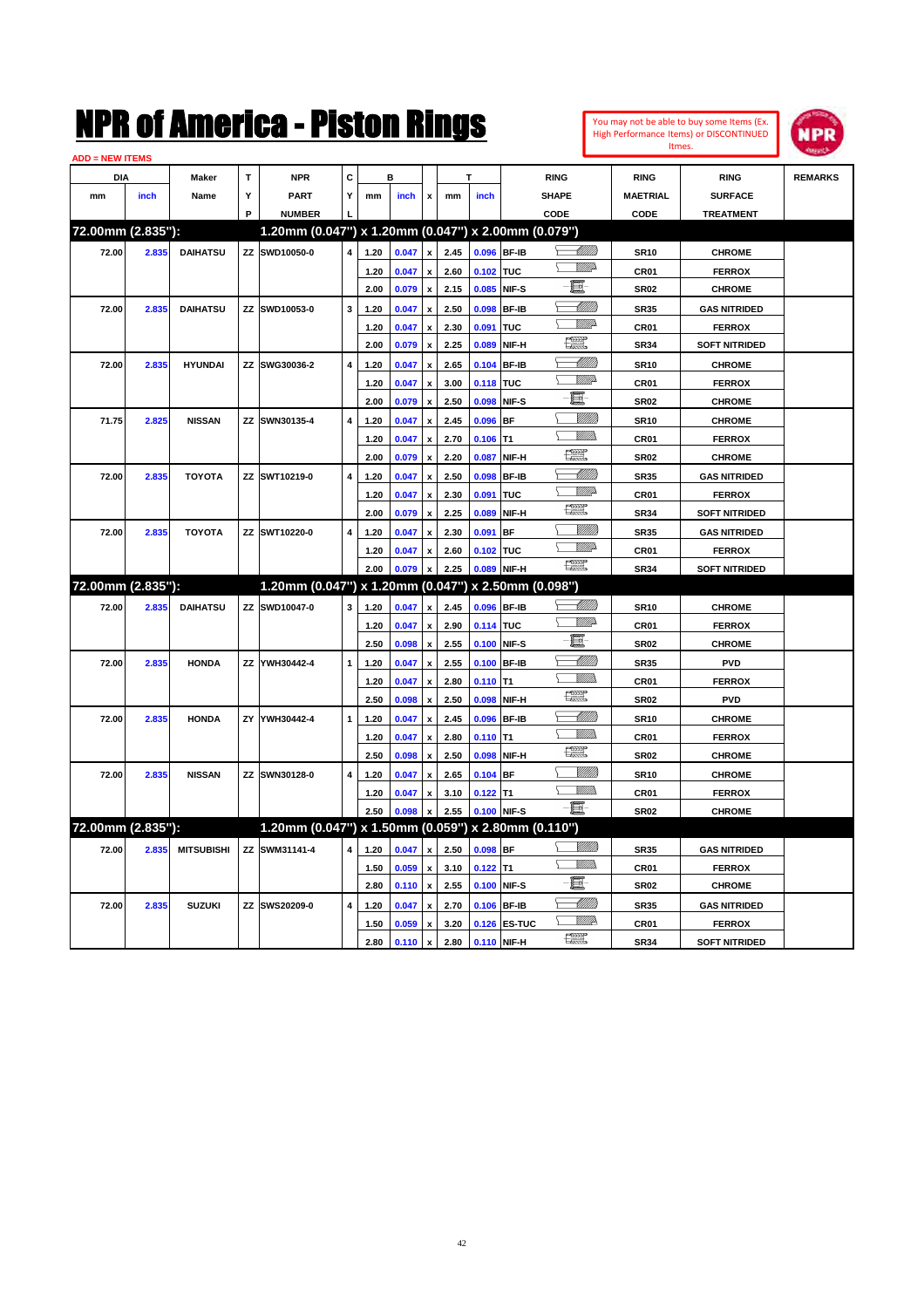# NPR of America - Piston Rings

You may not be able to buy some Items (Ex. High Performance Items) or DISCONTINUED Itmes.

ADD = NEW ITEMS

| DIA mm | DIA inch | Maker Name | TYP | NPR PART NUMBER | CYL | B mm | B inch | x | T mm | T inch | RING SHAPE CODE | RING MAETRIAL CODE | RING SURFACE TREATMENT | REMARKS |
|---|---|---|---|---|---|---|---|---|---|---|---|---|---|---|
| **72.00mm (2.835"):** | | | | **1.20mm (0.047") x 1.20mm (0.047") x 2.00mm (0.079")** | | | | | | | | | | |
| 72.00 | 2.835 | DAIHATSU | ZZ | SWD10050-0 | 4 | 1.20 | 0.047 | x | 2.45 | 0.096 | BF-IB | SR10 | CHROME | |
| | | | | | | 1.20 | 0.047 | x | 2.60 | 0.102 | TUC | CR01 | FERROX | |
| | | | | | | 2.00 | 0.079 | x | 2.15 | 0.085 | NIF-S | SR02 | CHROME | |
| 72.00 | 2.835 | DAIHATSU | ZZ | SWD10053-0 | 3 | 1.20 | 0.047 | x | 2.50 | 0.098 | BF-IB | SR35 | GAS NITRIDED | |
| | | | | | | 1.20 | 0.047 | x | 2.30 | 0.091 | TUC | CR01 | FERROX | |
| | | | | | | 2.00 | 0.079 | x | 2.25 | 0.089 | NIF-H | SR34 | SOFT NITRIDED | |
| 72.00 | 2.835 | HYUNDAI | ZZ | SWG30036-2 | 4 | 1.20 | 0.047 | x | 2.65 | 0.104 | BF-IB | SR10 | CHROME | |
| | | | | | | 1.20 | 0.047 | x | 3.00 | 0.118 | TUC | CR01 | FERROX | |
| | | | | | | 2.00 | 0.079 | x | 2.50 | 0.098 | NIF-S | SR02 | CHROME | |
| 71.75 | 2.825 | NISSAN | ZZ | SWN30135-4 | 4 | 1.20 | 0.047 | x | 2.45 | 0.096 | BF | SR10 | CHROME | |
| | | | | | | 1.20 | 0.047 | x | 2.70 | 0.106 | T1 | CR01 | FERROX | |
| | | | | | | 2.00 | 0.079 | x | 2.20 | 0.087 | NIF-H | SR02 | CHROME | |
| 72.00 | 2.835 | TOYOTA | ZZ | SWT10219-0 | 4 | 1.20 | 0.047 | x | 2.50 | 0.098 | BF-IB | SR35 | GAS NITRIDED | |
| | | | | | | 1.20 | 0.047 | x | 2.30 | 0.091 | TUC | CR01 | FERROX | |
| | | | | | | 2.00 | 0.079 | x | 2.25 | 0.089 | NIF-H | SR34 | SOFT NITRIDED | |
| 72.00 | 2.835 | TOYOTA | ZZ | SWT10220-0 | 4 | 1.20 | 0.047 | x | 2.30 | 0.091 | BF | SR35 | GAS NITRIDED | |
| | | | | | | 1.20 | 0.047 | x | 2.60 | 0.102 | TUC | CR01 | FERROX | |
| | | | | | | 2.00 | 0.079 | x | 2.25 | 0.089 | NIF-H | SR34 | SOFT NITRIDED | |
| **72.00mm (2.835"):** | | | | **1.20mm (0.047") x 1.20mm (0.047") x 2.50mm (0.098")** | | | | | | | | | | |
| 72.00 | 2.835 | DAIHATSU | ZZ | SWD10047-0 | 3 | 1.20 | 0.047 | x | 2.45 | 0.096 | BF-IB | SR10 | CHROME | |
| | | | | | | 1.20 | 0.047 | x | 2.90 | 0.114 | TUC | CR01 | FERROX | |
| | | | | | | 2.50 | 0.098 | x | 2.55 | 0.100 | NIF-S | SR02 | CHROME | |
| 72.00 | 2.835 | HONDA | ZZ | YWH30442-4 | 1 | 1.20 | 0.047 | x | 2.55 | 0.100 | BF-IB | SR35 | PVD | |
| | | | | | | 1.20 | 0.047 | x | 2.80 | 0.110 | T1 | CR01 | FERROX | |
| | | | | | | 2.50 | 0.098 | x | 2.50 | 0.098 | NIF-H | SR02 | PVD | |
| 72.00 | 2.835 | HONDA | ZY | YWH30442-4 | 1 | 1.20 | 0.047 | x | 2.45 | 0.096 | BF-IB | SR10 | CHROME | |
| | | | | | | 1.20 | 0.047 | x | 2.80 | 0.110 | T1 | CR01 | FERROX | |
| | | | | | | 2.50 | 0.098 | x | 2.50 | 0.098 | NIF-H | SR02 | CHROME | |
| 72.00 | 2.835 | NISSAN | ZZ | SWN30128-0 | 4 | 1.20 | 0.047 | x | 2.65 | 0.104 | BF | SR10 | CHROME | |
| | | | | | | 1.20 | 0.047 | x | 3.10 | 0.122 | T1 | CR01 | FERROX | |
| | | | | | | 2.50 | 0.098 | x | 2.55 | 0.100 | NIF-S | SR02 | CHROME | |
| **72.00mm (2.835"):** | | | | **1.20mm (0.047") x 1.50mm (0.059") x 2.80mm (0.110")** | | | | | | | | | | |
| 72.00 | 2.835 | MITSUBISHI | ZZ | SWM31141-4 | 4 | 1.20 | 0.047 | x | 2.50 | 0.098 | BF | SR35 | GAS NITRIDED | |
| | | | | | | 1.50 | 0.059 | x | 3.10 | 0.122 | T1 | CR01 | FERROX | |
| | | | | | | 2.80 | 0.110 | x | 2.55 | 0.100 | NIF-S | SR02 | CHROME | |
| 72.00 | 2.835 | SUZUKI | ZZ | SWS20209-0 | 4 | 1.20 | 0.047 | x | 2.70 | 0.106 | BF-IB | SR35 | GAS NITRIDED | |
| | | | | | | 1.50 | 0.059 | x | 3.20 | 0.126 | ES-TUC | CR01 | FERROX | |
| | | | | | | 2.80 | 0.110 | x | 2.80 | 0.110 | NIF-H | SR34 | SOFT NITRIDED | |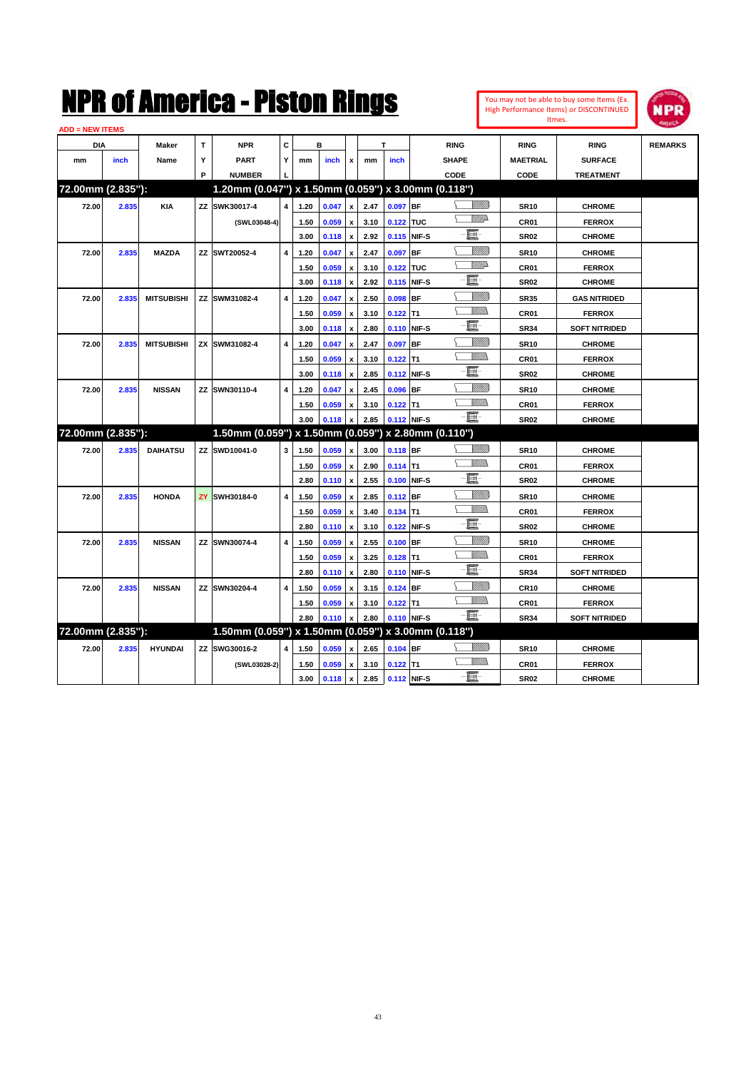# NPR of America - Piston Rings

You may not be able to buy some Items (Ex. High Performance Items) or DISCONTINUED Itmes.

ADD = NEW ITEMS

| DIA | | Maker | T | NPR | C | B | | | T | | RING | RING | RING | REMARKS |
|---|---|---|---|---|---|---|---|---|---|---|---|---|---|---|
| mm | inch | Name | Y | PART | Y | mm | inch | x | mm | inch | SHAPE | MAETRIAL | SURFACE | |
| | | | P | NUMBER | L | | | | | | CODE | CODE | TREATMENT | |
| **72.00mm (2.835"):** | | | | **1.20mm (0.047") x 1.50mm (0.059") x 3.00mm (0.118")** | | | | | | | | | | |
| 72.00 | 2.835 | KIA | ZZ | SWK30017-4 | 4 | 1.20 | 0.047 | x | 2.47 | 0.097 | BF | SR10 | CHROME | |
| | | | | (SWL03048-4) | | 1.50 | 0.059 | x | 3.10 | 0.122 | TUC | CR01 | FERROX | |
| | | | | | | 3.00 | 0.118 | x | 2.92 | 0.115 | NIF-S | SR02 | CHROME | |
| 72.00 | 2.835 | MAZDA | ZZ | SWT20052-4 | 4 | 1.20 | 0.047 | x | 2.47 | 0.097 | BF | SR10 | CHROME | |
| | | | | | | 1.50 | 0.059 | x | 3.10 | 0.122 | TUC | CR01 | FERROX | |
| | | | | | | 3.00 | 0.118 | x | 2.92 | 0.115 | NIF-S | SR02 | CHROME | |
| 72.00 | 2.835 | MITSUBISHI | ZZ | SWM31082-4 | 4 | 1.20 | 0.047 | x | 2.50 | 0.098 | BF | SR35 | GAS NITRIDED | |
| | | | | | | 1.50 | 0.059 | x | 3.10 | 0.122 | T1 | CR01 | FERROX | |
| | | | | | | 3.00 | 0.118 | x | 2.80 | 0.110 | NIF-S | SR34 | SOFT NITRIDED | |
| 72.00 | 2.835 | MITSUBISHI | ZX | SWM31082-4 | 4 | 1.20 | 0.047 | x | 2.47 | 0.097 | BF | SR10 | CHROME | |
| | | | | | | 1.50 | 0.059 | x | 3.10 | 0.122 | T1 | CR01 | FERROX | |
| | | | | | | 3.00 | 0.118 | x | 2.85 | 0.112 | NIF-S | SR02 | CHROME | |
| 72.00 | 2.835 | NISSAN | ZZ | SWN30110-4 | 4 | 1.20 | 0.047 | x | 2.45 | 0.096 | BF | SR10 | CHROME | |
| | | | | | | 1.50 | 0.059 | x | 3.10 | 0.122 | T1 | CR01 | FERROX | |
| | | | | | | 3.00 | 0.118 | x | 2.85 | 0.112 | NIF-S | SR02 | CHROME | |
| **72.00mm (2.835"):** | | | | **1.50mm (0.059") x 1.50mm (0.059") x 2.80mm (0.110")** | | | | | | | | | | |
| 72.00 | 2.835 | DAIHATSU | ZZ | SWD10041-0 | 3 | 1.50 | 0.059 | x | 3.00 | 0.118 | BF | SR10 | CHROME | |
| | | | | | | 1.50 | 0.059 | x | 2.90 | 0.114 | T1 | CR01 | FERROX | |
| | | | | | | 2.80 | 0.110 | x | 2.55 | 0.100 | NIF-S | SR02 | CHROME | |
| 72.00 | 2.835 | HONDA | ZY | SWH30184-0 | 4 | 1.50 | 0.059 | x | 2.85 | 0.112 | BF | SR10 | CHROME | |
| | | | | | | 1.50 | 0.059 | x | 3.40 | 0.134 | T1 | CR01 | FERROX | |
| | | | | | | 2.80 | 0.110 | x | 3.10 | 0.122 | NIF-S | SR02 | CHROME | |
| 72.00 | 2.835 | NISSAN | ZZ | SWN30074-4 | 4 | 1.50 | 0.059 | x | 2.55 | 0.100 | BF | SR10 | CHROME | |
| | | | | | | 1.50 | 0.059 | x | 3.25 | 0.128 | T1 | CR01 | FERROX | |
| | | | | | | 2.80 | 0.110 | x | 2.80 | 0.110 | NIF-S | SR34 | SOFT NITRIDED | |
| 72.00 | 2.835 | NISSAN | ZZ | SWN30204-4 | 4 | 1.50 | 0.059 | x | 3.15 | 0.124 | BF | CR10 | CHROME | |
| | | | | | | 1.50 | 0.059 | x | 3.10 | 0.122 | T1 | CR01 | FERROX | |
| | | | | | | 2.80 | 0.110 | x | 2.80 | 0.110 | NIF-S | SR34 | SOFT NITRIDED | |
| **72.00mm (2.835"):** | | | | **1.50mm (0.059") x 1.50mm (0.059") x 3.00mm (0.118")** | | | | | | | | | | |
| 72.00 | 2.835 | HYUNDAI | ZZ | SWG30016-2 | 4 | 1.50 | 0.059 | x | 2.65 | 0.104 | BF | SR10 | CHROME | |
| | | | | (SWL03028-2) | | 1.50 | 0.059 | x | 3.10 | 0.122 | T1 | CR01 | FERROX | |
| | | | | | | 3.00 | 0.118 | x | 2.85 | 0.112 | NIF-S | SR02 | CHROME | |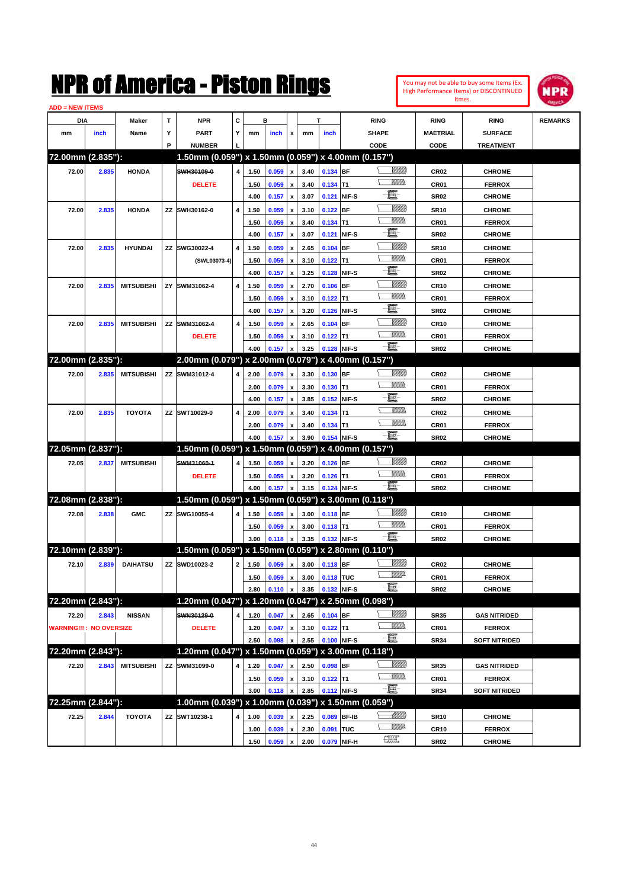# NPR of America - Piston Rings

You may not be able to buy some Items (Ex. High Performance Items) or DISCONTINUED Itmes.

ADD = NEW ITEMS

| DIA mm | DIA inch | Maker Name | TYP | NPR PART NUMBER | CYL | B mm | B inch | x | T mm | T inch | RING SHAPE CODE | RING MAETRIAL CODE | RING SURFACE TREATMENT | REMARKS |
|---|---|---|---|---|---|---|---|---|---|---|---|---|---|---|
| **72.00mm (2.835"):** | | | | **1.50mm (0.059") x 1.50mm (0.059") x 4.00mm (0.157")** | | | | | | | | | | |
| 72.00 | 2.835 | HONDA | | ~~SWH30109-0~~ | 4 | 1.50 | 0.059 | x | 3.40 | 0.134 | BF | CR02 | CHROME | |
| | | | | DELETE | | 1.50 | 0.059 | x | 3.40 | 0.134 | T1 | CR01 | FERROX | |
| | | | | | | 4.00 | 0.157 | x | 3.07 | 0.121 | NIF-S | SR02 | CHROME | |
| 72.00 | 2.835 | HONDA | ZZ | SWH30162-0 | 4 | 1.50 | 0.059 | x | 3.10 | 0.122 | BF | SR10 | CHROME | |
| | | | | | | 1.50 | 0.059 | x | 3.40 | 0.134 | T1 | CR01 | FERROX | |
| | | | | | | 4.00 | 0.157 | x | 3.07 | 0.121 | NIF-S | SR02 | CHROME | |
| 72.00 | 2.835 | HYUNDAI | ZZ | SWG30022-4 | 4 | 1.50 | 0.059 | x | 2.65 | 0.104 | BF | SR10 | CHROME | |
| | | | | (SWL03073-4) | | 1.50 | 0.059 | x | 3.10 | 0.122 | T1 | CR01 | FERROX | |
| | | | | | | 4.00 | 0.157 | x | 3.25 | 0.128 | NIF-S | SR02 | CHROME | |
| 72.00 | 2.835 | MITSUBISHI | ZY | SWM31062-4 | 4 | 1.50 | 0.059 | x | 2.70 | 0.106 | BF | CR10 | CHROME | |
| | | | | | | 1.50 | 0.059 | x | 3.10 | 0.122 | T1 | CR01 | FERROX | |
| | | | | | | 4.00 | 0.157 | x | 3.20 | 0.126 | NIF-S | SR02 | CHROME | |
| 72.00 | 2.835 | MITSUBISHI | ZZ | ~~SWM31062-4~~ | 4 | 1.50 | 0.059 | x | 2.65 | 0.104 | BF | CR10 | CHROME | |
| | | | | DELETE | | 1.50 | 0.059 | x | 3.10 | 0.122 | T1 | CR01 | FERROX | |
| | | | | | | 4.00 | 0.157 | x | 3.25 | 0.128 | NIF-S | SR02 | CHROME | |
| **72.00mm (2.835"):** | | | | **2.00mm (0.079") x 2.00mm (0.079") x 4.00mm (0.157")** | | | | | | | | | | |
| 72.00 | 2.835 | MITSUBISHI | ZZ | SWM31012-4 | 4 | 2.00 | 0.079 | x | 3.30 | 0.130 | BF | CR02 | CHROME | |
| | | | | | | 2.00 | 0.079 | x | 3.30 | 0.130 | T1 | CR01 | FERROX | |
| | | | | | | 4.00 | 0.157 | x | 3.85 | 0.152 | NIF-S | SR02 | CHROME | |
| 72.00 | 2.835 | TOYOTA | ZZ | SWT10029-0 | 4 | 2.00 | 0.079 | x | 3.40 | 0.134 | T1 | CR02 | CHROME | |
| | | | | | | 2.00 | 0.079 | x | 3.40 | 0.134 | T1 | CR01 | FERROX | |
| | | | | | | 4.00 | 0.157 | x | 3.90 | 0.154 | NIF-S | SR02 | CHROME | |
| **72.05mm (2.837"):** | | | | **1.50mm (0.059") x 1.50mm (0.059") x 4.00mm (0.157")** | | | | | | | | | | |
| 72.05 | 2.837 | MITSUBISHI | | ~~SWM31060-1~~ | 4 | 1.50 | 0.059 | x | 3.20 | 0.126 | BF | CR02 | CHROME | |
| | | | | DELETE | | 1.50 | 0.059 | x | 3.20 | 0.126 | T1 | CR01 | FERROX | |
| | | | | | | 4.00 | 0.157 | x | 3.15 | 0.124 | NIF-S | SR02 | CHROME | |
| **72.08mm (2.838"):** | | | | **1.50mm (0.059") x 1.50mm (0.059") x 3.00mm (0.118")** | | | | | | | | | | |
| 72.08 | 2.838 | GMC | ZZ | SWG10055-4 | 4 | 1.50 | 0.059 | x | 3.00 | 0.118 | BF | CR10 | CHROME | |
| | | | | | | 1.50 | 0.059 | x | 3.00 | 0.118 | T1 | CR01 | FERROX | |
| | | | | | | 3.00 | 0.118 | x | 3.35 | 0.132 | NIF-S | SR02 | CHROME | |
| **72.10mm (2.839"):** | | | | **1.50mm (0.059") x 1.50mm (0.059") x 2.80mm (0.110")** | | | | | | | | | | |
| 72.10 | 2.839 | DAIHATSU | ZZ | SWD10023-2 | 2 | 1.50 | 0.059 | x | 3.00 | 0.118 | BF | CR02 | CHROME | |
| | | | | | | 1.50 | 0.059 | x | 3.00 | 0.118 | TUC | CR01 | FERROX | |
| | | | | | | 2.80 | 0.110 | x | 3.35 | 0.132 | NIF-S | SR02 | CHROME | |
| **72.20mm (2.843"):** | | | | **1.20mm (0.047") x 1.20mm (0.047") x 2.50mm (0.098")** | | | | | | | | | | |
| 72.20 | 2.843 | NISSAN | | ~~SWN30129-0~~ | 4 | 1.20 | 0.047 | x | 2.65 | 0.104 | BF | SR35 | GAS NITRIDED | |
| WARNING!!! : NO OVERSIZE | | | | DELETE | | 1.20 | 0.047 | x | 3.10 | 0.122 | T1 | CR01 | FERROX | |
| | | | | | | 2.50 | 0.098 | x | 2.55 | 0.100 | NIF-S | SR34 | SOFT NITRIDED | |
| **72.20mm (2.843"):** | | | | **1.20mm (0.047") x 1.50mm (0.059") x 3.00mm (0.118")** | | | | | | | | | | |
| 72.20 | 2.843 | MITSUBISHI | ZZ | SWM31099-0 | 4 | 1.20 | 0.047 | x | 2.50 | 0.098 | BF | SR35 | GAS NITRIDED | |
| | | | | | | 1.50 | 0.059 | x | 3.10 | 0.122 | T1 | CR01 | FERROX | |
| | | | | | | 3.00 | 0.118 | x | 2.85 | 0.112 | NIF-S | SR34 | SOFT NITRIDED | |
| **72.25mm (2.844"):** | | | | **1.00mm (0.039") x 1.00mm (0.039") x 1.50mm (0.059")** | | | | | | | | | | |
| 72.25 | 2.844 | TOYOTA | ZZ | SWT10238-1 | 4 | 1.00 | 0.039 | x | 2.25 | 0.089 | BF-IB | SR10 | CHROME | |
| | | | | | | 1.00 | 0.039 | x | 2.30 | 0.091 | TUC | CR10 | FERROX | |
| | | | | | | 1.50 | 0.059 | x | 2.00 | 0.079 | NIF-H | SR02 | CHROME | |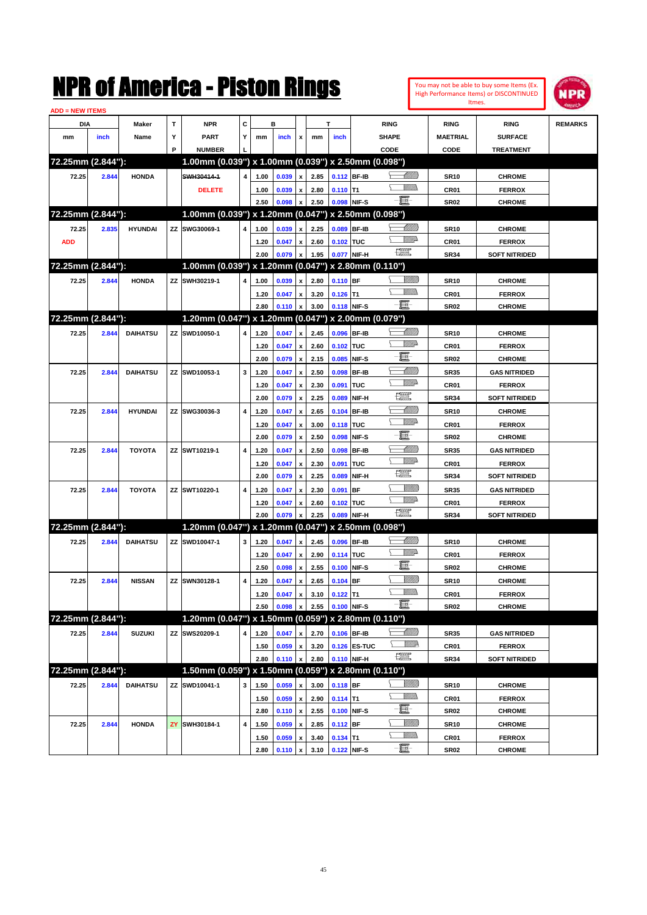# NPR of America - Piston Rings

You may not be able to buy some Items (Ex. High Performance Items) or DISCONTINUED Itmes.

ADD = NEW ITEMS

| DIA mm | DIA inch | Maker Name | TYP | NPR PART NUMBER | CYL | B mm | B inch | x | T mm | T inch | RING SHAPE CODE | RING MAETRIAL CODE | RING SURFACE TREATMENT | REMARKS |
|---|---|---|---|---|---|---|---|---|---|---|---|---|---|---|
| **72.25mm (2.844"):** | | | | **1.00mm (0.039") x 1.00mm (0.039") x 2.50mm (0.098")** | | | | | | | | | | |
| 72.25 | 2.844 | HONDA | | ~~SWH30414-1~~ | 4 | 1.00 | 0.039 | x | 2.85 | 0.112 | BF-IB | SR10 | CHROME | |
| | | | | DELETE | | 1.00 | 0.039 | x | 2.80 | 0.110 | T1 | CR01 | FERROX | |
| | | | | | | 2.50 | 0.098 | x | 2.50 | 0.098 | NIF-S | SR02 | CHROME | |
| **72.25mm (2.844"):** | | | | **1.00mm (0.039") x 1.20mm (0.047") x 2.50mm (0.098")** | | | | | | | | | | |
| 72.25 | 2.835 | HYUNDAI | ZZ | SWG30069-1 | 4 | 1.00 | 0.039 | x | 2.25 | 0.089 | BF-IB | SR10 | CHROME | |
| ADD | | | | | | 1.20 | 0.047 | x | 2.60 | 0.102 | TUC | CR01 | FERROX | |
| | | | | | | 2.00 | 0.079 | x | 1.95 | 0.077 | NIF-H | SR34 | SOFT NITRIDED | |
| **72.25mm (2.844"):** | | | | **1.00mm (0.039") x 1.20mm (0.047") x 2.80mm (0.110")** | | | | | | | | | | |
| 72.25 | 2.844 | HONDA | ZZ | SWH30219-1 | 4 | 1.00 | 0.039 | x | 2.80 | 0.110 | BF | SR10 | CHROME | |
| | | | | | | 1.20 | 0.047 | x | 3.20 | 0.126 | T1 | CR01 | FERROX | |
| | | | | | | 2.80 | 0.110 | x | 3.00 | 0.118 | NIF-S | SR02 | CHROME | |
| **72.25mm (2.844"):** | | | | **1.20mm (0.047") x 1.20mm (0.047") x 2.00mm (0.079")** | | | | | | | | | | |
| 72.25 | 2.844 | DAIHATSU | ZZ | SWD10050-1 | 4 | 1.20 | 0.047 | x | 2.45 | 0.096 | BF-IB | SR10 | CHROME | |
| | | | | | | 1.20 | 0.047 | x | 2.60 | 0.102 | TUC | CR01 | FERROX | |
| | | | | | | 2.00 | 0.079 | x | 2.15 | 0.085 | NIF-S | SR02 | CHROME | |
| 72.25 | 2.844 | DAIHATSU | ZZ | SWD10053-1 | 3 | 1.20 | 0.047 | x | 2.50 | 0.098 | BF-IB | SR35 | GAS NITRIDED | |
| | | | | | | 1.20 | 0.047 | x | 2.30 | 0.091 | TUC | CR01 | FERROX | |
| | | | | | | 2.00 | 0.079 | x | 2.25 | 0.089 | NIF-H | SR34 | SOFT NITRIDED | |
| 72.25 | 2.844 | HYUNDAI | ZZ | SWG30036-3 | 4 | 1.20 | 0.047 | x | 2.65 | 0.104 | BF-IB | SR10 | CHROME | |
| | | | | | | 1.20 | 0.047 | x | 3.00 | 0.118 | TUC | CR01 | FERROX | |
| | | | | | | 2.00 | 0.079 | x | 2.50 | 0.098 | NIF-S | SR02 | CHROME | |
| 72.25 | 2.844 | TOYOTA | ZZ | SWT10219-1 | 4 | 1.20 | 0.047 | x | 2.50 | 0.098 | BF-IB | SR35 | GAS NITRIDED | |
| | | | | | | 1.20 | 0.047 | x | 2.30 | 0.091 | TUC | CR01 | FERROX | |
| | | | | | | 2.00 | 0.079 | x | 2.25 | 0.089 | NIF-H | SR34 | SOFT NITRIDED | |
| 72.25 | 2.844 | TOYOTA | ZZ | SWT10220-1 | 4 | 1.20 | 0.047 | x | 2.30 | 0.091 | BF | SR35 | GAS NITRIDED | |
| | | | | | | 1.20 | 0.047 | x | 2.60 | 0.102 | TUC | CR01 | FERROX | |
| | | | | | | 2.00 | 0.079 | x | 2.25 | 0.089 | NIF-H | SR34 | SOFT NITRIDED | |
| **72.25mm (2.844"):** | | | | **1.20mm (0.047") x 1.20mm (0.047") x 2.50mm (0.098")** | | | | | | | | | | |
| 72.25 | 2.844 | DAIHATSU | ZZ | SWD10047-1 | 3 | 1.20 | 0.047 | x | 2.45 | 0.096 | BF-IB | SR10 | CHROME | |
| | | | | | | 1.20 | 0.047 | x | 2.90 | 0.114 | TUC | CR01 | FERROX | |
| | | | | | | 2.50 | 0.098 | x | 2.55 | 0.100 | NIF-S | SR02 | CHROME | |
| 72.25 | 2.844 | NISSAN | ZZ | SWN30128-1 | 4 | 1.20 | 0.047 | x | 2.65 | 0.104 | BF | SR10 | CHROME | |
| | | | | | | 1.20 | 0.047 | x | 3.10 | 0.122 | T1 | CR01 | FERROX | |
| | | | | | | 2.50 | 0.098 | x | 2.55 | 0.100 | NIF-S | SR02 | CHROME | |
| **72.25mm (2.844"):** | | | | **1.20mm (0.047") x 1.50mm (0.059") x 2.80mm (0.110")** | | | | | | | | | | |
| 72.25 | 2.844 | SUZUKI | ZZ | SWS20209-1 | 4 | 1.20 | 0.047 | x | 2.70 | 0.106 | BF-IB | SR35 | GAS NITRIDED | |
| | | | | | | 1.50 | 0.059 | x | 3.20 | 0.126 | ES-TUC | CR01 | FERROX | |
| | | | | | | 2.80 | 0.110 | x | 2.80 | 0.110 | NIF-H | SR34 | SOFT NITRIDED | |
| **72.25mm (2.844"):** | | | | **1.50mm (0.059") x 1.50mm (0.059") x 2.80mm (0.110")** | | | | | | | | | | |
| 72.25 | 2.844 | DAIHATSU | ZZ | SWD10041-1 | 3 | 1.50 | 0.059 | x | 3.00 | 0.118 | BF | SR10 | CHROME | |
| | | | | | | 1.50 | 0.059 | x | 2.90 | 0.114 | T1 | CR01 | FERROX | |
| | | | | | | 2.80 | 0.110 | x | 2.55 | 0.100 | NIF-S | SR02 | CHROME | |
| 72.25 | 2.844 | HONDA | ZY | SWH30184-1 | 4 | 1.50 | 0.059 | x | 2.85 | 0.112 | BF | SR10 | CHROME | |
| | | | | | | 1.50 | 0.059 | x | 3.40 | 0.134 | T1 | CR01 | FERROX | |
| | | | | | | 2.80 | 0.110 | x | 3.10 | 0.122 | NIF-S | SR02 | CHROME | |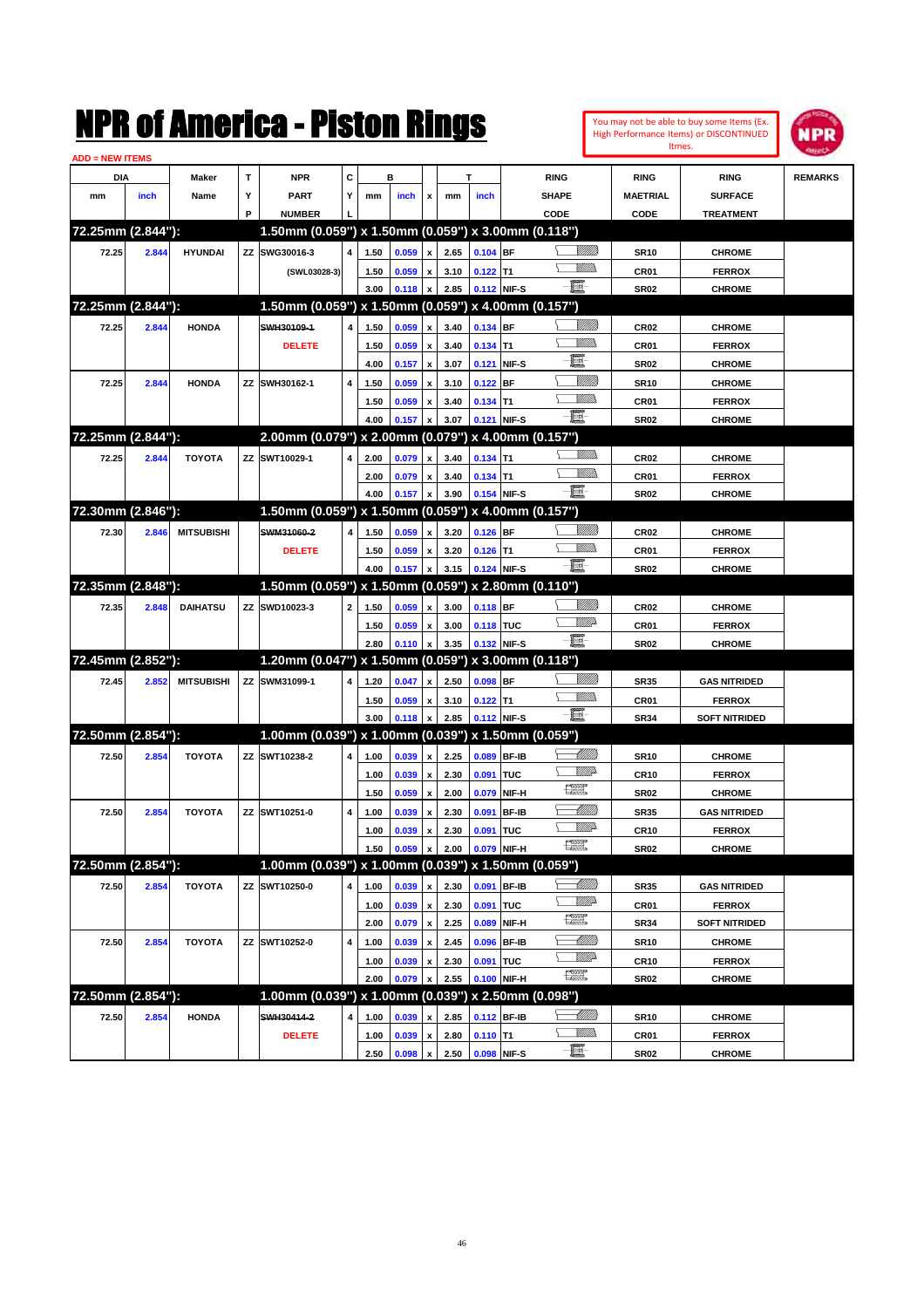# NPR of America - Piston Rings

You may not be able to buy some Items (Ex. High Performance Items) or DISCONTINUED Itmes.

ADD = NEW ITEMS

| DIA mm | DIA inch | Maker Name | TYP | NPR PART NUMBER | CYL | B mm | B inch | x | T mm | T inch | RING SHAPE CODE | RING MAETRIAL CODE | RING SURFACE TREATMENT | REMARKS |
|---|---|---|---|---|---|---|---|---|---|---|---|---|---|---|
| **72.25mm (2.844"):** | | | | **1.50mm (0.059") x 1.50mm (0.059") x 3.00mm (0.118")** | | | | | | | | | | |
| 72.25 | 2.844 | HYUNDAI | ZZ | SWG30016-3 | 4 | 1.50 | 0.059 | x | 2.65 | 0.104 | BF | SR10 | CHROME | |
| | | | | (SWL03028-3) | | 1.50 | 0.059 | x | 3.10 | 0.122 | T1 | CR01 | FERROX | |
| | | | | | | 3.00 | 0.118 | x | 2.85 | 0.112 | NIF-S | SR02 | CHROME | |
| **72.25mm (2.844"):** | | | | **1.50mm (0.059") x 1.50mm (0.059") x 4.00mm (0.157")** | | | | | | | | | | |
| 72.25 | 2.844 | HONDA | | ~~SWH30109-1~~ | 4 | 1.50 | 0.059 | x | 3.40 | 0.134 | BF | CR02 | CHROME | |
| | | | | DELETE | | 1.50 | 0.059 | x | 3.40 | 0.134 | T1 | CR01 | FERROX | |
| | | | | | | 4.00 | 0.157 | x | 3.07 | 0.121 | NIF-S | SR02 | CHROME | |
| 72.25 | 2.844 | HONDA | ZZ | SWH30162-1 | 4 | 1.50 | 0.059 | x | 3.10 | 0.122 | BF | SR10 | CHROME | |
| | | | | | | 1.50 | 0.059 | x | 3.40 | 0.134 | T1 | CR01 | FERROX | |
| | | | | | | 4.00 | 0.157 | x | 3.07 | 0.121 | NIF-S | SR02 | CHROME | |
| **72.25mm (2.844"):** | | | | **2.00mm (0.079") x 2.00mm (0.079") x 4.00mm (0.157")** | | | | | | | | | | |
| 72.25 | 2.844 | TOYOTA | ZZ | SWT10029-1 | 4 | 2.00 | 0.079 | x | 3.40 | 0.134 | T1 | CR02 | CHROME | |
| | | | | | | 2.00 | 0.079 | x | 3.40 | 0.134 | T1 | CR01 | FERROX | |
| | | | | | | 4.00 | 0.157 | x | 3.90 | 0.154 | NIF-S | SR02 | CHROME | |
| **72.30mm (2.846"):** | | | | **1.50mm (0.059") x 1.50mm (0.059") x 4.00mm (0.157")** | | | | | | | | | | |
| 72.30 | 2.846 | MITSUBISHI | | ~~SWM31060-2~~ | 4 | 1.50 | 0.059 | x | 3.20 | 0.126 | BF | CR02 | CHROME | |
| | | | | DELETE | | 1.50 | 0.059 | x | 3.20 | 0.126 | T1 | CR01 | FERROX | |
| | | | | | | 4.00 | 0.157 | x | 3.15 | 0.124 | NIF-S | SR02 | CHROME | |
| **72.35mm (2.848"):** | | | | **1.50mm (0.059") x 1.50mm (0.059") x 2.80mm (0.110")** | | | | | | | | | | |
| 72.35 | 2.848 | DAIHATSU | ZZ | SWD10023-3 | 2 | 1.50 | 0.059 | x | 3.00 | 0.118 | BF | CR02 | CHROME | |
| | | | | | | 1.50 | 0.059 | x | 3.00 | 0.118 | TUC | CR01 | FERROX | |
| | | | | | | 2.80 | 0.110 | x | 3.35 | 0.132 | NIF-S | SR02 | CHROME | |
| **72.45mm (2.852"):** | | | | **1.20mm (0.047") x 1.50mm (0.059") x 3.00mm (0.118")** | | | | | | | | | | |
| 72.45 | 2.852 | MITSUBISHI | ZZ | SWM31099-1 | 4 | 1.20 | 0.047 | x | 2.50 | 0.098 | BF | SR35 | GAS NITRIDED | |
| | | | | | | 1.50 | 0.059 | x | 3.10 | 0.122 | T1 | CR01 | FERROX | |
| | | | | | | 3.00 | 0.118 | x | 2.85 | 0.112 | NIF-S | SR34 | SOFT NITRIDED | |
| **72.50mm (2.854"):** | | | | **1.00mm (0.039") x 1.00mm (0.039") x 1.50mm (0.059")** | | | | | | | | | | |
| 72.50 | 2.854 | TOYOTA | ZZ | SWT10238-2 | 4 | 1.00 | 0.039 | x | 2.25 | 0.089 | BF-IB | SR10 | CHROME | |
| | | | | | | 1.00 | 0.039 | x | 2.30 | 0.091 | TUC | CR10 | FERROX | |
| | | | | | | 1.50 | 0.059 | x | 2.00 | 0.079 | NIF-H | SR02 | CHROME | |
| 72.50 | 2.854 | TOYOTA | ZZ | SWT10251-0 | 4 | 1.00 | 0.039 | x | 2.30 | 0.091 | BF-IB | SR35 | GAS NITRIDED | |
| | | | | | | 1.00 | 0.039 | x | 2.30 | 0.091 | TUC | CR10 | FERROX | |
| | | | | | | 1.50 | 0.059 | x | 2.00 | 0.079 | NIF-H | SR02 | CHROME | |
| **72.50mm (2.854"):** | | | | **1.00mm (0.039") x 1.00mm (0.039") x 1.50mm (0.059")** | | | | | | | | | | |
| 72.50 | 2.854 | TOYOTA | ZZ | SWT10250-0 | 4 | 1.00 | 0.039 | x | 2.30 | 0.091 | BF-IB | SR35 | GAS NITRIDED | |
| | | | | | | 1.00 | 0.039 | x | 2.30 | 0.091 | TUC | CR01 | FERROX | |
| | | | | | | 2.00 | 0.079 | x | 2.25 | 0.089 | NIF-H | SR34 | SOFT NITRIDED | |
| 72.50 | 2.854 | TOYOTA | ZZ | SWT10252-0 | 4 | 1.00 | 0.039 | x | 2.45 | 0.096 | BF-IB | SR10 | CHROME | |
| | | | | | | 1.00 | 0.039 | x | 2.30 | 0.091 | TUC | CR10 | FERROX | |
| | | | | | | 2.00 | 0.079 | x | 2.55 | 0.100 | NIF-H | SR02 | CHROME | |
| **72.50mm (2.854"):** | | | | **1.00mm (0.039") x 1.00mm (0.039") x 2.50mm (0.098")** | | | | | | | | | | |
| 72.50 | 2.854 | HONDA | | ~~SWH30414-2~~ | 4 | 1.00 | 0.039 | x | 2.85 | 0.112 | BF-IB | SR10 | CHROME | |
| | | | | DELETE | | 1.00 | 0.039 | x | 2.80 | 0.110 | T1 | CR01 | FERROX | |
| | | | | | | 2.50 | 0.098 | x | 2.50 | 0.098 | NIF-S | SR02 | CHROME | |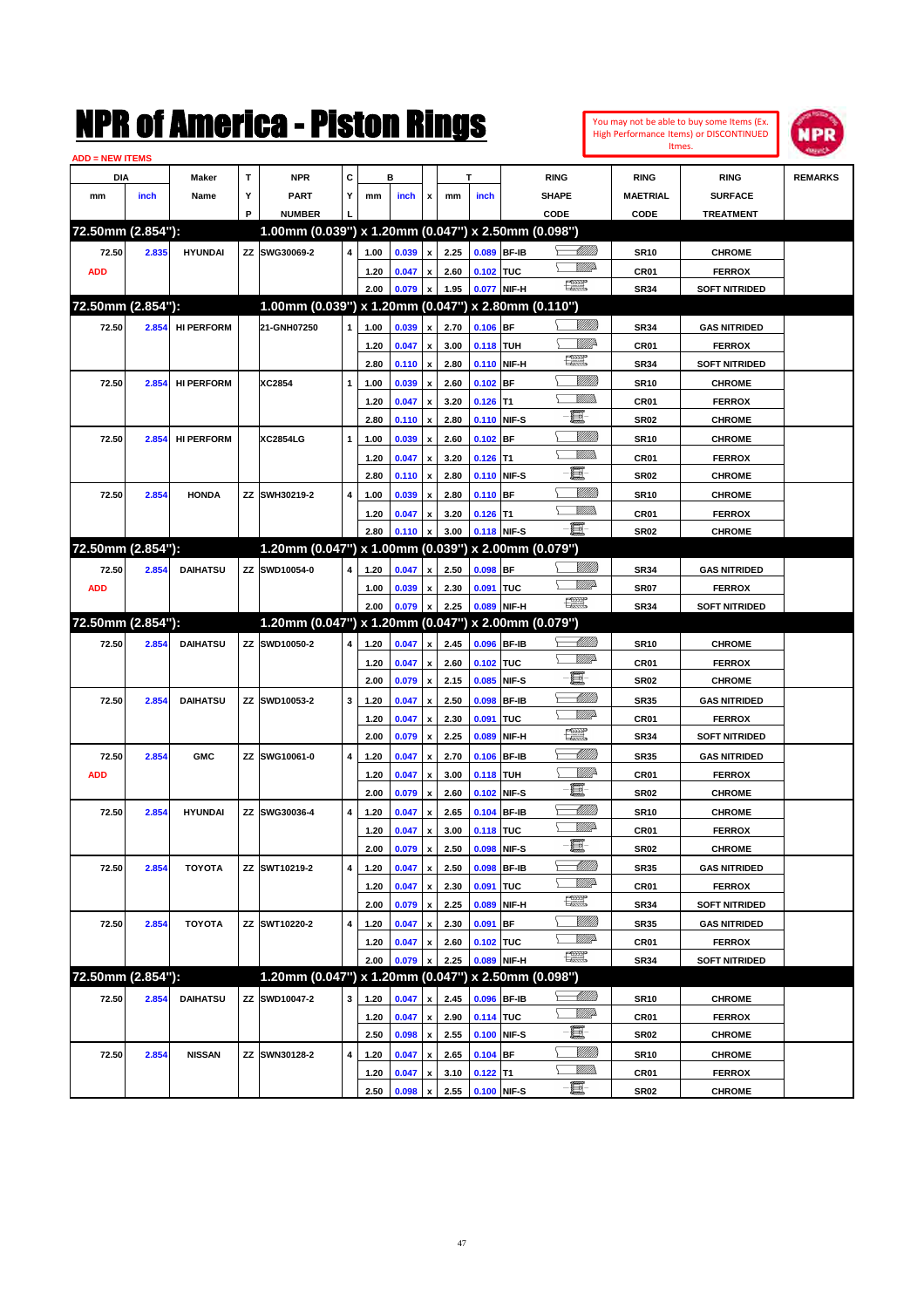# NPR of America - Piston Rings

You may not be able to buy some Items (Ex. High Performance Items) or DISCONTINUED Itmes.

ADD = NEW ITEMS

| DIA mm | DIA inch | Maker Name | TYP | NPR PART NUMBER | CYL | B mm | B inch | x | T mm | T inch | RING SHAPE CODE | RING MAETRIAL CODE | RING SURFACE TREATMENT | REMARKS |
|---|---|---|---|---|---|---|---|---|---|---|---|---|---|---|
| **72.50mm (2.854"):** | | | | **1.00mm (0.039") x 1.20mm (0.047") x 2.50mm (0.098")** | | | | | | | | | | |
| 72.50 | 2.835 | HYUNDAI | ZZ | SWG30069-2 | 4 | 1.00 | 0.039 | x | 2.25 | 0.089 | BF-IB | SR10 | CHROME | |
| ADD | | | | | | 1.20 | 0.047 | x | 2.60 | 0.102 | TUC | CR01 | FERROX | |
| | | | | | | 2.00 | 0.079 | x | 1.95 | 0.077 | NIF-H | SR34 | SOFT NITRIDED | |
| **72.50mm (2.854"):** | | | | **1.00mm (0.039") x 1.20mm (0.047") x 2.80mm (0.110")** | | | | | | | | | | |
| 72.50 | 2.854 | HI PERFORM | | 21-GNH07250 | 1 | 1.00 | 0.039 | x | 2.70 | 0.106 | BF | SR34 | GAS NITRIDED | |
| | | | | | | 1.20 | 0.047 | x | 3.00 | 0.118 | TUH | CR01 | FERROX | |
| | | | | | | 2.80 | 0.110 | x | 2.80 | 0.110 | NIF-H | SR34 | SOFT NITRIDED | |
| 72.50 | 2.854 | HI PERFORM | | XC2854 | 1 | 1.00 | 0.039 | x | 2.60 | 0.102 | BF | SR10 | CHROME | |
| | | | | | | 1.20 | 0.047 | x | 3.20 | 0.126 | T1 | CR01 | FERROX | |
| | | | | | | 2.80 | 0.110 | x | 2.80 | 0.110 | NIF-S | SR02 | CHROME | |
| 72.50 | 2.854 | HI PERFORM | | XC2854LG | 1 | 1.00 | 0.039 | x | 2.60 | 0.102 | BF | SR10 | CHROME | |
| | | | | | | 1.20 | 0.047 | x | 3.20 | 0.126 | T1 | CR01 | FERROX | |
| | | | | | | 2.80 | 0.110 | x | 2.80 | 0.110 | NIF-S | SR02 | CHROME | |
| 72.50 | 2.854 | HONDA | ZZ | SWH30219-2 | 4 | 1.00 | 0.039 | x | 2.80 | 0.110 | BF | SR10 | CHROME | |
| | | | | | | 1.20 | 0.047 | x | 3.20 | 0.126 | T1 | CR01 | FERROX | |
| | | | | | | 2.80 | 0.110 | x | 3.00 | 0.118 | NIF-S | SR02 | CHROME | |
| **72.50mm (2.854"):** | | | | **1.20mm (0.047") x 1.00mm (0.039") x 2.00mm (0.079")** | | | | | | | | | | |
| 72.50 | 2.854 | DAIHATSU | ZZ | SWD10054-0 | 4 | 1.20 | 0.047 | x | 2.50 | 0.098 | BF | SR34 | GAS NITRIDED | |
| ADD | | | | | | 1.00 | 0.039 | x | 2.30 | 0.091 | TUC | SR07 | FERROX | |
| | | | | | | 2.00 | 0.079 | x | 2.25 | 0.089 | NIF-H | SR34 | SOFT NITRIDED | |
| **72.50mm (2.854"):** | | | | **1.20mm (0.047") x 1.20mm (0.047") x 2.00mm (0.079")** | | | | | | | | | | |
| 72.50 | 2.854 | DAIHATSU | ZZ | SWD10050-2 | 4 | 1.20 | 0.047 | x | 2.45 | 0.096 | BF-IB | SR10 | CHROME | |
| | | | | | | 1.20 | 0.047 | x | 2.60 | 0.102 | TUC | CR01 | FERROX | |
| | | | | | | 2.00 | 0.079 | x | 2.15 | 0.085 | NIF-S | SR02 | CHROME | |
| 72.50 | 2.854 | DAIHATSU | ZZ | SWD10053-2 | 3 | 1.20 | 0.047 | x | 2.50 | 0.098 | BF-IB | SR35 | GAS NITRIDED | |
| | | | | | | 1.20 | 0.047 | x | 2.30 | 0.091 | TUC | CR01 | FERROX | |
| | | | | | | 2.00 | 0.079 | x | 2.25 | 0.089 | NIF-H | SR34 | SOFT NITRIDED | |
| 72.50 | 2.854 | GMC | ZZ | SWG10061-0 | 4 | 1.20 | 0.047 | x | 2.70 | 0.106 | BF-IB | SR35 | GAS NITRIDED | |
| ADD | | | | | | 1.20 | 0.047 | x | 3.00 | 0.118 | TUH | CR01 | FERROX | |
| | | | | | | 2.00 | 0.079 | x | 2.60 | 0.102 | NIF-S | SR02 | CHROME | |
| 72.50 | 2.854 | HYUNDAI | ZZ | SWG30036-4 | 4 | 1.20 | 0.047 | x | 2.65 | 0.104 | BF-IB | SR10 | CHROME | |
| | | | | | | 1.20 | 0.047 | x | 3.00 | 0.118 | TUC | CR01 | FERROX | |
| | | | | | | 2.00 | 0.079 | x | 2.50 | 0.098 | NIF-S | SR02 | CHROME | |
| 72.50 | 2.854 | TOYOTA | ZZ | SWT10219-2 | 4 | 1.20 | 0.047 | x | 2.50 | 0.098 | BF-IB | SR35 | GAS NITRIDED | |
| | | | | | | 1.20 | 0.047 | x | 2.30 | 0.091 | TUC | CR01 | FERROX | |
| | | | | | | 2.00 | 0.079 | x | 2.25 | 0.089 | NIF-H | SR34 | SOFT NITRIDED | |
| 72.50 | 2.854 | TOYOTA | ZZ | SWT10220-2 | 4 | 1.20 | 0.047 | x | 2.30 | 0.091 | BF | SR35 | GAS NITRIDED | |
| | | | | | | 1.20 | 0.047 | x | 2.60 | 0.102 | TUC | CR01 | FERROX | |
| | | | | | | 2.00 | 0.079 | x | 2.25 | 0.089 | NIF-H | SR34 | SOFT NITRIDED | |
| **72.50mm (2.854"):** | | | | **1.20mm (0.047") x 1.20mm (0.047") x 2.50mm (0.098")** | | | | | | | | | | |
| 72.50 | 2.854 | DAIHATSU | ZZ | SWD10047-2 | 3 | 1.20 | 0.047 | x | 2.45 | 0.096 | BF-IB | SR10 | CHROME | |
| | | | | | | 1.20 | 0.047 | x | 2.90 | 0.114 | TUC | CR01 | FERROX | |
| | | | | | | 2.50 | 0.098 | x | 2.55 | 0.100 | NIF-S | SR02 | CHROME | |
| 72.50 | 2.854 | NISSAN | ZZ | SWN30128-2 | 4 | 1.20 | 0.047 | x | 2.65 | 0.104 | BF | SR10 | CHROME | |
| | | | | | | 1.20 | 0.047 | x | 3.10 | 0.122 | T1 | CR01 | FERROX | |
| | | | | | | 2.50 | 0.098 | x | 2.55 | 0.100 | NIF-S | SR02 | CHROME | |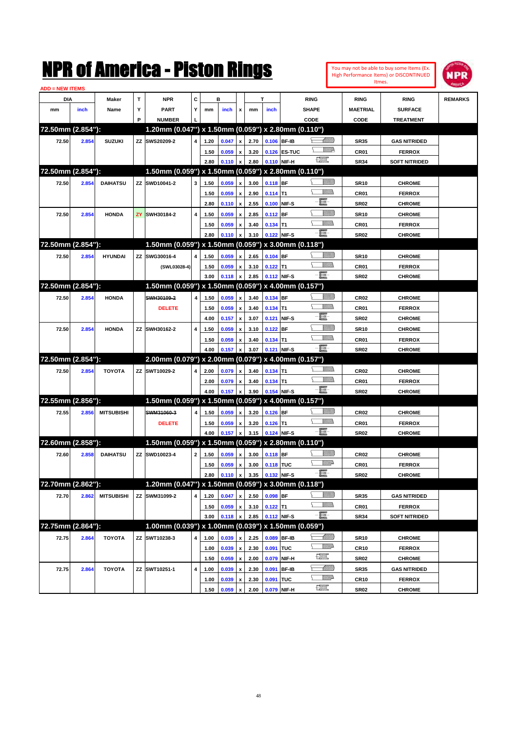# NPR of America - Piston Rings

You may not be able to buy some Items (Ex. High Performance Items) or DISCONTINUED Itmes.

ADD = NEW ITEMS

| DIA mm | DIA inch | Maker Name | TYP | NPR PART NUMBER | CYL | B mm | B inch | x | T mm | T inch | RING SHAPE CODE | RING MAETRIAL CODE | RING SURFACE TREATMENT | REMARKS |
|---|---|---|---|---|---|---|---|---|---|---|---|---|---|---|
| **72.50mm (2.854"):** | | | | **1.20mm (0.047") x 1.50mm (0.059") x 2.80mm (0.110")** | | | | | | | | | | |
| 72.50 | 2.854 | SUZUKI | ZZ | SWS20209-2 | 4 | 1.20 | 0.047 | x | 2.70 | 0.106 | BF-IB | SR35 | GAS NITRIDED | |
| | | | | | | 1.50 | 0.059 | x | 3.20 | 0.126 | ES-TUC | CR01 | FERROX | |
| | | | | | | 2.80 | 0.110 | x | 2.80 | 0.110 | NIF-H | SR34 | SOFT NITRIDED | |
| **72.50mm (2.854"):** | | | | **1.50mm (0.059") x 1.50mm (0.059") x 2.80mm (0.110")** | | | | | | | | | | |
| 72.50 | 2.854 | DAIHATSU | ZZ | SWD10041-2 | 3 | 1.50 | 0.059 | x | 3.00 | 0.118 | BF | SR10 | CHROME | |
| | | | | | | 1.50 | 0.059 | x | 2.90 | 0.114 | T1 | CR01 | FERROX | |
| | | | | | | 2.80 | 0.110 | x | 2.55 | 0.100 | NIF-S | SR02 | CHROME | |
| 72.50 | 2.854 | HONDA | ZY | SWH30184-2 | 4 | 1.50 | 0.059 | x | 2.85 | 0.112 | BF | SR10 | CHROME | |
| | | | | | | 1.50 | 0.059 | x | 3.40 | 0.134 | T1 | CR01 | FERROX | |
| | | | | | | 2.80 | 0.110 | x | 3.10 | 0.122 | NIF-S | SR02 | CHROME | |
| **72.50mm (2.854"):** | | | | **1.50mm (0.059") x 1.50mm (0.059") x 3.00mm (0.118")** | | | | | | | | | | |
| 72.50 | 2.854 | HYUNDAI | ZZ | SWG30016-4 | 4 | 1.50 | 0.059 | x | 2.65 | 0.104 | BF | SR10 | CHROME | |
| | | | | (SWL03028-4) | | 1.50 | 0.059 | x | 3.10 | 0.122 | T1 | CR01 | FERROX | |
| | | | | | | 3.00 | 0.118 | x | 2.85 | 0.112 | NIF-S | SR02 | CHROME | |
| **72.50mm (2.854"):** | | | | **1.50mm (0.059") x 1.50mm (0.059") x 4.00mm (0.157")** | | | | | | | | | | |
| 72.50 | 2.854 | HONDA | | ~~SWH30109-2~~ | 4 | 1.50 | 0.059 | x | 3.40 | 0.134 | BF | CR02 | CHROME | |
| | | | | DELETE | | 1.50 | 0.059 | x | 3.40 | 0.134 | T1 | CR01 | FERROX | |
| | | | | | | 4.00 | 0.157 | x | 3.07 | 0.121 | NIF-S | SR02 | CHROME | |
| 72.50 | 2.854 | HONDA | ZZ | SWH30162-2 | 4 | 1.50 | 0.059 | x | 3.10 | 0.122 | BF | SR10 | CHROME | |
| | | | | | | 1.50 | 0.059 | x | 3.40 | 0.134 | T1 | CR01 | FERROX | |
| | | | | | | 4.00 | 0.157 | x | 3.07 | 0.121 | NIF-S | SR02 | CHROME | |
| **72.50mm (2.854"):** | | | | **2.00mm (0.079") x 2.00mm (0.079") x 4.00mm (0.157")** | | | | | | | | | | |
| 72.50 | 2.854 | TOYOTA | ZZ | SWT10029-2 | 4 | 2.00 | 0.079 | x | 3.40 | 0.134 | T1 | CR02 | CHROME | |
| | | | | | | 2.00 | 0.079 | x | 3.40 | 0.134 | T1 | CR01 | FERROX | |
| | | | | | | 4.00 | 0.157 | x | 3.90 | 0.154 | NIF-S | SR02 | CHROME | |
| **72.55mm (2.856"):** | | | | **1.50mm (0.059") x 1.50mm (0.059") x 4.00mm (0.157")** | | | | | | | | | | |
| 72.55 | 2.856 | MITSUBISHI | | ~~SWM31060-3~~ | 4 | 1.50 | 0.059 | x | 3.20 | 0.126 | BF | CR02 | CHROME | |
| | | | | DELETE | | 1.50 | 0.059 | x | 3.20 | 0.126 | T1 | CR01 | FERROX | |
| | | | | | | 4.00 | 0.157 | x | 3.15 | 0.124 | NIF-S | SR02 | CHROME | |
| **72.60mm (2.858"):** | | | | **1.50mm (0.059") x 1.50mm (0.059") x 2.80mm (0.110")** | | | | | | | | | | |
| 72.60 | 2.858 | DAIHATSU | ZZ | SWD10023-4 | 2 | 1.50 | 0.059 | x | 3.00 | 0.118 | BF | CR02 | CHROME | |
| | | | | | | 1.50 | 0.059 | x | 3.00 | 0.118 | TUC | CR01 | FERROX | |
| | | | | | | 2.80 | 0.110 | x | 3.35 | 0.132 | NIF-S | SR02 | CHROME | |
| **72.70mm (2.862"):** | | | | **1.20mm (0.047") x 1.50mm (0.059") x 3.00mm (0.118")** | | | | | | | | | | |
| 72.70 | 2.862 | MITSUBISHI | ZZ | SWM31099-2 | 4 | 1.20 | 0.047 | x | 2.50 | 0.098 | BF | SR35 | GAS NITRIDED | |
| | | | | | | 1.50 | 0.059 | x | 3.10 | 0.122 | T1 | CR01 | FERROX | |
| | | | | | | 3.00 | 0.118 | x | 2.85 | 0.112 | NIF-S | SR34 | SOFT NITRIDED | |
| **72.75mm (2.864"):** | | | | **1.00mm (0.039") x 1.00mm (0.039") x 1.50mm (0.059")** | | | | | | | | | | |
| 72.75 | 2.864 | TOYOTA | ZZ | SWT10238-3 | 4 | 1.00 | 0.039 | x | 2.25 | 0.089 | BF-IB | SR10 | CHROME | |
| | | | | | | 1.00 | 0.039 | x | 2.30 | 0.091 | TUC | CR10 | FERROX | |
| | | | | | | 1.50 | 0.059 | x | 2.00 | 0.079 | NIF-H | SR02 | CHROME | |
| 72.75 | 2.864 | TOYOTA | ZZ | SWT10251-1 | 4 | 1.00 | 0.039 | x | 2.30 | 0.091 | BF-IB | SR35 | GAS NITRIDED | |
| | | | | | | 1.00 | 0.039 | x | 2.30 | 0.091 | TUC | CR10 | FERROX | |
| | | | | | | 1.50 | 0.059 | x | 2.00 | 0.079 | NIF-H | SR02 | CHROME | |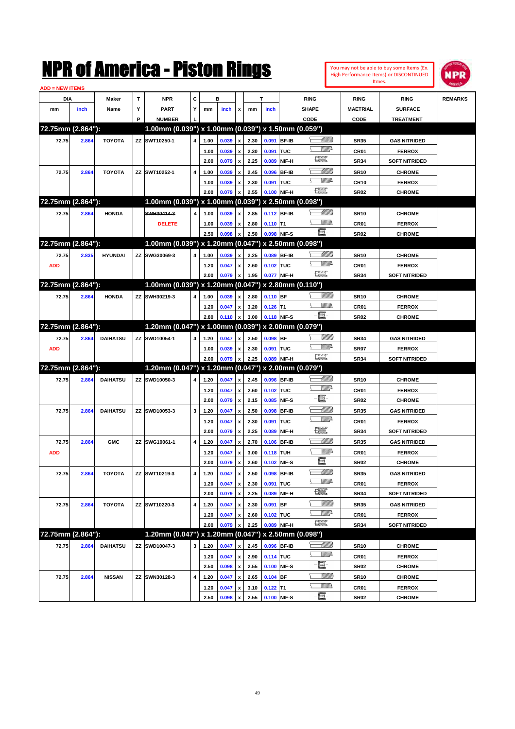# NPR of America - Piston Rings

You may not be able to buy some Items (Ex. High Performance Items) or DISCONTINUED Itmes.

ADD = NEW ITEMS

| DIA mm | DIA inch | Maker Name | TYP | NPR PART NUMBER | CYL | B mm | B inch | x | T mm | T inch | RING SHAPE CODE | RING MAETRIAL CODE | RING SURFACE TREATMENT | REMARKS |
|---|---|---|---|---|---|---|---|---|---|---|---|---|---|---|
| **72.75mm (2.864"):** | | | | **1.00mm (0.039") x 1.00mm (0.039") x 1.50mm (0.059")** | | | | | | | | | | |
| 72.75 | 2.864 | TOYOTA | ZZ | SWT10250-1 | 4 | 1.00 | 0.039 | x | 2.30 | 0.091 | BF-IB | SR35 | GAS NITRIDED | |
| | | | | | | 1.00 | 0.039 | x | 2.30 | 0.091 | TUC | CR01 | FERROX | |
| | | | | | | 2.00 | 0.079 | x | 2.25 | 0.089 | NIF-H | SR34 | SOFT NITRIDED | |
| 72.75 | 2.864 | TOYOTA | ZZ | SWT10252-1 | 4 | 1.00 | 0.039 | x | 2.45 | 0.096 | BF-IB | SR10 | CHROME | |
| | | | | | | 1.00 | 0.039 | x | 2.30 | 0.091 | TUC | CR10 | FERROX | |
| | | | | | | 2.00 | 0.079 | x | 2.55 | 0.100 | NIF-H | SR02 | CHROME | |
| **72.75mm (2.864"):** | | | | **1.00mm (0.039") x 1.00mm (0.039") x 2.50mm (0.098")** | | | | | | | | | | |
| 72.75 | 2.864 | HONDA | | ~~SWH30414-3~~ | 4 | 1.00 | 0.039 | x | 2.85 | 0.112 | BF-IB | SR10 | CHROME | |
| | | | | DELETE | | 1.00 | 0.039 | x | 2.80 | 0.110 | T1 | CR01 | FERROX | |
| | | | | | | 2.50 | 0.098 | x | 2.50 | 0.098 | NIF-S | SR02 | CHROME | |
| **72.75mm (2.864"):** | | | | **1.00mm (0.039") x 1.20mm (0.047") x 2.50mm (0.098")** | | | | | | | | | | |
| 72.75 | 2.835 | HYUNDAI | ZZ | SWG30069-3 | 4 | 1.00 | 0.039 | x | 2.25 | 0.089 | BF-IB | SR10 | CHROME | |
| ADD | | | | | | 1.20 | 0.047 | x | 2.60 | 0.102 | TUC | CR01 | FERROX | |
| | | | | | | 2.00 | 0.079 | x | 1.95 | 0.077 | NIF-H | SR34 | SOFT NITRIDED | |
| **72.75mm (2.864"):** | | | | **1.00mm (0.039") x 1.20mm (0.047") x 2.80mm (0.110")** | | | | | | | | | | |
| 72.75 | 2.864 | HONDA | ZZ | SWH30219-3 | 4 | 1.00 | 0.039 | x | 2.80 | 0.110 | BF | SR10 | CHROME | |
| | | | | | | 1.20 | 0.047 | x | 3.20 | 0.126 | T1 | CR01 | FERROX | |
| | | | | | | 2.80 | 0.110 | x | 3.00 | 0.118 | NIF-S | SR02 | CHROME | |
| **72.75mm (2.864"):** | | | | **1.20mm (0.047") x 1.00mm (0.039") x 2.00mm (0.079")** | | | | | | | | | | |
| 72.75 | 2.864 | DAIHATSU | ZZ | SWD10054-1 | 4 | 1.20 | 0.047 | x | 2.50 | 0.098 | BF | SR34 | GAS NITRIDED | |
| ADD | | | | | | 1.00 | 0.039 | x | 2.30 | 0.091 | TUC | SR07 | FERROX | |
| | | | | | | 2.00 | 0.079 | x | 2.25 | 0.089 | NIF-H | SR34 | SOFT NITRIDED | |
| **72.75mm (2.864"):** | | | | **1.20mm (0.047") x 1.20mm (0.047") x 2.00mm (0.079")** | | | | | | | | | | |
| 72.75 | 2.864 | DAIHATSU | ZZ | SWD10050-3 | 4 | 1.20 | 0.047 | x | 2.45 | 0.096 | BF-IB | SR10 | CHROME | |
| | | | | | | 1.20 | 0.047 | x | 2.60 | 0.102 | TUC | CR01 | FERROX | |
| | | | | | | 2.00 | 0.079 | x | 2.15 | 0.085 | NIF-S | SR02 | CHROME | |
| 72.75 | 2.864 | DAIHATSU | ZZ | SWD10053-3 | 3 | 1.20 | 0.047 | x | 2.50 | 0.098 | BF-IB | SR35 | GAS NITRIDED | |
| | | | | | | 1.20 | 0.047 | x | 2.30 | 0.091 | TUC | CR01 | FERROX | |
| | | | | | | 2.00 | 0.079 | x | 2.25 | 0.089 | NIF-H | SR34 | SOFT NITRIDED | |
| 72.75 | 2.864 | GMC | ZZ | SWG10061-1 | 4 | 1.20 | 0.047 | x | 2.70 | 0.106 | BF-IB | SR35 | GAS NITRIDED | |
| ADD | | | | | | 1.20 | 0.047 | x | 3.00 | 0.118 | TUH | CR01 | FERROX | |
| | | | | | | 2.00 | 0.079 | x | 2.60 | 0.102 | NIF-S | SR02 | CHROME | |
| 72.75 | 2.864 | TOYOTA | ZZ | SWT10219-3 | 4 | 1.20 | 0.047 | x | 2.50 | 0.098 | BF-IB | SR35 | GAS NITRIDED | |
| | | | | | | 1.20 | 0.047 | x | 2.30 | 0.091 | TUC | CR01 | FERROX | |
| | | | | | | 2.00 | 0.079 | x | 2.25 | 0.089 | NIF-H | SR34 | SOFT NITRIDED | |
| 72.75 | 2.864 | TOYOTA | ZZ | SWT10220-3 | 4 | 1.20 | 0.047 | x | 2.30 | 0.091 | BF | SR35 | GAS NITRIDED | |
| | | | | | | 1.20 | 0.047 | x | 2.60 | 0.102 | TUC | CR01 | FERROX | |
| | | | | | | 2.00 | 0.079 | x | 2.25 | 0.089 | NIF-H | SR34 | SOFT NITRIDED | |
| **72.75mm (2.864"):** | | | | **1.20mm (0.047") x 1.20mm (0.047") x 2.50mm (0.098")** | | | | | | | | | | |
| 72.75 | 2.864 | DAIHATSU | ZZ | SWD10047-3 | 3 | 1.20 | 0.047 | x | 2.45 | 0.096 | BF-IB | SR10 | CHROME | |
| | | | | | | 1.20 | 0.047 | x | 2.90 | 0.114 | TUC | CR01 | FERROX | |
| | | | | | | 2.50 | 0.098 | x | 2.55 | 0.100 | NIF-S | SR02 | CHROME | |
| 72.75 | 2.864 | NISSAN | ZZ | SWN30128-3 | 4 | 1.20 | 0.047 | x | 2.65 | 0.104 | BF | SR10 | CHROME | |
| | | | | | | 1.20 | 0.047 | x | 3.10 | 0.122 | T1 | CR01 | FERROX | |
| | | | | | | 2.50 | 0.098 | x | 2.55 | 0.100 | NIF-S | SR02 | CHROME | |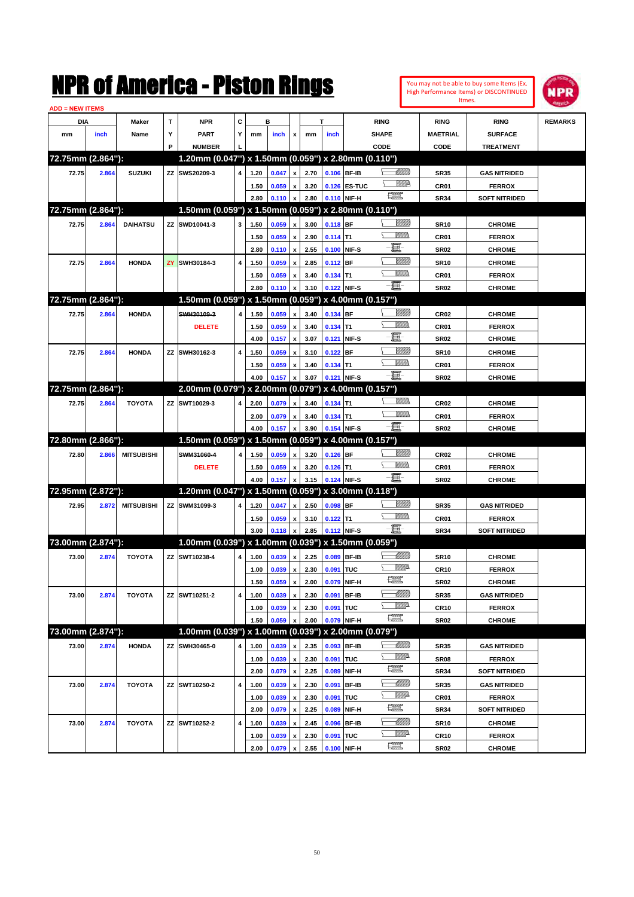# NPR of America - Piston Rings

You may not be able to buy some Items (Ex. High Performance Items) or DISCONTINUED Itmes.

ADD = NEW ITEMS

| DIA mm | DIA inch | Maker Name | TYP | NPR PART NUMBER | CYL | B mm | B inch | x | T mm | T inch | RING SHAPE CODE | RING MAETRIAL CODE | RING SURFACE TREATMENT | REMARKS |
|---|---|---|---|---|---|---|---|---|---|---|---|---|---|---|
| **72.75mm (2.864"):** | | | | **1.20mm (0.047") x 1.50mm (0.059") x 2.80mm (0.110")** | | | | | | | | | | |
| 72.75 | 2.864 | SUZUKI | ZZ | SWS20209-3 | 4 | 1.20 | 0.047 | x | 2.70 | 0.106 | BF-IB | SR35 | GAS NITRIDED | |
| | | | | | | 1.50 | 0.059 | x | 3.20 | 0.126 | ES-TUC | CR01 | FERROX | |
| | | | | | | 2.80 | 0.110 | x | 2.80 | 0.110 | NIF-H | SR34 | SOFT NITRIDED | |
| **72.75mm (2.864"):** | | | | **1.50mm (0.059") x 1.50mm (0.059") x 2.80mm (0.110")** | | | | | | | | | | |
| 72.75 | 2.864 | DAIHATSU | ZZ | SWD10041-3 | 3 | 1.50 | 0.059 | x | 3.00 | 0.118 | BF | SR10 | CHROME | |
| | | | | | | 1.50 | 0.059 | x | 2.90 | 0.114 | T1 | CR01 | FERROX | |
| | | | | | | 2.80 | 0.110 | x | 2.55 | 0.100 | NIF-S | SR02 | CHROME | |
| 72.75 | 2.864 | HONDA | ZY | SWH30184-3 | 4 | 1.50 | 0.059 | x | 2.85 | 0.112 | BF | SR10 | CHROME | |
| | | | | | | 1.50 | 0.059 | x | 3.40 | 0.134 | T1 | CR01 | FERROX | |
| | | | | | | 2.80 | 0.110 | x | 3.10 | 0.122 | NIF-S | SR02 | CHROME | |
| **72.75mm (2.864"):** | | | | **1.50mm (0.059") x 1.50mm (0.059") x 4.00mm (0.157")** | | | | | | | | | | |
| 72.75 | 2.864 | HONDA | | ~~SWH30109-3~~ | 4 | 1.50 | 0.059 | x | 3.40 | 0.134 | BF | CR02 | CHROME | |
| | | | | DELETE | | 1.50 | 0.059 | x | 3.40 | 0.134 | T1 | CR01 | FERROX | |
| | | | | | | 4.00 | 0.157 | x | 3.07 | 0.121 | NIF-S | SR02 | CHROME | |
| 72.75 | 2.864 | HONDA | ZZ | SWH30162-3 | 4 | 1.50 | 0.059 | x | 3.10 | 0.122 | BF | SR10 | CHROME | |
| | | | | | | 1.50 | 0.059 | x | 3.40 | 0.134 | T1 | CR01 | FERROX | |
| | | | | | | 4.00 | 0.157 | x | 3.07 | 0.121 | NIF-S | SR02 | CHROME | |
| **72.75mm (2.864"):** | | | | **2.00mm (0.079") x 2.00mm (0.079") x 4.00mm (0.157")** | | | | | | | | | | |
| 72.75 | 2.864 | TOYOTA | ZZ | SWT10029-3 | 4 | 2.00 | 0.079 | x | 3.40 | 0.134 | T1 | CR02 | CHROME | |
| | | | | | | 2.00 | 0.079 | x | 3.40 | 0.134 | T1 | CR01 | FERROX | |
| | | | | | | 4.00 | 0.157 | x | 3.90 | 0.154 | NIF-S | SR02 | CHROME | |
| **72.80mm (2.866"):** | | | | **1.50mm (0.059") x 1.50mm (0.059") x 4.00mm (0.157")** | | | | | | | | | | |
| 72.80 | 2.866 | MITSUBISHI | | ~~SWM31060-4~~ | 4 | 1.50 | 0.059 | x | 3.20 | 0.126 | BF | CR02 | CHROME | |
| | | | | DELETE | | 1.50 | 0.059 | x | 3.20 | 0.126 | T1 | CR01 | FERROX | |
| | | | | | | 4.00 | 0.157 | x | 3.15 | 0.124 | NIF-S | SR02 | CHROME | |
| **72.95mm (2.872"):** | | | | **1.20mm (0.047") x 1.50mm (0.059") x 3.00mm (0.118")** | | | | | | | | | | |
| 72.95 | 2.872 | MITSUBISHI | ZZ | SWM31099-3 | 4 | 1.20 | 0.047 | x | 2.50 | 0.098 | BF | SR35 | GAS NITRIDED | |
| | | | | | | 1.50 | 0.059 | x | 3.10 | 0.122 | T1 | CR01 | FERROX | |
| | | | | | | 3.00 | 0.118 | x | 2.85 | 0.112 | NIF-S | SR34 | SOFT NITRIDED | |
| **73.00mm (2.874"):** | | | | **1.00mm (0.039") x 1.00mm (0.039") x 1.50mm (0.059")** | | | | | | | | | | |
| 73.00 | 2.874 | TOYOTA | ZZ | SWT10238-4 | 4 | 1.00 | 0.039 | x | 2.25 | 0.089 | BF-IB | SR10 | CHROME | |
| | | | | | | 1.00 | 0.039 | x | 2.30 | 0.091 | TUC | CR10 | FERROX | |
| | | | | | | 1.50 | 0.059 | x | 2.00 | 0.079 | NIF-H | SR02 | CHROME | |
| 73.00 | 2.874 | TOYOTA | ZZ | SWT10251-2 | 4 | 1.00 | 0.039 | x | 2.30 | 0.091 | BF-IB | SR35 | GAS NITRIDED | |
| | | | | | | 1.00 | 0.039 | x | 2.30 | 0.091 | TUC | CR10 | FERROX | |
| | | | | | | 1.50 | 0.059 | x | 2.00 | 0.079 | NIF-H | SR02 | CHROME | |
| **73.00mm (2.874"):** | | | | **1.00mm (0.039") x 1.00mm (0.039") x 2.00mm (0.079")** | | | | | | | | | | |
| 73.00 | 2.874 | HONDA | ZZ | SWH30465-0 | 4 | 1.00 | 0.039 | x | 2.35 | 0.093 | BF-IB | SR35 | GAS NITRIDED | |
| | | | | | | 1.00 | 0.039 | x | 2.30 | 0.091 | TUC | SR08 | FERROX | |
| | | | | | | 2.00 | 0.079 | x | 2.25 | 0.089 | NIF-H | SR34 | SOFT NITRIDED | |
| 73.00 | 2.874 | TOYOTA | ZZ | SWT10250-2 | 4 | 1.00 | 0.039 | x | 2.30 | 0.091 | BF-IB | SR35 | GAS NITRIDED | |
| | | | | | | 1.00 | 0.039 | x | 2.30 | 0.091 | TUC | CR01 | FERROX | |
| | | | | | | 2.00 | 0.079 | x | 2.25 | 0.089 | NIF-H | SR34 | SOFT NITRIDED | |
| 73.00 | 2.874 | TOYOTA | ZZ | SWT10252-2 | 4 | 1.00 | 0.039 | x | 2.45 | 0.096 | BF-IB | SR10 | CHROME | |
| | | | | | | 1.00 | 0.039 | x | 2.30 | 0.091 | TUC | CR10 | FERROX | |
| | | | | | | 2.00 | 0.079 | x | 2.55 | 0.100 | NIF-H | SR02 | CHROME | |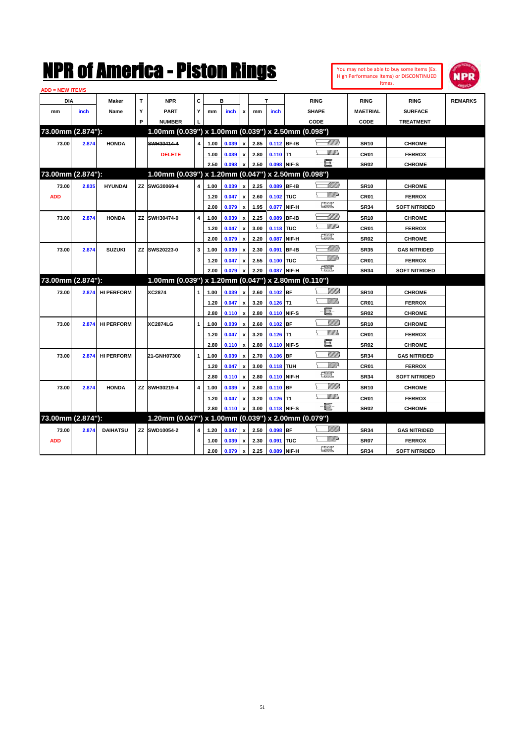# NPR of America - Piston Rings

You may not be able to buy some Items (Ex. High Performance Items) or DISCONTINUED Itmes.

ADD = NEW ITEMS

| DIA mm | DIA inch | Maker Name | TYP | NPR PART NUMBER | CYL | B mm | B inch | x | T mm | T inch | RING SHAPE CODE | RING MAETRIAL CODE | RING SURFACE TREATMENT | REMARKS |
|---|---|---|---|---|---|---|---|---|---|---|---|---|---|---|
| **73.00mm (2.874"):** | | | | **1.00mm (0.039") x 1.00mm (0.039") x 2.50mm (0.098")** | | | | | | | | | | |
| 73.00 | 2.874 | HONDA | | ~~SWH30414-4~~ | 4 | 1.00 | 0.039 | x | 2.85 | 0.112 | BF-IB | SR10 | CHROME | |
| | | | | DELETE | | 1.00 | 0.039 | x | 2.80 | 0.110 | T1 | CR01 | FERROX | |
| | | | | | | 2.50 | 0.098 | x | 2.50 | 0.098 | NIF-S | SR02 | CHROME | |
| **73.00mm (2.874"):** | | | | **1.00mm (0.039") x 1.20mm (0.047") x 2.50mm (0.098")** | | | | | | | | | | |
| 73.00 | 2.835 | HYUNDAI | ZZ | SWG30069-4 | 4 | 1.00 | 0.039 | x | 2.25 | 0.089 | BF-IB | SR10 | CHROME | |
| ADD | | | | | | 1.20 | 0.047 | x | 2.60 | 0.102 | TUC | CR01 | FERROX | |
| | | | | | | 2.00 | 0.079 | x | 1.95 | 0.077 | NIF-H | SR34 | SOFT NITRIDED | |
| 73.00 | 2.874 | HONDA | ZZ | SWH30474-0 | 4 | 1.00 | 0.039 | x | 2.25 | 0.089 | BF-IB | SR10 | CHROME | |
| | | | | | | 1.20 | 0.047 | x | 3.00 | 0.118 | TUC | CR01 | FERROX | |
| | | | | | | 2.00 | 0.079 | x | 2.20 | 0.087 | NIF-H | SR02 | CHROME | |
| 73.00 | 2.874 | SUZUKI | ZZ | SWS20223-0 | 3 | 1.00 | 0.039 | x | 2.30 | 0.091 | BF-IB | SR35 | GAS NITRIDED | |
| | | | | | | 1.20 | 0.047 | x | 2.55 | 0.100 | TUC | CR01 | FERROX | |
| | | | | | | 2.00 | 0.079 | x | 2.20 | 0.087 | NIF-H | SR34 | SOFT NITRIDED | |
| **73.00mm (2.874"):** | | | | **1.00mm (0.039") x 1.20mm (0.047") x 2.80mm (0.110")** | | | | | | | | | | |
| 73.00 | 2.874 | HI PERFORM | | XC2874 | 1 | 1.00 | 0.039 | x | 2.60 | 0.102 | BF | SR10 | CHROME | |
| | | | | | | 1.20 | 0.047 | x | 3.20 | 0.126 | T1 | CR01 | FERROX | |
| | | | | | | 2.80 | 0.110 | x | 2.80 | 0.110 | NIF-S | SR02 | CHROME | |
| 73.00 | 2.874 | HI PERFORM | | XC2874LG | 1 | 1.00 | 0.039 | x | 2.60 | 0.102 | BF | SR10 | CHROME | |
| | | | | | | 1.20 | 0.047 | x | 3.20 | 0.126 | T1 | CR01 | FERROX | |
| | | | | | | 2.80 | 0.110 | x | 2.80 | 0.110 | NIF-S | SR02 | CHROME | |
| 73.00 | 2.874 | HI PERFORM | | 21-GNH07300 | 1 | 1.00 | 0.039 | x | 2.70 | 0.106 | BF | SR34 | GAS NITRIDED | |
| | | | | | | 1.20 | 0.047 | x | 3.00 | 0.118 | TUH | CR01 | FERROX | |
| | | | | | | 2.80 | 0.110 | x | 2.80 | 0.110 | NIF-H | SR34 | SOFT NITRIDED | |
| 73.00 | 2.874 | HONDA | ZZ | SWH30219-4 | 4 | 1.00 | 0.039 | x | 2.80 | 0.110 | BF | SR10 | CHROME | |
| | | | | | | 1.20 | 0.047 | x | 3.20 | 0.126 | T1 | CR01 | FERROX | |
| | | | | | | 2.80 | 0.110 | x | 3.00 | 0.118 | NIF-S | SR02 | CHROME | |
| **73.00mm (2.874"):** | | | | **1.20mm (0.047") x 1.00mm (0.039") x 2.00mm (0.079")** | | | | | | | | | | |
| 73.00 | 2.874 | DAIHATSU | ZZ | SWD10054-2 | 4 | 1.20 | 0.047 | x | 2.50 | 0.098 | BF | SR34 | GAS NITRIDED | |
| ADD | | | | | | 1.00 | 0.039 | x | 2.30 | 0.091 | TUC | SR07 | FERROX | |
| | | | | | | 2.00 | 0.079 | x | 2.25 | 0.089 | NIF-H | SR34 | SOFT NITRIDED | |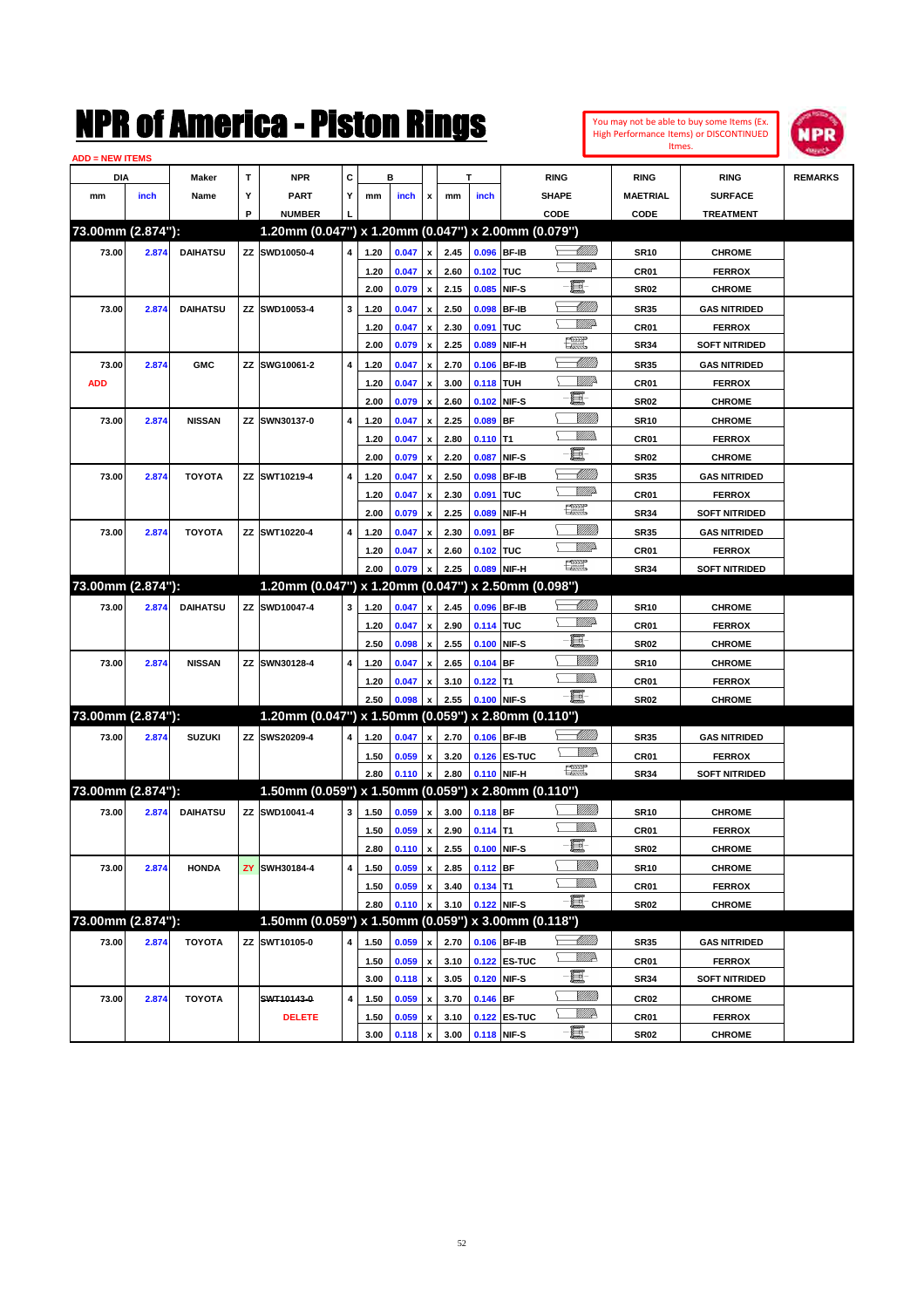# NPR of America - Piston Rings

You may not be able to buy some Items (Ex. High Performance Items) or DISCONTINUED Itmes.

ADD = NEW ITEMS

| DIA mm | DIA inch | Maker Name | TYP | NPR PART NUMBER | CYL | B mm | B inch | x | T mm | T inch | RING SHAPE CODE | RING MAETRIAL CODE | RING SURFACE TREATMENT | REMARKS |
|---|---|---|---|---|---|---|---|---|---|---|---|---|---|---|
| **73.00mm (2.874"):** | | | | **1.20mm (0.047") x 1.20mm (0.047") x 2.00mm (0.079")** | | | | | | | | | | |
| 73.00 | 2.874 | DAIHATSU | ZZ | SWD10050-4 | 4 | 1.20 | 0.047 | x | 2.45 | 0.096 | BF-IB | SR10 | CHROME | |
| | | | | | | 1.20 | 0.047 | x | 2.60 | 0.102 | TUC | CR01 | FERROX | |
| | | | | | | 2.00 | 0.079 | x | 2.15 | 0.085 | NIF-S | SR02 | CHROME | |
| 73.00 | 2.874 | DAIHATSU | ZZ | SWD10053-4 | 3 | 1.20 | 0.047 | x | 2.50 | 0.098 | BF-IB | SR35 | GAS NITRIDED | |
| | | | | | | 1.20 | 0.047 | x | 2.30 | 0.091 | TUC | CR01 | FERROX | |
| | | | | | | 2.00 | 0.079 | x | 2.25 | 0.089 | NIF-H | SR34 | SOFT NITRIDED | |
| 73.00 | 2.874 | GMC | ZZ | SWG10061-2 | 4 | 1.20 | 0.047 | x | 2.70 | 0.106 | BF-IB | SR35 | GAS NITRIDED | |
| ADD | | | | | | 1.20 | 0.047 | x | 3.00 | 0.118 | TUH | CR01 | FERROX | |
| | | | | | | 2.00 | 0.079 | x | 2.60 | 0.102 | NIF-S | SR02 | CHROME | |
| 73.00 | 2.874 | NISSAN | ZZ | SWN30137-0 | 4 | 1.20 | 0.047 | x | 2.25 | 0.089 | BF | SR10 | CHROME | |
| | | | | | | 1.20 | 0.047 | x | 2.80 | 0.110 | T1 | CR01 | FERROX | |
| | | | | | | 2.00 | 0.079 | x | 2.20 | 0.087 | NIF-S | SR02 | CHROME | |
| 73.00 | 2.874 | TOYOTA | ZZ | SWT10219-4 | 4 | 1.20 | 0.047 | x | 2.50 | 0.098 | BF-IB | SR35 | GAS NITRIDED | |
| | | | | | | 1.20 | 0.047 | x | 2.30 | 0.091 | TUC | CR01 | FERROX | |
| | | | | | | 2.00 | 0.079 | x | 2.25 | 0.089 | NIF-H | SR34 | SOFT NITRIDED | |
| 73.00 | 2.874 | TOYOTA | ZZ | SWT10220-4 | 4 | 1.20 | 0.047 | x | 2.30 | 0.091 | BF | SR35 | GAS NITRIDED | |
| | | | | | | 1.20 | 0.047 | x | 2.60 | 0.102 | TUC | CR01 | FERROX | |
| | | | | | | 2.00 | 0.079 | x | 2.25 | 0.089 | NIF-H | SR34 | SOFT NITRIDED | |
| **73.00mm (2.874"):** | | | | **1.20mm (0.047") x 1.20mm (0.047") x 2.50mm (0.098")** | | | | | | | | | | |
| 73.00 | 2.874 | DAIHATSU | ZZ | SWD10047-4 | 3 | 1.20 | 0.047 | x | 2.45 | 0.096 | BF-IB | SR10 | CHROME | |
| | | | | | | 1.20 | 0.047 | x | 2.90 | 0.114 | TUC | CR01 | FERROX | |
| | | | | | | 2.50 | 0.098 | x | 2.55 | 0.100 | NIF-S | SR02 | CHROME | |
| 73.00 | 2.874 | NISSAN | ZZ | SWN30128-4 | 4 | 1.20 | 0.047 | x | 2.65 | 0.104 | BF | SR10 | CHROME | |
| | | | | | | 1.20 | 0.047 | x | 3.10 | 0.122 | T1 | CR01 | FERROX | |
| | | | | | | 2.50 | 0.098 | x | 2.55 | 0.100 | NIF-S | SR02 | CHROME | |
| **73.00mm (2.874"):** | | | | **1.20mm (0.047") x 1.50mm (0.059") x 2.80mm (0.110")** | | | | | | | | | | |
| 73.00 | 2.874 | SUZUKI | ZZ | SWS20209-4 | 4 | 1.20 | 0.047 | x | 2.70 | 0.106 | BF-IB | SR35 | GAS NITRIDED | |
| | | | | | | 1.50 | 0.059 | x | 3.20 | 0.126 | ES-TUC | CR01 | FERROX | |
| | | | | | | 2.80 | 0.110 | x | 2.80 | 0.110 | NIF-H | SR34 | SOFT NITRIDED | |
| **73.00mm (2.874"):** | | | | **1.50mm (0.059") x 1.50mm (0.059") x 2.80mm (0.110")** | | | | | | | | | | |
| 73.00 | 2.874 | DAIHATSU | ZZ | SWD10041-4 | 3 | 1.50 | 0.059 | x | 3.00 | 0.118 | BF | SR10 | CHROME | |
| | | | | | | 1.50 | 0.059 | x | 2.90 | 0.114 | T1 | CR01 | FERROX | |
| | | | | | | 2.80 | 0.110 | x | 2.55 | 0.100 | NIF-S | SR02 | CHROME | |
| 73.00 | 2.874 | HONDA | ZY | SWH30184-4 | 4 | 1.50 | 0.059 | x | 2.85 | 0.112 | BF | SR10 | CHROME | |
| | | | | | | 1.50 | 0.059 | x | 3.40 | 0.134 | T1 | CR01 | FERROX | |
| | | | | | | 2.80 | 0.110 | x | 3.10 | 0.122 | NIF-S | SR02 | CHROME | |
| **73.00mm (2.874"):** | | | | **1.50mm (0.059") x 1.50mm (0.059") x 3.00mm (0.118")** | | | | | | | | | | |
| 73.00 | 2.874 | TOYOTA | ZZ | SWT10105-0 | 4 | 1.50 | 0.059 | x | 2.70 | 0.106 | BF-IB | SR35 | GAS NITRIDED | |
| | | | | | | 1.50 | 0.059 | x | 3.10 | 0.122 | ES-TUC | CR01 | FERROX | |
| | | | | | | 3.00 | 0.118 | x | 3.05 | 0.120 | NIF-S | SR34 | SOFT NITRIDED | |
| 73.00 | 2.874 | TOYOTA | | ~~SWT10143-0~~ | 4 | 1.50 | 0.059 | x | 3.70 | 0.146 | BF | CR02 | CHROME | |
| | | | | DELETE | | 1.50 | 0.059 | x | 3.10 | 0.122 | ES-TUC | CR01 | FERROX | |
| | | | | | | 3.00 | 0.118 | x | 3.00 | 0.118 | NIF-S | SR02 | CHROME | |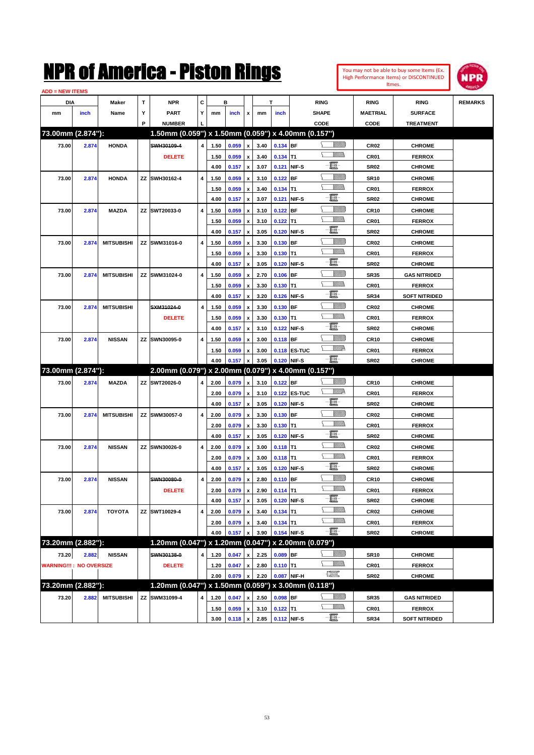# NPR of America - Piston Rings

You may not be able to buy some Items (Ex. High Performance Items) or DISCONTINUED Itmes.

ADD = NEW ITEMS

| DIA mm | DIA inch | Maker Name | TYP | NPR PART NUMBER | CYL | B mm | B inch | x | T mm | T inch | RING SHAPE CODE | RING MAETRIAL CODE | RING SURFACE TREATMENT | REMARKS |
|---|---|---|---|---|---|---|---|---|---|---|---|---|---|---|
| **73.00mm (2.874"):** | | | | **1.50mm (0.059") x 1.50mm (0.059") x 4.00mm (0.157")** | | | | | | | | | | |
| 73.00 | 2.874 | HONDA | | ~~SWH30109-4~~ | 4 | 1.50 | 0.059 | x | 3.40 | 0.134 | BF | CR02 | CHROME | |
| | | | | DELETE | | 1.50 | 0.059 | x | 3.40 | 0.134 | T1 | CR01 | FERROX | |
| | | | | | | 4.00 | 0.157 | x | 3.07 | 0.121 | NIF-S | SR02 | CHROME | |
| 73.00 | 2.874 | HONDA | ZZ | SWH30162-4 | 4 | 1.50 | 0.059 | x | 3.10 | 0.122 | BF | SR10 | CHROME | |
| | | | | | | 1.50 | 0.059 | x | 3.40 | 0.134 | T1 | CR01 | FERROX | |
| | | | | | | 4.00 | 0.157 | x | 3.07 | 0.121 | NIF-S | SR02 | CHROME | |
| 73.00 | 2.874 | MAZDA | ZZ | SWT20033-0 | 4 | 1.50 | 0.059 | x | 3.10 | 0.122 | BF | CR10 | CHROME | |
| | | | | | | 1.50 | 0.059 | x | 3.10 | 0.122 | T1 | CR01 | FERROX | |
| | | | | | | 4.00 | 0.157 | x | 3.05 | 0.120 | NIF-S | SR02 | CHROME | |
| 73.00 | 2.874 | MITSUBISHI | ZZ | SWM31016-0 | 4 | 1.50 | 0.059 | x | 3.30 | 0.130 | BF | CR02 | CHROME | |
| | | | | | | 1.50 | 0.059 | x | 3.30 | 0.130 | T1 | CR01 | FERROX | |
| | | | | | | 4.00 | 0.157 | x | 3.05 | 0.120 | NIF-S | SR02 | CHROME | |
| 73.00 | 2.874 | MITSUBISHI | ZZ | SWM31024-0 | 4 | 1.50 | 0.059 | x | 2.70 | 0.106 | BF | SR35 | GAS NITRIDED | |
| | | | | | | 1.50 | 0.059 | x | 3.30 | 0.130 | T1 | CR01 | FERROX | |
| | | | | | | 4.00 | 0.157 | x | 3.20 | 0.126 | NIF-S | SR34 | SOFT NITRIDED | |
| 73.00 | 2.874 | MITSUBISHI | | ~~SXM31024-0~~ | 4 | 1.50 | 0.059 | x | 3.30 | 0.130 | BF | CR02 | CHROME | |
| | | | | DELETE | | 1.50 | 0.059 | x | 3.30 | 0.130 | T1 | CR01 | FERROX | |
| | | | | | | 4.00 | 0.157 | x | 3.10 | 0.122 | NIF-S | SR02 | CHROME | |
| 73.00 | 2.874 | NISSAN | ZZ | SWN30095-0 | 4 | 1.50 | 0.059 | x | 3.00 | 0.118 | BF | CR10 | CHROME | |
| | | | | | | 1.50 | 0.059 | x | 3.00 | 0.118 | ES-TUC | CR01 | FERROX | |
| | | | | | | 4.00 | 0.157 | x | 3.05 | 0.120 | NIF-S | SR02 | CHROME | |
| **73.00mm (2.874"):** | | | | **2.00mm (0.079") x 2.00mm (0.079") x 4.00mm (0.157")** | | | | | | | | | | |
| 73.00 | 2.874 | MAZDA | ZZ | SWT20026-0 | 4 | 2.00 | 0.079 | x | 3.10 | 0.122 | BF | CR10 | CHROME | |
| | | | | | | 2.00 | 0.079 | x | 3.10 | 0.122 | ES-TUC | CR01 | FERROX | |
| | | | | | | 4.00 | 0.157 | x | 3.05 | 0.120 | NIF-S | SR02 | CHROME | |
| 73.00 | 2.874 | MITSUBISHI | ZZ | SWM30057-0 | 4 | 2.00 | 0.079 | x | 3.30 | 0.130 | BF | CR02 | CHROME | |
| | | | | | | 2.00 | 0.079 | x | 3.30 | 0.130 | T1 | CR01 | FERROX | |
| | | | | | | 4.00 | 0.157 | x | 3.05 | 0.120 | NIF-S | SR02 | CHROME | |
| 73.00 | 2.874 | NISSAN | ZZ | SWN30026-0 | 4 | 2.00 | 0.079 | x | 3.00 | 0.118 | T1 | CR02 | CHROME | |
| | | | | | | 2.00 | 0.079 | x | 3.00 | 0.118 | T1 | CR01 | FERROX | |
| | | | | | | 4.00 | 0.157 | x | 3.05 | 0.120 | NIF-S | SR02 | CHROME | |
| 73.00 | 2.874 | NISSAN | | ~~SWN30080-0~~ | 4 | 2.00 | 0.079 | x | 2.80 | 0.110 | BF | CR10 | CHROME | |
| | | | | DELETE | | 2.00 | 0.079 | x | 2.90 | 0.114 | T1 | CR01 | FERROX | |
| | | | | | | 4.00 | 0.157 | x | 3.05 | 0.120 | NIF-S | SR02 | CHROME | |
| 73.00 | 2.874 | TOYOTA | ZZ | SWT10029-4 | 4 | 2.00 | 0.079 | x | 3.40 | 0.134 | T1 | CR02 | CHROME | |
| | | | | | | 2.00 | 0.079 | x | 3.40 | 0.134 | T1 | CR01 | FERROX | |
| | | | | | | 4.00 | 0.157 | x | 3.90 | 0.154 | NIF-S | SR02 | CHROME | |
| **73.20mm (2.882"):** | | | | **1.20mm (0.047") x 1.20mm (0.047") x 2.00mm (0.079")** | | | | | | | | | | |
| 73.20 | 2.882 | NISSAN | | ~~SWN30138-0~~ | 4 | 1.20 | 0.047 | x | 2.25 | 0.089 | BF | SR10 | CHROME | |
| WARNING!!! : NO OVERSIZE | | | | DELETE | | 1.20 | 0.047 | x | 2.80 | 0.110 | T1 | CR01 | FERROX | |
| | | | | | | 2.00 | 0.079 | x | 2.20 | 0.087 | NIF-H | SR02 | CHROME | |
| **73.20mm (2.882"):** | | | | **1.20mm (0.047") x 1.50mm (0.059") x 3.00mm (0.118")** | | | | | | | | | | |
| 73.20 | 2.882 | MITSUBISHI | ZZ | SWM31099-4 | 4 | 1.20 | 0.047 | x | 2.50 | 0.098 | BF | SR35 | GAS NITRIDED | |
| | | | | | | 1.50 | 0.059 | x | 3.10 | 0.122 | T1 | CR01 | FERROX | |
| | | | | | | 3.00 | 0.118 | x | 2.85 | 0.112 | NIF-S | SR34 | SOFT NITRIDED | |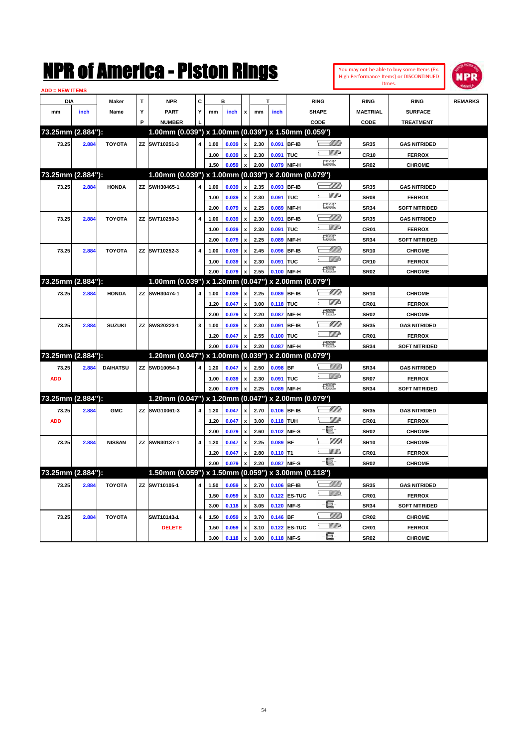# NPR of America - Piston Rings

You may not be able to buy some Items (Ex. High Performance Items) or DISCONTINUED Itmes.

ADD = NEW ITEMS

| DIA mm | DIA inch | Maker Name | TYP | NPR PART NUMBER | CYL | B mm | B inch | x | T mm | T inch | RING SHAPE CODE | RING MAETRIAL CODE | RING SURFACE TREATMENT | REMARKS |
|---|---|---|---|---|---|---|---|---|---|---|---|---|---|---|
| **73.25mm (2.884"):** | | | | **1.00mm (0.039") x 1.00mm (0.039") x 1.50mm (0.059")** | | | | | | | | | | |
| 73.25 | 2.884 | TOYOTA | ZZ | SWT10251-3 | 4 | 1.00 | 0.039 | x | 2.30 | 0.091 | BF-IB | SR35 | GAS NITRIDED | |
| | | | | | | 1.00 | 0.039 | x | 2.30 | 0.091 | TUC | CR10 | FERROX | |
| | | | | | | 1.50 | 0.059 | x | 2.00 | 0.079 | NIF-H | SR02 | CHROME | |
| **73.25mm (2.884"):** | | | | **1.00mm (0.039") x 1.00mm (0.039") x 2.00mm (0.079")** | | | | | | | | | | |
| 73.25 | 2.884 | HONDA | ZZ | SWH30465-1 | 4 | 1.00 | 0.039 | x | 2.35 | 0.093 | BF-IB | SR35 | GAS NITRIDED | |
| | | | | | | 1.00 | 0.039 | x | 2.30 | 0.091 | TUC | SR08 | FERROX | |
| | | | | | | 2.00 | 0.079 | x | 2.25 | 0.089 | NIF-H | SR34 | SOFT NITRIDED | |
| 73.25 | 2.884 | TOYOTA | ZZ | SWT10250-3 | 4 | 1.00 | 0.039 | x | 2.30 | 0.091 | BF-IB | SR35 | GAS NITRIDED | |
| | | | | | | 1.00 | 0.039 | x | 2.30 | 0.091 | TUC | CR01 | FERROX | |
| | | | | | | 2.00 | 0.079 | x | 2.25 | 0.089 | NIF-H | SR34 | SOFT NITRIDED | |
| 73.25 | 2.884 | TOYOTA | ZZ | SWT10252-3 | 4 | 1.00 | 0.039 | x | 2.45 | 0.096 | BF-IB | SR10 | CHROME | |
| | | | | | | 1.00 | 0.039 | x | 2.30 | 0.091 | TUC | CR10 | FERROX | |
| | | | | | | 2.00 | 0.079 | x | 2.55 | 0.100 | NIF-H | SR02 | CHROME | |
| **73.25mm (2.884"):** | | | | **1.00mm (0.039") x 1.20mm (0.047") x 2.00mm (0.079")** | | | | | | | | | | |
| 73.25 | 2.884 | HONDA | ZZ | SWH30474-1 | 4 | 1.00 | 0.039 | x | 2.25 | 0.089 | BF-IB | SR10 | CHROME | |
| | | | | | | 1.20 | 0.047 | x | 3.00 | 0.118 | TUC | CR01 | FERROX | |
| | | | | | | 2.00 | 0.079 | x | 2.20 | 0.087 | NIF-H | SR02 | CHROME | |
| 73.25 | 2.884 | SUZUKI | ZZ | SWS20223-1 | 3 | 1.00 | 0.039 | x | 2.30 | 0.091 | BF-IB | SR35 | GAS NITRIDED | |
| | | | | | | 1.20 | 0.047 | x | 2.55 | 0.100 | TUC | CR01 | FERROX | |
| | | | | | | 2.00 | 0.079 | x | 2.20 | 0.087 | NIF-H | SR34 | SOFT NITRIDED | |
| **73.25mm (2.884"):** | | | | **1.20mm (0.047") x 1.00mm (0.039") x 2.00mm (0.079")** | | | | | | | | | | |
| 73.25 | 2.884 | DAIHATSU | ZZ | SWD10054-3 | 4 | 1.20 | 0.047 | x | 2.50 | 0.098 | BF | SR34 | GAS NITRIDED | |
| ADD | | | | | | 1.00 | 0.039 | x | 2.30 | 0.091 | TUC | SR07 | FERROX | |
| | | | | | | 2.00 | 0.079 | x | 2.25 | 0.089 | NIF-H | SR34 | SOFT NITRIDED | |
| **73.25mm (2.884"):** | | | | **1.20mm (0.047") x 1.20mm (0.047") x 2.00mm (0.079")** | | | | | | | | | | |
| 73.25 | 2.884 | GMC | ZZ | SWG10061-3 | 4 | 1.20 | 0.047 | x | 2.70 | 0.106 | BF-IB | SR35 | GAS NITRIDED | |
| ADD | | | | | | 1.20 | 0.047 | x | 3.00 | 0.118 | TUH | CR01 | FERROX | |
| | | | | | | 2.00 | 0.079 | x | 2.60 | 0.102 | NIF-S | SR02 | CHROME | |
| 73.25 | 2.884 | NISSAN | ZZ | SWN30137-1 | 4 | 1.20 | 0.047 | x | 2.25 | 0.089 | BF | SR10 | CHROME | |
| | | | | | | 1.20 | 0.047 | x | 2.80 | 0.110 | T1 | CR01 | FERROX | |
| | | | | | | 2.00 | 0.079 | x | 2.20 | 0.087 | NIF-S | SR02 | CHROME | |
| **73.25mm (2.884"):** | | | | **1.50mm (0.059") x 1.50mm (0.059") x 3.00mm (0.118")** | | | | | | | | | | |
| 73.25 | 2.884 | TOYOTA | ZZ | SWT10105-1 | 4 | 1.50 | 0.059 | x | 2.70 | 0.106 | BF-IB | SR35 | GAS NITRIDED | |
| | | | | | | 1.50 | 0.059 | x | 3.10 | 0.122 | ES-TUC | CR01 | FERROX | |
| | | | | | | 3.00 | 0.118 | x | 3.05 | 0.120 | NIF-S | SR34 | SOFT NITRIDED | |
| 73.25 | 2.884 | TOYOTA | | ~~SWT10143-1~~ | 4 | 1.50 | 0.059 | x | 3.70 | 0.146 | BF | CR02 | CHROME | |
| | | | | DELETE | | 1.50 | 0.059 | x | 3.10 | 0.122 | ES-TUC | CR01 | FERROX | |
| | | | | | | 3.00 | 0.118 | x | 3.00 | 0.118 | NIF-S | SR02 | CHROME | |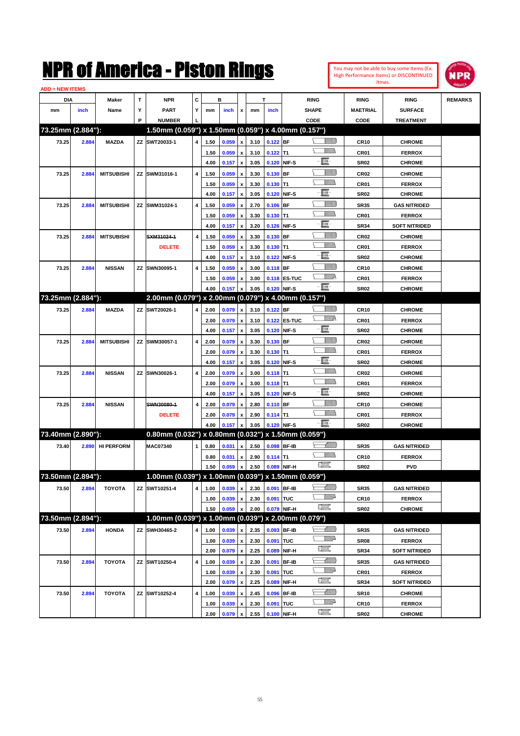# NPR of America - Piston Rings

You may not be able to buy some Items (Ex. High Performance Items) or DISCONTINUED Itmes.

ADD = NEW ITEMS

| DIA mm | DIA inch | Maker Name | TYP | NPR PART NUMBER | CYL | B mm | B inch | x | T mm | T inch | RING SHAPE CODE | RING MAETRIAL CODE | RING SURFACE TREATMENT | REMARKS |
|---|---|---|---|---|---|---|---|---|---|---|---|---|---|---|
| **73.25mm (2.884"):** | | | | **1.50mm (0.059") x 1.50mm (0.059") x 4.00mm (0.157")** | | | | | | | | | | |
| 73.25 | 2.884 | MAZDA | ZZ | SWT20033-1 | 4 | 1.50 | 0.059 | x | 3.10 | 0.122 | BF | CR10 | CHROME | |
| | | | | | | 1.50 | 0.059 | x | 3.10 | 0.122 | T1 | CR01 | FERROX | |
| | | | | | | 4.00 | 0.157 | x | 3.05 | 0.120 | NIF-S | SR02 | CHROME | |
| 73.25 | 2.884 | MITSUBISHI | ZZ | SWM31016-1 | 4 | 1.50 | 0.059 | x | 3.30 | 0.130 | BF | CR02 | CHROME | |
| | | | | | | 1.50 | 0.059 | x | 3.30 | 0.130 | T1 | CR01 | FERROX | |
| | | | | | | 4.00 | 0.157 | x | 3.05 | 0.120 | NIF-S | SR02 | CHROME | |
| 73.25 | 2.884 | MITSUBISHI | ZZ | SWM31024-1 | 4 | 1.50 | 0.059 | x | 2.70 | 0.106 | BF | SR35 | GAS NITRIDED | |
| | | | | | | 1.50 | 0.059 | x | 3.30 | 0.130 | T1 | CR01 | FERROX | |
| | | | | | | 4.00 | 0.157 | x | 3.20 | 0.126 | NIF-S | SR34 | SOFT NITRIDED | |
| 73.25 | 2.884 | MITSUBISHI | | ~~SXM31024-1~~ DELETE | 4 | 1.50 | 0.059 | x | 3.30 | 0.130 | BF | CR02 | CHROME | |
| | | | | | | 1.50 | 0.059 | x | 3.30 | 0.130 | T1 | CR01 | FERROX | |
| | | | | | | 4.00 | 0.157 | x | 3.10 | 0.122 | NIF-S | SR02 | CHROME | |
| 73.25 | 2.884 | NISSAN | ZZ | SWN30095-1 | 4 | 1.50 | 0.059 | x | 3.00 | 0.118 | BF | CR10 | CHROME | |
| | | | | | | 1.50 | 0.059 | x | 3.00 | 0.118 | ES-TUC | CR01 | FERROX | |
| | | | | | | 4.00 | 0.157 | x | 3.05 | 0.120 | NIF-S | SR02 | CHROME | |
| **73.25mm (2.884"):** | | | | **2.00mm (0.079") x 2.00mm (0.079") x 4.00mm (0.157")** | | | | | | | | | | |
| 73.25 | 2.884 | MAZDA | ZZ | SWT20026-1 | 4 | 2.00 | 0.079 | x | 3.10 | 0.122 | BF | CR10 | CHROME | |
| | | | | | | 2.00 | 0.079 | x | 3.10 | 0.122 | ES-TUC | CR01 | FERROX | |
| | | | | | | 4.00 | 0.157 | x | 3.05 | 0.120 | NIF-S | SR02 | CHROME | |
| 73.25 | 2.884 | MITSUBISHI | ZZ | SWM30057-1 | 4 | 2.00 | 0.079 | x | 3.30 | 0.130 | BF | CR02 | CHROME | |
| | | | | | | 2.00 | 0.079 | x | 3.30 | 0.130 | T1 | CR01 | FERROX | |
| | | | | | | 4.00 | 0.157 | x | 3.05 | 0.120 | NIF-S | SR02 | CHROME | |
| 73.25 | 2.884 | NISSAN | ZZ | SWN30026-1 | 4 | 2.00 | 0.079 | x | 3.00 | 0.118 | T1 | CR02 | CHROME | |
| | | | | | | 2.00 | 0.079 | x | 3.00 | 0.118 | T1 | CR01 | FERROX | |
| | | | | | | 4.00 | 0.157 | x | 3.05 | 0.120 | NIF-S | SR02 | CHROME | |
| 73.25 | 2.884 | NISSAN | | ~~SWN30080-1~~ DELETE | 4 | 2.00 | 0.079 | x | 2.80 | 0.110 | BF | CR10 | CHROME | |
| | | | | | | 2.00 | 0.079 | x | 2.90 | 0.114 | T1 | CR01 | FERROX | |
| | | | | | | 4.00 | 0.157 | x | 3.05 | 0.120 | NIF-S | SR02 | CHROME | |
| **73.40mm (2.890"):** | | | | **0.80mm (0.032") x 0.80mm (0.032") x 1.50mm (0.059")** | | | | | | | | | | |
| 73.40 | 2.890 | HI PERFORM | | MAC07340 | 1 | 0.80 | 0.031 | x | 2.50 | 0.098 | BF-IB | SR35 | GAS NITRIDED | |
| | | | | | | 0.80 | 0.031 | x | 2.90 | 0.114 | T1 | CR10 | FERROX | |
| | | | | | | 1.50 | 0.059 | x | 2.50 | 0.089 | NIF-H | SR02 | PVD | |
| **73.50mm (2.894"):** | | | | **1.00mm (0.039") x 1.00mm (0.039") x 1.50mm (0.059")** | | | | | | | | | | |
| 73.50 | 2.894 | TOYOTA | ZZ | SWT10251-4 | 4 | 1.00 | 0.039 | x | 2.30 | 0.091 | BF-IB | SR35 | GAS NITRIDED | |
| | | | | | | 1.00 | 0.039 | x | 2.30 | 0.091 | TUC | CR10 | FERROX | |
| | | | | | | 1.50 | 0.059 | x | 2.00 | 0.079 | NIF-H | SR02 | CHROME | |
| **73.50mm (2.894"):** | | | | **1.00mm (0.039") x 1.00mm (0.039") x 2.00mm (0.079")** | | | | | | | | | | |
| 73.50 | 2.894 | HONDA | ZZ | SWH30465-2 | 4 | 1.00 | 0.039 | x | 2.35 | 0.093 | BF-IB | SR35 | GAS NITRIDED | |
| | | | | | | 1.00 | 0.039 | x | 2.30 | 0.091 | TUC | SR08 | FERROX | |
| | | | | | | 2.00 | 0.079 | x | 2.25 | 0.089 | NIF-H | SR34 | SOFT NITRIDED | |
| 73.50 | 2.894 | TOYOTA | ZZ | SWT10250-4 | 4 | 1.00 | 0.039 | x | 2.30 | 0.091 | BF-IB | SR35 | GAS NITRIDED | |
| | | | | | | 1.00 | 0.039 | x | 2.30 | 0.091 | TUC | CR01 | FERROX | |
| | | | | | | 2.00 | 0.079 | x | 2.25 | 0.089 | NIF-H | SR34 | SOFT NITRIDED | |
| 73.50 | 2.894 | TOYOTA | ZZ | SWT10252-4 | 4 | 1.00 | 0.039 | x | 2.45 | 0.096 | BF-IB | SR10 | CHROME | |
| | | | | | | 1.00 | 0.039 | x | 2.30 | 0.091 | TUC | CR10 | FERROX | |
| | | | | | | 2.00 | 0.079 | x | 2.55 | 0.100 | NIF-H | SR02 | CHROME | |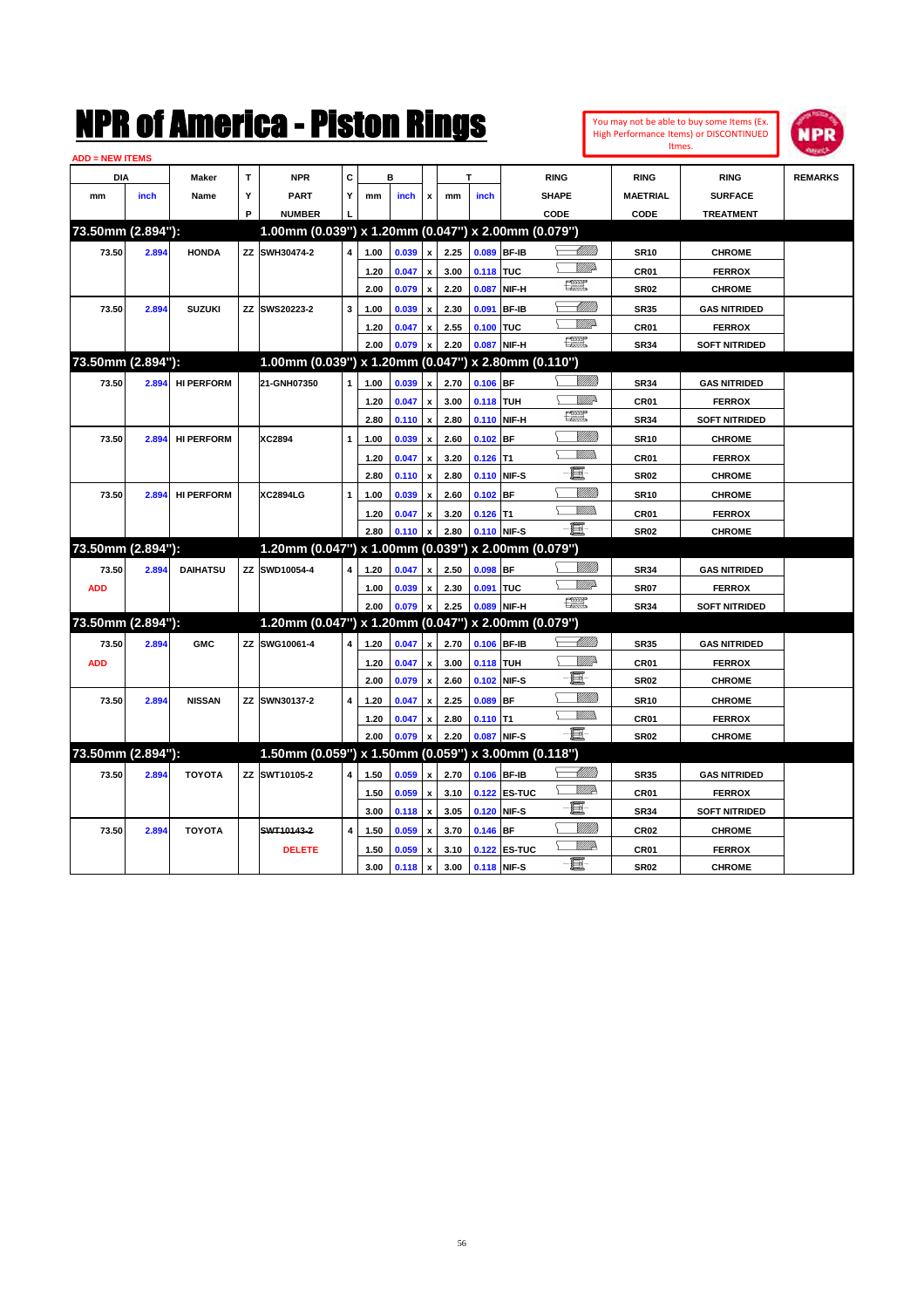# NPR of America - Piston Rings

You may not be able to buy some Items (Ex. High Performance Items) or DISCONTINUED Itmes.

ADD = NEW ITEMS

| DIA mm | DIA inch | Maker Name | TYP | NPR PART NUMBER | CYL | B mm | B inch | x | T mm | T inch | RING SHAPE CODE | RING MAETRIAL CODE | RING SURFACE TREATMENT | REMARKS |
|---|---|---|---|---|---|---|---|---|---|---|---|---|---|---|
| **73.50mm (2.894"):** | | | | **1.00mm (0.039") x 1.20mm (0.047") x 2.00mm (0.079")** | | | | | | | | | | |
| 73.50 | 2.894 | HONDA | ZZ | SWH30474-2 | 4 | 1.00 | 0.039 | x | 2.25 | 0.089 | BF-IB | SR10 | CHROME | |
| | | | | | | 1.20 | 0.047 | x | 3.00 | 0.118 | TUC | CR01 | FERROX | |
| | | | | | | 2.00 | 0.079 | x | 2.20 | 0.087 | NIF-H | SR02 | CHROME | |
| 73.50 | 2.894 | SUZUKI | ZZ | SWS20223-2 | 3 | 1.00 | 0.039 | x | 2.30 | 0.091 | BF-IB | SR35 | GAS NITRIDED | |
| | | | | | | 1.20 | 0.047 | x | 2.55 | 0.100 | TUC | CR01 | FERROX | |
| | | | | | | 2.00 | 0.079 | x | 2.20 | 0.087 | NIF-H | SR34 | SOFT NITRIDED | |
| **73.50mm (2.894"):** | | | | **1.00mm (0.039") x 1.20mm (0.047") x 2.80mm (0.110")** | | | | | | | | | | |
| 73.50 | 2.894 | HI PERFORM | | 21-GNH07350 | 1 | 1.00 | 0.039 | x | 2.70 | 0.106 | BF | SR34 | GAS NITRIDED | |
| | | | | | | 1.20 | 0.047 | x | 3.00 | 0.118 | TUH | CR01 | FERROX | |
| | | | | | | 2.80 | 0.110 | x | 2.80 | 0.110 | NIF-H | SR34 | SOFT NITRIDED | |
| 73.50 | 2.894 | HI PERFORM | | XC2894 | 1 | 1.00 | 0.039 | x | 2.60 | 0.102 | BF | SR10 | CHROME | |
| | | | | | | 1.20 | 0.047 | x | 3.20 | 0.126 | T1 | CR01 | FERROX | |
| | | | | | | 2.80 | 0.110 | x | 2.80 | 0.110 | NIF-S | SR02 | CHROME | |
| 73.50 | 2.894 | HI PERFORM | | XC2894LG | 1 | 1.00 | 0.039 | x | 2.60 | 0.102 | BF | SR10 | CHROME | |
| | | | | | | 1.20 | 0.047 | x | 3.20 | 0.126 | T1 | CR01 | FERROX | |
| | | | | | | 2.80 | 0.110 | x | 2.80 | 0.110 | NIF-S | SR02 | CHROME | |
| **73.50mm (2.894"):** | | | | **1.20mm (0.047") x 1.00mm (0.039") x 2.00mm (0.079")** | | | | | | | | | | |
| 73.50 | 2.894 | DAIHATSU | ZZ | SWD10054-4 | 4 | 1.20 | 0.047 | x | 2.50 | 0.098 | BF | SR34 | GAS NITRIDED | |
| ADD | | | | | | 1.00 | 0.039 | x | 2.30 | 0.091 | TUC | SR07 | FERROX | |
| | | | | | | 2.00 | 0.079 | x | 2.25 | 0.089 | NIF-H | SR34 | SOFT NITRIDED | |
| **73.50mm (2.894"):** | | | | **1.20mm (0.047") x 1.20mm (0.047") x 2.00mm (0.079")** | | | | | | | | | | |
| 73.50 | 2.894 | GMC | ZZ | SWG10061-4 | 4 | 1.20 | 0.047 | x | 2.70 | 0.106 | BF-IB | SR35 | GAS NITRIDED | |
| ADD | | | | | | 1.20 | 0.047 | x | 3.00 | 0.118 | TUH | CR01 | FERROX | |
| | | | | | | 2.00 | 0.079 | x | 2.60 | 0.102 | NIF-S | SR02 | CHROME | |
| 73.50 | 2.894 | NISSAN | ZZ | SWN30137-2 | 4 | 1.20 | 0.047 | x | 2.25 | 0.089 | BF | SR10 | CHROME | |
| | | | | | | 1.20 | 0.047 | x | 2.80 | 0.110 | T1 | CR01 | FERROX | |
| | | | | | | 2.00 | 0.079 | x | 2.20 | 0.087 | NIF-S | SR02 | CHROME | |
| **73.50mm (2.894"):** | | | | **1.50mm (0.059") x 1.50mm (0.059") x 3.00mm (0.118")** | | | | | | | | | | |
| 73.50 | 2.894 | TOYOTA | ZZ | SWT10105-2 | 4 | 1.50 | 0.059 | x | 2.70 | 0.106 | BF-IB | SR35 | GAS NITRIDED | |
| | | | | | | 1.50 | 0.059 | x | 3.10 | 0.122 | ES-TUC | CR01 | FERROX | |
| | | | | | | 3.00 | 0.118 | x | 3.05 | 0.120 | NIF-S | SR34 | SOFT NITRIDED | |
| 73.50 | 2.894 | TOYOTA | | ~~SWT10143-2~~ | 4 | 1.50 | 0.059 | x | 3.70 | 0.146 | BF | CR02 | CHROME | |
| | | | | DELETE | | 1.50 | 0.059 | x | 3.10 | 0.122 | ES-TUC | CR01 | FERROX | |
| | | | | | | 3.00 | 0.118 | x | 3.00 | 0.118 | NIF-S | SR02 | CHROME | |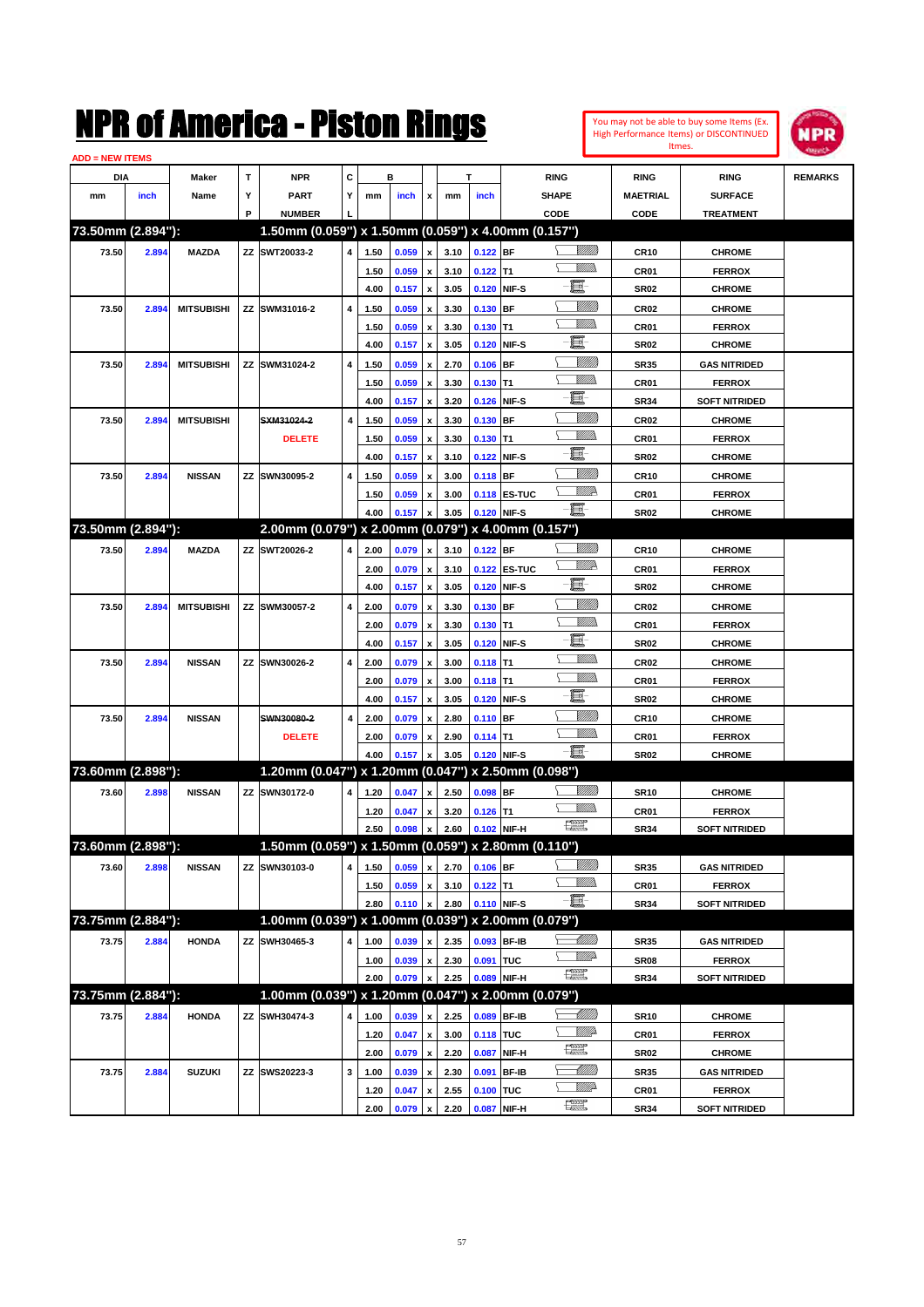# NPR of America - Piston Rings

You may not be able to buy some Items (Ex. High Performance Items) or DISCONTINUED Itmes.

ADD = NEW ITEMS

| DIA mm | DIA inch | Maker Name | TYP | NPR PART NUMBER | CYL | B mm | B inch | x | T mm | T inch | RING SHAPE CODE | RING MAETRIAL CODE | RING SURFACE TREATMENT | REMARKS |
|---|---|---|---|---|---|---|---|---|---|---|---|---|---|---|
| **73.50mm (2.894"):** | | | | **1.50mm (0.059") x 1.50mm (0.059") x 4.00mm (0.157")** | | | | | | | | | | |
| 73.50 | 2.894 | MAZDA | ZZ | SWT20033-2 | 4 | 1.50 | 0.059 | x | 3.10 | 0.122 | BF | CR10 | CHROME | |
| | | | | | | 1.50 | 0.059 | x | 3.10 | 0.122 | T1 | CR01 | FERROX | |
| | | | | | | 4.00 | 0.157 | x | 3.05 | 0.120 | NIF-S | SR02 | CHROME | |
| 73.50 | 2.894 | MITSUBISHI | ZZ | SWM31016-2 | 4 | 1.50 | 0.059 | x | 3.30 | 0.130 | BF | CR02 | CHROME | |
| | | | | | | 1.50 | 0.059 | x | 3.30 | 0.130 | T1 | CR01 | FERROX | |
| | | | | | | 4.00 | 0.157 | x | 3.05 | 0.120 | NIF-S | SR02 | CHROME | |
| 73.50 | 2.894 | MITSUBISHI | ZZ | SWM31024-2 | 4 | 1.50 | 0.059 | x | 2.70 | 0.106 | BF | SR35 | GAS NITRIDED | |
| | | | | | | 1.50 | 0.059 | x | 3.30 | 0.130 | T1 | CR01 | FERROX | |
| | | | | | | 4.00 | 0.157 | x | 3.20 | 0.126 | NIF-S | SR34 | SOFT NITRIDED | |
| 73.50 | 2.894 | MITSUBISHI | | ~~SXM31024-2~~ | 4 | 1.50 | 0.059 | x | 3.30 | 0.130 | BF | CR02 | CHROME | |
| | | | | DELETE | | 1.50 | 0.059 | x | 3.30 | 0.130 | T1 | CR01 | FERROX | |
| | | | | | | 4.00 | 0.157 | x | 3.10 | 0.122 | NIF-S | SR02 | CHROME | |
| 73.50 | 2.894 | NISSAN | ZZ | SWN30095-2 | 4 | 1.50 | 0.059 | x | 3.00 | 0.118 | BF | CR10 | CHROME | |
| | | | | | | 1.50 | 0.059 | x | 3.00 | 0.118 | ES-TUC | CR01 | FERROX | |
| | | | | | | 4.00 | 0.157 | x | 3.05 | 0.120 | NIF-S | SR02 | CHROME | |
| **73.50mm (2.894"):** | | | | **2.00mm (0.079") x 2.00mm (0.079") x 4.00mm (0.157")** | | | | | | | | | | |
| 73.50 | 2.894 | MAZDA | ZZ | SWT20026-2 | 4 | 2.00 | 0.079 | x | 3.10 | 0.122 | BF | CR10 | CHROME | |
| | | | | | | 2.00 | 0.079 | x | 3.10 | 0.122 | ES-TUC | CR01 | FERROX | |
| | | | | | | 4.00 | 0.157 | x | 3.05 | 0.120 | NIF-S | SR02 | CHROME | |
| 73.50 | 2.894 | MITSUBISHI | ZZ | SWM30057-2 | 4 | 2.00 | 0.079 | x | 3.30 | 0.130 | BF | CR02 | CHROME | |
| | | | | | | 2.00 | 0.079 | x | 3.30 | 0.130 | T1 | CR01 | FERROX | |
| | | | | | | 4.00 | 0.157 | x | 3.05 | 0.120 | NIF-S | SR02 | CHROME | |
| 73.50 | 2.894 | NISSAN | ZZ | SWN30026-2 | 4 | 2.00 | 0.079 | x | 3.00 | 0.118 | T1 | CR02 | CHROME | |
| | | | | | | 2.00 | 0.079 | x | 3.00 | 0.118 | T1 | CR01 | FERROX | |
| | | | | | | 4.00 | 0.157 | x | 3.05 | 0.120 | NIF-S | SR02 | CHROME | |
| 73.50 | 2.894 | NISSAN | | ~~SWN30080-2~~ | 4 | 2.00 | 0.079 | x | 2.80 | 0.110 | BF | CR10 | CHROME | |
| | | | | DELETE | | 2.00 | 0.079 | x | 2.90 | 0.114 | T1 | CR01 | FERROX | |
| | | | | | | 4.00 | 0.157 | x | 3.05 | 0.120 | NIF-S | SR02 | CHROME | |
| **73.60mm (2.898"):** | | | | **1.20mm (0.047") x 1.20mm (0.047") x 2.50mm (0.098")** | | | | | | | | | | |
| 73.60 | 2.898 | NISSAN | ZZ | SWN30172-0 | 4 | 1.20 | 0.047 | x | 2.50 | 0.098 | BF | SR10 | CHROME | |
| | | | | | | 1.20 | 0.047 | x | 3.20 | 0.126 | T1 | CR01 | FERROX | |
| | | | | | | 2.50 | 0.098 | x | 2.60 | 0.102 | NIF-H | SR34 | SOFT NITRIDED | |
| **73.60mm (2.898"):** | | | | **1.50mm (0.059") x 1.50mm (0.059") x 2.80mm (0.110")** | | | | | | | | | | |
| 73.60 | 2.898 | NISSAN | ZZ | SWN30103-0 | 4 | 1.50 | 0.059 | x | 2.70 | 0.106 | BF | SR35 | GAS NITRIDED | |
| | | | | | | 1.50 | 0.059 | x | 3.10 | 0.122 | T1 | CR01 | FERROX | |
| | | | | | | 2.80 | 0.110 | x | 2.80 | 0.110 | NIF-S | SR34 | SOFT NITRIDED | |
| **73.75mm (2.884"):** | | | | **1.00mm (0.039") x 1.00mm (0.039") x 2.00mm (0.079")** | | | | | | | | | | |
| 73.75 | 2.884 | HONDA | ZZ | SWH30465-3 | 4 | 1.00 | 0.039 | x | 2.35 | 0.093 | BF-IB | SR35 | GAS NITRIDED | |
| | | | | | | 1.00 | 0.039 | x | 2.30 | 0.091 | TUC | SR08 | FERROX | |
| | | | | | | 2.00 | 0.079 | x | 2.25 | 0.089 | NIF-H | SR34 | SOFT NITRIDED | |
| **73.75mm (2.884"):** | | | | **1.00mm (0.039") x 1.20mm (0.047") x 2.00mm (0.079")** | | | | | | | | | | |
| 73.75 | 2.884 | HONDA | ZZ | SWH30474-3 | 4 | 1.00 | 0.039 | x | 2.25 | 0.089 | BF-IB | SR10 | CHROME | |
| | | | | | | 1.20 | 0.047 | x | 3.00 | 0.118 | TUC | CR01 | FERROX | |
| | | | | | | 2.00 | 0.079 | x | 2.20 | 0.087 | NIF-H | SR02 | CHROME | |
| 73.75 | 2.884 | SUZUKI | ZZ | SWS20223-3 | 3 | 1.00 | 0.039 | x | 2.30 | 0.091 | BF-IB | SR35 | GAS NITRIDED | |
| | | | | | | 1.20 | 0.047 | x | 2.55 | 0.100 | TUC | CR01 | FERROX | |
| | | | | | | 2.00 | 0.079 | x | 2.20 | 0.087 | NIF-H | SR34 | SOFT NITRIDED | |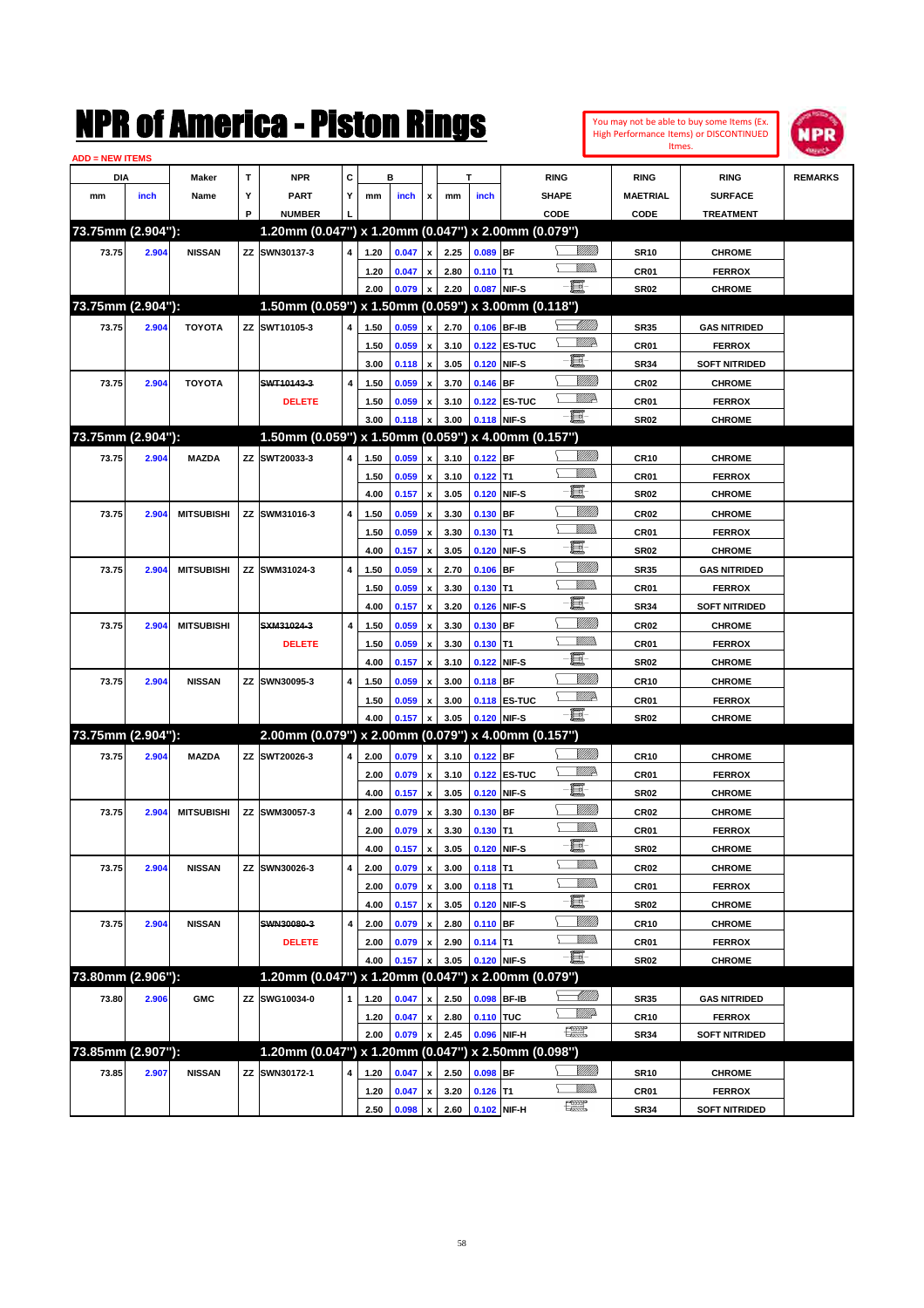# NPR of America - Piston Rings

You may not be able to buy some Items (Ex. High Performance Items) or DISCONTINUED Itmes.

ADD = NEW ITEMS

| DIA mm | DIA inch | Maker Name | TYP | NPR PART NUMBER | CYL | B mm | B inch | x | T mm | T inch | RING SHAPE CODE | RING MAETRIAL CODE | RING SURFACE TREATMENT | REMARKS |
|---|---|---|---|---|---|---|---|---|---|---|---|---|---|---|
| **73.75mm (2.904"):** | | | | **1.20mm (0.047") x 1.20mm (0.047") x 2.00mm (0.079")** | | | | | | | | | | |
| 73.75 | 2.904 | NISSAN | ZZ | SWN30137-3 | 4 | 1.20 | 0.047 | x | 2.25 | 0.089 | BF | SR10 | CHROME | |
| | | | | | | 1.20 | 0.047 | x | 2.80 | 0.110 | T1 | CR01 | FERROX | |
| | | | | | | 2.00 | 0.079 | x | 2.20 | 0.087 | NIF-S | SR02 | CHROME | |
| **73.75mm (2.904"):** | | | | **1.50mm (0.059") x 1.50mm (0.059") x 3.00mm (0.118")** | | | | | | | | | | |
| 73.75 | 2.904 | TOYOTA | ZZ | SWT10105-3 | 4 | 1.50 | 0.059 | x | 2.70 | 0.106 | BF-IB | SR35 | GAS NITRIDED | |
| | | | | | | 1.50 | 0.059 | x | 3.10 | 0.122 | ES-TUC | CR01 | FERROX | |
| | | | | | | 3.00 | 0.118 | x | 3.05 | 0.120 | NIF-S | SR34 | SOFT NITRIDED | |
| 73.75 | 2.904 | TOYOTA | | ~~SWT10143-3~~ | 4 | 1.50 | 0.059 | x | 3.70 | 0.146 | BF | CR02 | CHROME | |
| | | | | DELETE | | 1.50 | 0.059 | x | 3.10 | 0.122 | ES-TUC | CR01 | FERROX | |
| | | | | | | 3.00 | 0.118 | x | 3.00 | 0.118 | NIF-S | SR02 | CHROME | |
| **73.75mm (2.904"):** | | | | **1.50mm (0.059") x 1.50mm (0.059") x 4.00mm (0.157")** | | | | | | | | | | |
| 73.75 | 2.904 | MAZDA | ZZ | SWT20033-3 | 4 | 1.50 | 0.059 | x | 3.10 | 0.122 | BF | CR10 | CHROME | |
| | | | | | | 1.50 | 0.059 | x | 3.10 | 0.122 | T1 | CR01 | FERROX | |
| | | | | | | 4.00 | 0.157 | x | 3.05 | 0.120 | NIF-S | SR02 | CHROME | |
| 73.75 | 2.904 | MITSUBISHI | ZZ | SWM31016-3 | 4 | 1.50 | 0.059 | x | 3.30 | 0.130 | BF | CR02 | CHROME | |
| | | | | | | 1.50 | 0.059 | x | 3.30 | 0.130 | T1 | CR01 | FERROX | |
| | | | | | | 4.00 | 0.157 | x | 3.05 | 0.120 | NIF-S | SR02 | CHROME | |
| 73.75 | 2.904 | MITSUBISHI | ZZ | SWM31024-3 | 4 | 1.50 | 0.059 | x | 2.70 | 0.106 | BF | SR35 | GAS NITRIDED | |
| | | | | | | 1.50 | 0.059 | x | 3.30 | 0.130 | T1 | CR01 | FERROX | |
| | | | | | | 4.00 | 0.157 | x | 3.20 | 0.126 | NIF-S | SR34 | SOFT NITRIDED | |
| 73.75 | 2.904 | MITSUBISHI | | ~~SXM31024-3~~ | 4 | 1.50 | 0.059 | x | 3.30 | 0.130 | BF | CR02 | CHROME | |
| | | | | DELETE | | 1.50 | 0.059 | x | 3.30 | 0.130 | T1 | CR01 | FERROX | |
| | | | | | | 4.00 | 0.157 | x | 3.10 | 0.122 | NIF-S | SR02 | CHROME | |
| 73.75 | 2.904 | NISSAN | ZZ | SWN30095-3 | 4 | 1.50 | 0.059 | x | 3.00 | 0.118 | BF | CR10 | CHROME | |
| | | | | | | 1.50 | 0.059 | x | 3.00 | 0.118 | ES-TUC | CR01 | FERROX | |
| | | | | | | 4.00 | 0.157 | x | 3.05 | 0.120 | NIF-S | SR02 | CHROME | |
| **73.75mm (2.904"):** | | | | **2.00mm (0.079") x 2.00mm (0.079") x 4.00mm (0.157")** | | | | | | | | | | |
| 73.75 | 2.904 | MAZDA | ZZ | SWT20026-3 | 4 | 2.00 | 0.079 | x | 3.10 | 0.122 | BF | CR10 | CHROME | |
| | | | | | | 2.00 | 0.079 | x | 3.10 | 0.122 | ES-TUC | CR01 | FERROX | |
| | | | | | | 4.00 | 0.157 | x | 3.05 | 0.120 | NIF-S | SR02 | CHROME | |
| 73.75 | 2.904 | MITSUBISHI | ZZ | SWM30057-3 | 4 | 2.00 | 0.079 | x | 3.30 | 0.130 | BF | CR02 | CHROME | |
| | | | | | | 2.00 | 0.079 | x | 3.30 | 0.130 | T1 | CR01 | FERROX | |
| | | | | | | 4.00 | 0.157 | x | 3.05 | 0.120 | NIF-S | SR02 | CHROME | |
| 73.75 | 2.904 | NISSAN | ZZ | SWN30026-3 | 4 | 2.00 | 0.079 | x | 3.00 | 0.118 | T1 | CR02 | CHROME | |
| | | | | | | 2.00 | 0.079 | x | 3.00 | 0.118 | T1 | CR01 | FERROX | |
| | | | | | | 4.00 | 0.157 | x | 3.05 | 0.120 | NIF-S | SR02 | CHROME | |
| 73.75 | 2.904 | NISSAN | | ~~SWN30080-3~~ | 4 | 2.00 | 0.079 | x | 2.80 | 0.110 | BF | CR10 | CHROME | |
| | | | | DELETE | | 2.00 | 0.079 | x | 2.90 | 0.114 | T1 | CR01 | FERROX | |
| | | | | | | 4.00 | 0.157 | x | 3.05 | 0.120 | NIF-S | SR02 | CHROME | |
| **73.80mm (2.906"):** | | | | **1.20mm (0.047") x 1.20mm (0.047") x 2.00mm (0.079")** | | | | | | | | | | |
| 73.80 | 2.906 | GMC | ZZ | SWG10034-0 | 1 | 1.20 | 0.047 | x | 2.50 | 0.098 | BF-IB | SR35 | GAS NITRIDED | |
| | | | | | | 1.20 | 0.047 | x | 2.80 | 0.110 | TUC | CR10 | FERROX | |
| | | | | | | 2.00 | 0.079 | x | 2.45 | 0.096 | NIF-H | SR34 | SOFT NITRIDED | |
| **73.85mm (2.907"):** | | | | **1.20mm (0.047") x 1.20mm (0.047") x 2.50mm (0.098")** | | | | | | | | | | |
| 73.85 | 2.907 | NISSAN | ZZ | SWN30172-1 | 4 | 1.20 | 0.047 | x | 2.50 | 0.098 | BF | SR10 | CHROME | |
| | | | | | | 1.20 | 0.047 | x | 3.20 | 0.126 | T1 | CR01 | FERROX | |
| | | | | | | 2.50 | 0.098 | x | 2.60 | 0.102 | NIF-H | SR34 | SOFT NITRIDED | |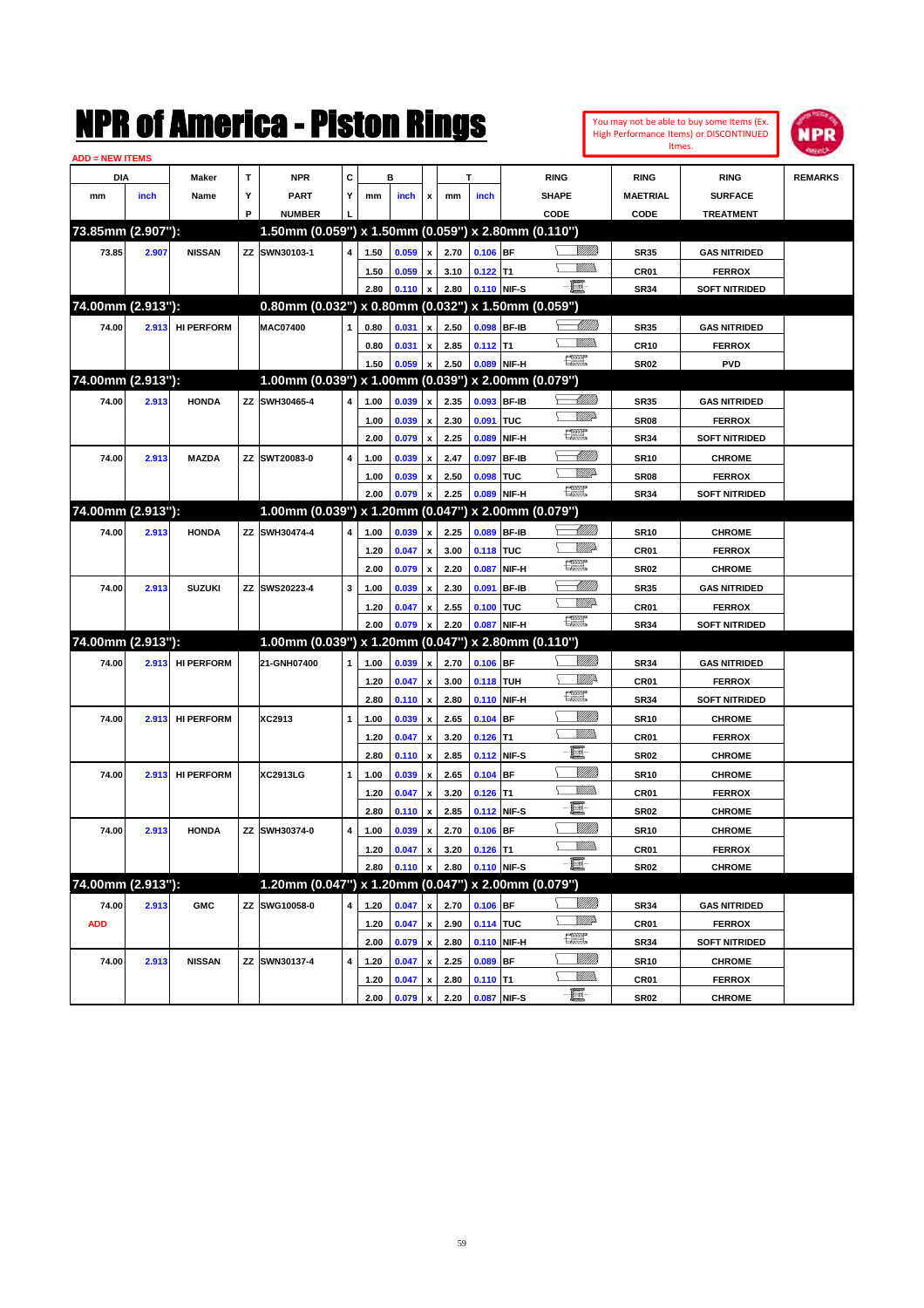# NPR of America - Piston Rings

You may not be able to buy some Items (Ex. High Performance Items) or DISCONTINUED Itmes.

ADD = NEW ITEMS

| DIA mm | DIA inch | Maker Name | TYP | NPR PART NUMBER | CYL | B mm | B inch | x | T mm | T inch | RING SHAPE CODE | RING MAETRIAL CODE | RING SURFACE TREATMENT | REMARKS |
|---|---|---|---|---|---|---|---|---|---|---|---|---|---|---|
| **73.85mm (2.907"):** | | | | **1.50mm (0.059") x 1.50mm (0.059") x 2.80mm (0.110")** | | | | | | | | | | |
| 73.85 | 2.907 | NISSAN | ZZ | SWN30103-1 | 4 | 1.50 | 0.059 | x | 2.70 | 0.106 | BF | SR35 | GAS NITRIDED | |
| | | | | | | 1.50 | 0.059 | x | 3.10 | 0.122 | T1 | CR01 | FERROX | |
| | | | | | | 2.80 | 0.110 | x | 2.80 | 0.110 | NIF-S | SR34 | SOFT NITRIDED | |
| **74.00mm (2.913"):** | | | | **0.80mm (0.032") x 0.80mm (0.032") x 1.50mm (0.059")** | | | | | | | | | | |
| 74.00 | 2.913 | HI PERFORM | | MAC07400 | 1 | 0.80 | 0.031 | x | 2.50 | 0.098 | BF-IB | SR35 | GAS NITRIDED | |
| | | | | | | 0.80 | 0.031 | x | 2.85 | 0.112 | T1 | CR10 | FERROX | |
| | | | | | | 1.50 | 0.059 | x | 2.50 | 0.089 | NIF-H | SR02 | PVD | |
| **74.00mm (2.913"):** | | | | **1.00mm (0.039") x 1.00mm (0.039") x 2.00mm (0.079")** | | | | | | | | | | |
| 74.00 | 2.913 | HONDA | ZZ | SWH30465-4 | 4 | 1.00 | 0.039 | x | 2.35 | 0.093 | BF-IB | SR35 | GAS NITRIDED | |
| | | | | | | 1.00 | 0.039 | x | 2.30 | 0.091 | TUC | SR08 | FERROX | |
| | | | | | | 2.00 | 0.079 | x | 2.25 | 0.089 | NIF-H | SR34 | SOFT NITRIDED | |
| 74.00 | 2.913 | MAZDA | ZZ | SWT20083-0 | 4 | 1.00 | 0.039 | x | 2.47 | 0.097 | BF-IB | SR10 | CHROME | |
| | | | | | | 1.00 | 0.039 | x | 2.50 | 0.098 | TUC | SR08 | FERROX | |
| | | | | | | 2.00 | 0.079 | x | 2.25 | 0.089 | NIF-H | SR34 | SOFT NITRIDED | |
| **74.00mm (2.913"):** | | | | **1.00mm (0.039") x 1.20mm (0.047") x 2.00mm (0.079")** | | | | | | | | | | |
| 74.00 | 2.913 | HONDA | ZZ | SWH30474-4 | 4 | 1.00 | 0.039 | x | 2.25 | 0.089 | BF-IB | SR10 | CHROME | |
| | | | | | | 1.20 | 0.047 | x | 3.00 | 0.118 | TUC | CR01 | FERROX | |
| | | | | | | 2.00 | 0.079 | x | 2.20 | 0.087 | NIF-H | SR02 | CHROME | |
| 74.00 | 2.913 | SUZUKI | ZZ | SWS20223-4 | 3 | 1.00 | 0.039 | x | 2.30 | 0.091 | BF-IB | SR35 | GAS NITRIDED | |
| | | | | | | 1.20 | 0.047 | x | 2.55 | 0.100 | TUC | CR01 | FERROX | |
| | | | | | | 2.00 | 0.079 | x | 2.20 | 0.087 | NIF-H | SR34 | SOFT NITRIDED | |
| **74.00mm (2.913"):** | | | | **1.00mm (0.039") x 1.20mm (0.047") x 2.80mm (0.110")** | | | | | | | | | | |
| 74.00 | 2.913 | HI PERFORM | | 21-GNH07400 | 1 | 1.00 | 0.039 | x | 2.70 | 0.106 | BF | SR34 | GAS NITRIDED | |
| | | | | | | 1.20 | 0.047 | x | 3.00 | 0.118 | TUH | CR01 | FERROX | |
| | | | | | | 2.80 | 0.110 | x | 2.80 | 0.110 | NIF-H | SR34 | SOFT NITRIDED | |
| 74.00 | 2.913 | HI PERFORM | | XC2913 | 1 | 1.00 | 0.039 | x | 2.65 | 0.104 | BF | SR10 | CHROME | |
| | | | | | | 1.20 | 0.047 | x | 3.20 | 0.126 | T1 | CR01 | FERROX | |
| | | | | | | 2.80 | 0.110 | x | 2.85 | 0.112 | NIF-S | SR02 | CHROME | |
| 74.00 | 2.913 | HI PERFORM | | XC2913LG | 1 | 1.00 | 0.039 | x | 2.65 | 0.104 | BF | SR10 | CHROME | |
| | | | | | | 1.20 | 0.047 | x | 3.20 | 0.126 | T1 | CR01 | FERROX | |
| | | | | | | 2.80 | 0.110 | x | 2.85 | 0.112 | NIF-S | SR02 | CHROME | |
| 74.00 | 2.913 | HONDA | ZZ | SWH30374-0 | 4 | 1.00 | 0.039 | x | 2.70 | 0.106 | BF | SR10 | CHROME | |
| | | | | | | 1.20 | 0.047 | x | 3.20 | 0.126 | T1 | CR01 | FERROX | |
| | | | | | | 2.80 | 0.110 | x | 2.80 | 0.110 | NIF-S | SR02 | CHROME | |
| **74.00mm (2.913"):** | | | | **1.20mm (0.047") x 1.20mm (0.047") x 2.00mm (0.079")** | | | | | | | | | | |
| 74.00 | 2.913 | GMC | ZZ | SWG10058-0 | 4 | 1.20 | 0.047 | x | 2.70 | 0.106 | BF | SR34 | GAS NITRIDED | |
| ADD | | | | | | 1.20 | 0.047 | x | 2.90 | 0.114 | TUC | CR01 | FERROX | |
| | | | | | | 2.00 | 0.079 | x | 2.80 | 0.110 | NIF-H | SR34 | SOFT NITRIDED | |
| 74.00 | 2.913 | NISSAN | ZZ | SWN30137-4 | 4 | 1.20 | 0.047 | x | 2.25 | 0.089 | BF | SR10 | CHROME | |
| | | | | | | 1.20 | 0.047 | x | 2.80 | 0.110 | T1 | CR01 | FERROX | |
| | | | | | | 2.00 | 0.079 | x | 2.20 | 0.087 | NIF-S | SR02 | CHROME | |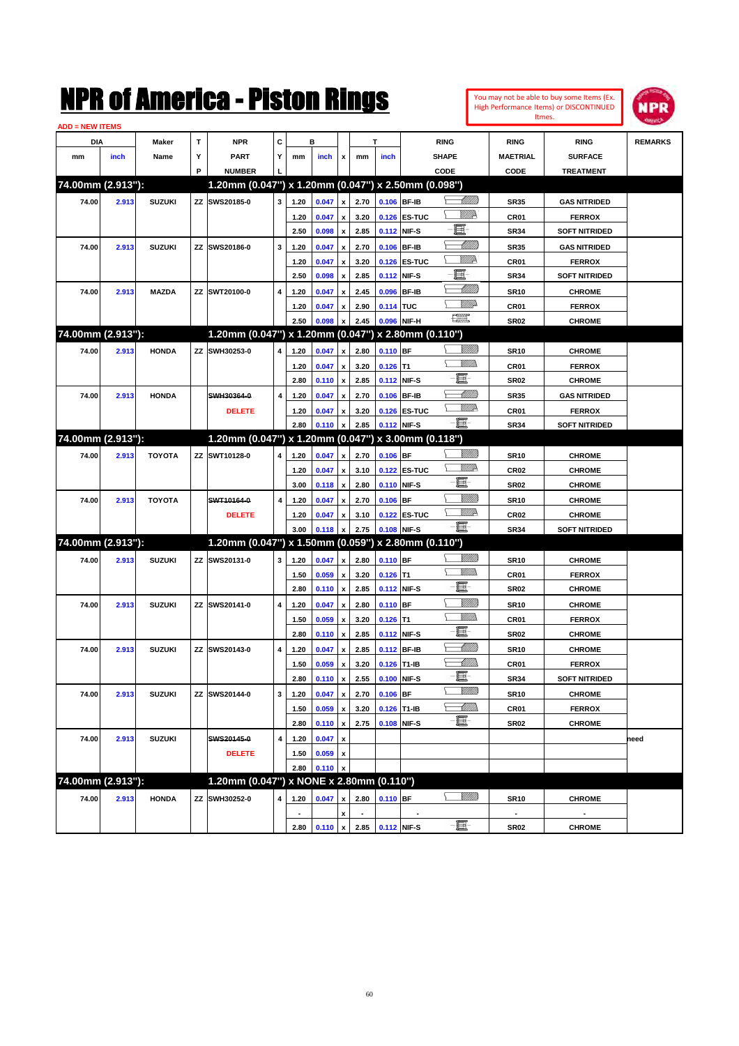# NPR of America - Piston Rings

You may not be able to buy some Items (Ex. High Performance Items) or DISCONTINUED Itmes.

ADD = NEW ITEMS

| DIA mm | DIA inch | Maker Name | TYP | NPR PART NUMBER | CYL | B mm | B inch | x | T mm | T inch | RING SHAPE CODE | RING MAETRIAL CODE | RING SURFACE TREATMENT | REMARKS |
|---|---|---|---|---|---|---|---|---|---|---|---|---|---|---|
| **74.00mm (2.913"):** | | | | **1.20mm (0.047") x 1.20mm (0.047") x 2.50mm (0.098")** | | | | | | | | | | |
| 74.00 | 2.913 | SUZUKI | ZZ | SWS20185-0 | 3 | 1.20 | 0.047 | x | 2.70 | 0.106 | BF-IB | SR35 | GAS NITRIDED | |
| | | | | | | 1.20 | 0.047 | x | 3.20 | 0.126 | ES-TUC | CR01 | FERROX | |
| | | | | | | 2.50 | 0.098 | x | 2.85 | 0.112 | NIF-S | SR34 | SOFT NITRIDED | |
| 74.00 | 2.913 | SUZUKI | ZZ | SWS20186-0 | 3 | 1.20 | 0.047 | x | 2.70 | 0.106 | BF-IB | SR35 | GAS NITRIDED | |
| | | | | | | 1.20 | 0.047 | x | 3.20 | 0.126 | ES-TUC | CR01 | FERROX | |
| | | | | | | 2.50 | 0.098 | x | 2.85 | 0.112 | NIF-S | SR34 | SOFT NITRIDED | |
| 74.00 | 2.913 | MAZDA | ZZ | SWT20100-0 | 4 | 1.20 | 0.047 | x | 2.45 | 0.096 | BF-IB | SR10 | CHROME | |
| | | | | | | 1.20 | 0.047 | x | 2.90 | 0.114 | TUC | CR01 | FERROX | |
| | | | | | | 2.50 | 0.098 | x | 2.45 | 0.096 | NIF-H | SR02 | CHROME | |
| **74.00mm (2.913"):** | | | | **1.20mm (0.047") x 1.20mm (0.047") x 2.80mm (0.110")** | | | | | | | | | | |
| 74.00 | 2.913 | HONDA | ZZ | SWH30253-0 | 4 | 1.20 | 0.047 | x | 2.80 | 0.110 | BF | SR10 | CHROME | |
| | | | | | | 1.20 | 0.047 | x | 3.20 | 0.126 | T1 | CR01 | FERROX | |
| | | | | | | 2.80 | 0.110 | x | 2.85 | 0.112 | NIF-S | SR02 | CHROME | |
| 74.00 | 2.913 | HONDA | | ~~SWH30364-0~~ | 4 | 1.20 | 0.047 | x | 2.70 | 0.106 | BF-IB | SR35 | GAS NITRIDED | |
| | | | | DELETE | | 1.20 | 0.047 | x | 3.20 | 0.126 | ES-TUC | CR01 | FERROX | |
| | | | | | | 2.80 | 0.110 | x | 2.85 | 0.112 | NIF-S | SR34 | SOFT NITRIDED | |
| **74.00mm (2.913"):** | | | | **1.20mm (0.047") x 1.20mm (0.047") x 3.00mm (0.118")** | | | | | | | | | | |
| 74.00 | 2.913 | TOYOTA | ZZ | SWT10128-0 | 4 | 1.20 | 0.047 | x | 2.70 | 0.106 | BF | SR10 | CHROME | |
| | | | | | | 1.20 | 0.047 | x | 3.10 | 0.122 | ES-TUC | CR02 | CHROME | |
| | | | | | | 3.00 | 0.118 | x | 2.80 | 0.110 | NIF-S | SR02 | CHROME | |
| 74.00 | 2.913 | TOYOTA | | ~~SWT10164-0~~ | 4 | 1.20 | 0.047 | x | 2.70 | 0.106 | BF | SR10 | CHROME | |
| | | | | DELETE | | 1.20 | 0.047 | x | 3.10 | 0.122 | ES-TUC | CR02 | CHROME | |
| | | | | | | 3.00 | 0.118 | x | 2.75 | 0.108 | NIF-S | SR34 | SOFT NITRIDED | |
| **74.00mm (2.913"):** | | | | **1.20mm (0.047") x 1.50mm (0.059") x 2.80mm (0.110")** | | | | | | | | | | |
| 74.00 | 2.913 | SUZUKI | ZZ | SWS20131-0 | 3 | 1.20 | 0.047 | x | 2.80 | 0.110 | BF | SR10 | CHROME | |
| | | | | | | 1.50 | 0.059 | x | 3.20 | 0.126 | T1 | CR01 | FERROX | |
| | | | | | | 2.80 | 0.110 | x | 2.85 | 0.112 | NIF-S | SR02 | CHROME | |
| 74.00 | 2.913 | SUZUKI | ZZ | SWS20141-0 | 4 | 1.20 | 0.047 | x | 2.80 | 0.110 | BF | SR10 | CHROME | |
| | | | | | | 1.50 | 0.059 | x | 3.20 | 0.126 | T1 | CR01 | FERROX | |
| | | | | | | 2.80 | 0.110 | x | 2.85 | 0.112 | NIF-S | SR02 | CHROME | |
| 74.00 | 2.913 | SUZUKI | ZZ | SWS20143-0 | 4 | 1.20 | 0.047 | x | 2.85 | 0.112 | BF-IB | SR10 | CHROME | |
| | | | | | | 1.50 | 0.059 | x | 3.20 | 0.126 | T1-IB | CR01 | FERROX | |
| | | | | | | 2.80 | 0.110 | x | 2.55 | 0.100 | NIF-S | SR34 | SOFT NITRIDED | |
| 74.00 | 2.913 | SUZUKI | ZZ | SWS20144-0 | 3 | 1.20 | 0.047 | x | 2.70 | 0.106 | BF | SR10 | CHROME | |
| | | | | | | 1.50 | 0.059 | x | 3.20 | 0.126 | T1-IB | CR01 | FERROX | |
| | | | | | | 2.80 | 0.110 | x | 2.75 | 0.108 | NIF-S | SR02 | CHROME | |
| 74.00 | 2.913 | SUZUKI | | ~~SWS20145-0~~ | 4 | 1.20 | 0.047 | x | | | | | | need |
| | | | | DELETE | | 1.50 | 0.059 | x | | | | | | |
| | | | | | | 2.80 | 0.110 | x | | | | | | |
| **74.00mm (2.913"):** | | | | **1.20mm (0.047") x NONE x 2.80mm (0.110")** | | | | | | | | | | |
| 74.00 | 2.913 | HONDA | ZZ | SWH30252-0 | 4 | 1.20 | 0.047 | x | 2.80 | 0.110 | BF | SR10 | CHROME | |
| | | | | | | - | | x | - | | - | - | - | |
| | | | | | | 2.80 | 0.110 | x | 2.85 | 0.112 | NIF-S | SR02 | CHROME | |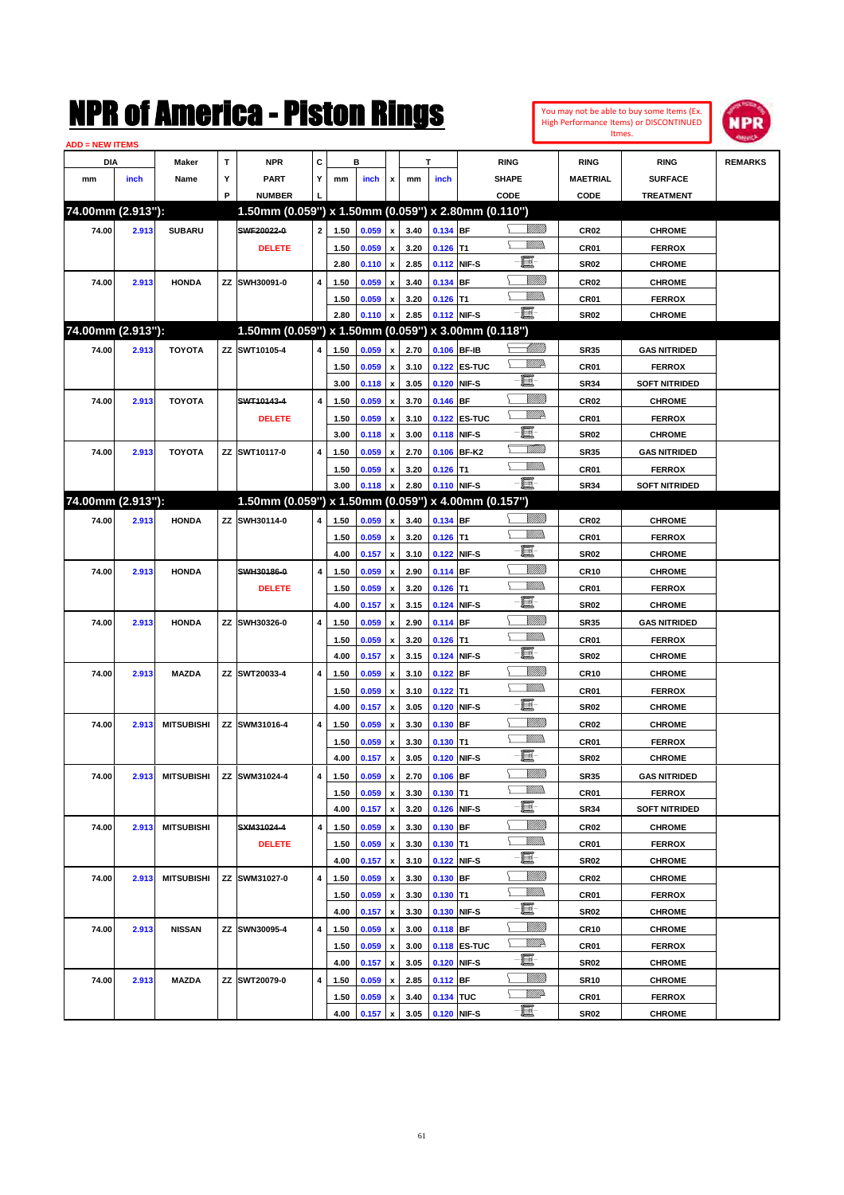# NPR of America - Piston Rings

You may not be able to buy some Items (Ex. High Performance Items) or DISCONTINUED Itmes.

ADD = NEW ITEMS

| DIA mm | DIA inch | Maker Name | TYP | NPR PART NUMBER | CYL | B mm | B inch | x | T mm | T inch | RING SHAPE CODE | RING MAETRIAL CODE | RING SURFACE TREATMENT | REMARKS |
|---|---|---|---|---|---|---|---|---|---|---|---|---|---|---|
| **74.00mm (2.913"):** | | | | **1.50mm (0.059") x 1.50mm (0.059") x 2.80mm (0.110")** | | | | | | | | | | |
| 74.00 | 2.913 | SUBARU | | ~~SWF20022-0~~ | 2 | 1.50 | 0.059 | x | 3.40 | 0.134 | BF | CR02 | CHROME | |
| | | | | DELETE | | 1.50 | 0.059 | x | 3.20 | 0.126 | T1 | CR01 | FERROX | |
| | | | | | | 2.80 | 0.110 | x | 2.85 | 0.112 | NIF-S | SR02 | CHROME | |
| 74.00 | 2.913 | HONDA | ZZ | SWH30091-0 | 4 | 1.50 | 0.059 | x | 3.40 | 0.134 | BF | CR02 | CHROME | |
| | | | | | | 1.50 | 0.059 | x | 3.20 | 0.126 | T1 | CR01 | FERROX | |
| | | | | | | 2.80 | 0.110 | x | 2.85 | 0.112 | NIF-S | SR02 | CHROME | |
| **74.00mm (2.913"):** | | | | **1.50mm (0.059") x 1.50mm (0.059") x 3.00mm (0.118")** | | | | | | | | | | |
| 74.00 | 2.913 | TOYOTA | ZZ | SWT10105-4 | 4 | 1.50 | 0.059 | x | 2.70 | 0.106 | BF-IB | SR35 | GAS NITRIDED | |
| | | | | | | 1.50 | 0.059 | x | 3.10 | 0.122 | ES-TUC | CR01 | FERROX | |
| | | | | | | 3.00 | 0.118 | x | 3.05 | 0.120 | NIF-S | SR34 | SOFT NITRIDED | |
| 74.00 | 2.913 | TOYOTA | | ~~SWT10143-4~~ | 4 | 1.50 | 0.059 | x | 3.70 | 0.146 | BF | CR02 | CHROME | |
| | | | | DELETE | | 1.50 | 0.059 | x | 3.10 | 0.122 | ES-TUC | CR01 | FERROX | |
| | | | | | | 3.00 | 0.118 | x | 3.00 | 0.118 | NIF-S | SR02 | CHROME | |
| 74.00 | 2.913 | TOYOTA | ZZ | SWT10117-0 | 4 | 1.50 | 0.059 | x | 2.70 | 0.106 | BF-K2 | SR35 | GAS NITRIDED | |
| | | | | | | 1.50 | 0.059 | x | 3.20 | 0.126 | T1 | CR01 | FERROX | |
| | | | | | | 3.00 | 0.118 | x | 2.80 | 0.110 | NIF-S | SR34 | SOFT NITRIDED | |
| **74.00mm (2.913"):** | | | | **1.50mm (0.059") x 1.50mm (0.059") x 4.00mm (0.157")** | | | | | | | | | | |
| 74.00 | 2.913 | HONDA | ZZ | SWH30114-0 | 4 | 1.50 | 0.059 | x | 3.40 | 0.134 | BF | CR02 | CHROME | |
| | | | | | | 1.50 | 0.059 | x | 3.20 | 0.126 | T1 | CR01 | FERROX | |
| | | | | | | 4.00 | 0.157 | x | 3.10 | 0.122 | NIF-S | SR02 | CHROME | |
| 74.00 | 2.913 | HONDA | | ~~SWH30186-0~~ | 4 | 1.50 | 0.059 | x | 2.90 | 0.114 | BF | CR10 | CHROME | |
| | | | | DELETE | | 1.50 | 0.059 | x | 3.20 | 0.126 | T1 | CR01 | FERROX | |
| | | | | | | 4.00 | 0.157 | x | 3.15 | 0.124 | NIF-S | SR02 | CHROME | |
| 74.00 | 2.913 | HONDA | ZZ | SWH30326-0 | 4 | 1.50 | 0.059 | x | 2.90 | 0.114 | BF | SR35 | GAS NITRIDED | |
| | | | | | | 1.50 | 0.059 | x | 3.20 | 0.126 | T1 | CR01 | FERROX | |
| | | | | | | 4.00 | 0.157 | x | 3.15 | 0.124 | NIF-S | SR02 | CHROME | |
| 74.00 | 2.913 | MAZDA | ZZ | SWT20033-4 | 4 | 1.50 | 0.059 | x | 3.10 | 0.122 | BF | CR10 | CHROME | |
| | | | | | | 1.50 | 0.059 | x | 3.10 | 0.122 | T1 | CR01 | FERROX | |
| | | | | | | 4.00 | 0.157 | x | 3.05 | 0.120 | NIF-S | SR02 | CHROME | |
| 74.00 | 2.913 | MITSUBISHI | ZZ | SWM31016-4 | 4 | 1.50 | 0.059 | x | 3.30 | 0.130 | BF | CR02 | CHROME | |
| | | | | | | 1.50 | 0.059 | x | 3.30 | 0.130 | T1 | CR01 | FERROX | |
| | | | | | | 4.00 | 0.157 | x | 3.05 | 0.120 | NIF-S | SR02 | CHROME | |
| 74.00 | 2.913 | MITSUBISHI | ZZ | SWM31024-4 | 4 | 1.50 | 0.059 | x | 2.70 | 0.106 | BF | SR35 | GAS NITRIDED | |
| | | | | | | 1.50 | 0.059 | x | 3.30 | 0.130 | T1 | CR01 | FERROX | |
| | | | | | | 4.00 | 0.157 | x | 3.20 | 0.126 | NIF-S | SR34 | SOFT NITRIDED | |
| 74.00 | 2.913 | MITSUBISHI | | ~~SXM31024-4~~ | 4 | 1.50 | 0.059 | x | 3.30 | 0.130 | BF | CR02 | CHROME | |
| | | | | DELETE | | 1.50 | 0.059 | x | 3.30 | 0.130 | T1 | CR01 | FERROX | |
| | | | | | | 4.00 | 0.157 | x | 3.10 | 0.122 | NIF-S | SR02 | CHROME | |
| 74.00 | 2.913 | MITSUBISHI | ZZ | SWM31027-0 | 4 | 1.50 | 0.059 | x | 3.30 | 0.130 | BF | CR02 | CHROME | |
| | | | | | | 1.50 | 0.059 | x | 3.30 | 0.130 | T1 | CR01 | FERROX | |
| | | | | | | 4.00 | 0.157 | x | 3.30 | 0.130 | NIF-S | SR02 | CHROME | |
| 74.00 | 2.913 | NISSAN | ZZ | SWN30095-4 | 4 | 1.50 | 0.059 | x | 3.00 | 0.118 | BF | CR10 | CHROME | |
| | | | | | | 1.50 | 0.059 | x | 3.00 | 0.118 | ES-TUC | CR01 | FERROX | |
| | | | | | | 4.00 | 0.157 | x | 3.05 | 0.120 | NIF-S | SR02 | CHROME | |
| 74.00 | 2.913 | MAZDA | ZZ | SWT20079-0 | 4 | 1.50 | 0.059 | x | 2.85 | 0.112 | BF | SR10 | CHROME | |
| | | | | | | 1.50 | 0.059 | x | 3.40 | 0.134 | TUC | CR01 | FERROX | |
| | | | | | | 4.00 | 0.157 | x | 3.05 | 0.120 | NIF-S | SR02 | CHROME | |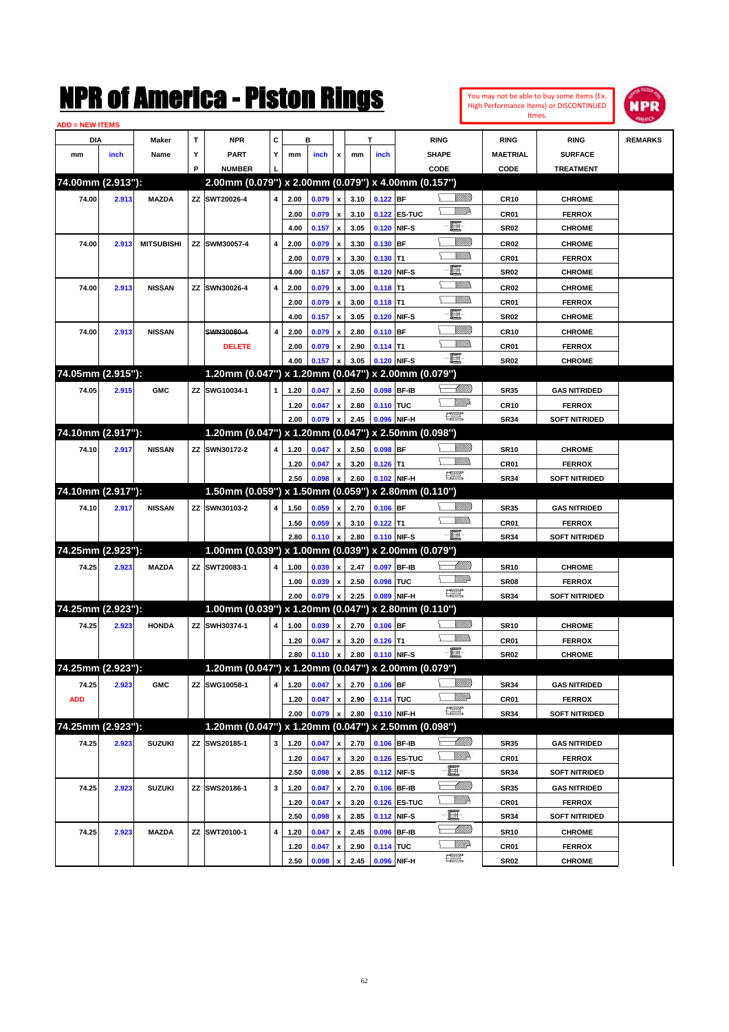# NPR of America - Piston Rings

You may not be able to buy some Items (Ex. High Performance Items) or DISCONTINUED Itmes.

ADD = NEW ITEMS

| DIA mm | DIA inch | Maker Name | TYP | NPR PART NUMBER | CYL | B mm | B inch | x | T mm | T inch | RING SHAPE CODE | RING MAETRIAL CODE | RING SURFACE TREATMENT | REMARKS |
|---|---|---|---|---|---|---|---|---|---|---|---|---|---|---|
| **74.00mm (2.913"):** | | | | **2.00mm (0.079") x 2.00mm (0.079") x 4.00mm (0.157")** | | | | | | | | | | |
| 74.00 | 2.913 | MAZDA | ZZ | SWT20026-4 | 4 | 2.00 | 0.079 | x | 3.10 | 0.122 | BF | CR10 | CHROME | |
| | | | | | | 2.00 | 0.079 | x | 3.10 | 0.122 | ES-TUC | CR01 | FERROX | |
| | | | | | | 4.00 | 0.157 | x | 3.05 | 0.120 | NIF-S | SR02 | CHROME | |
| 74.00 | 2.913 | MITSUBISHI | ZZ | SWM30057-4 | 4 | 2.00 | 0.079 | x | 3.30 | 0.130 | BF | CR02 | CHROME | |
| | | | | | | 2.00 | 0.079 | x | 3.30 | 0.130 | T1 | CR01 | FERROX | |
| | | | | | | 4.00 | 0.157 | x | 3.05 | 0.120 | NIF-S | SR02 | CHROME | |
| 74.00 | 2.913 | NISSAN | ZZ | SWN30026-4 | 4 | 2.00 | 0.079 | x | 3.00 | 0.118 | T1 | CR02 | CHROME | |
| | | | | | | 2.00 | 0.079 | x | 3.00 | 0.118 | T1 | CR01 | FERROX | |
| | | | | | | 4.00 | 0.157 | x | 3.05 | 0.120 | NIF-S | SR02 | CHROME | |
| 74.00 | 2.913 | NISSAN | | ~~SWN30080-4~~ | 4 | 2.00 | 0.079 | x | 2.80 | 0.110 | BF | CR10 | CHROME | |
| | | | | DELETE | | 2.00 | 0.079 | x | 2.90 | 0.114 | T1 | CR01 | FERROX | |
| | | | | | | 4.00 | 0.157 | x | 3.05 | 0.120 | NIF-S | SR02 | CHROME | |
| **74.05mm (2.915"):** | | | | **1.20mm (0.047") x 1.20mm (0.047") x 2.00mm (0.079")** | | | | | | | | | | |
| 74.05 | 2.915 | GMC | ZZ | SWG10034-1 | 1 | 1.20 | 0.047 | x | 2.50 | 0.098 | BF-IB | SR35 | GAS NITRIDED | |
| | | | | | | 1.20 | 0.047 | x | 2.80 | 0.110 | TUC | CR10 | FERROX | |
| | | | | | | 2.00 | 0.079 | x | 2.45 | 0.096 | NIF-H | SR34 | SOFT NITRIDED | |
| **74.10mm (2.917"):** | | | | **1.20mm (0.047") x 1.20mm (0.047") x 2.50mm (0.098")** | | | | | | | | | | |
| 74.10 | 2.917 | NISSAN | ZZ | SWN30172-2 | 4 | 1.20 | 0.047 | x | 2.50 | 0.098 | BF | SR10 | CHROME | |
| | | | | | | 1.20 | 0.047 | x | 3.20 | 0.126 | T1 | CR01 | FERROX | |
| | | | | | | 2.50 | 0.098 | x | 2.60 | 0.102 | NIF-H | SR34 | SOFT NITRIDED | |
| **74.10mm (2.917"):** | | | | **1.50mm (0.059") x 1.50mm (0.059") x 2.80mm (0.110")** | | | | | | | | | | |
| 74.10 | 2.917 | NISSAN | ZZ | SWN30103-2 | 4 | 1.50 | 0.059 | x | 2.70 | 0.106 | BF | SR35 | GAS NITRIDED | |
| | | | | | | 1.50 | 0.059 | x | 3.10 | 0.122 | T1 | CR01 | FERROX | |
| | | | | | | 2.80 | 0.110 | x | 2.80 | 0.110 | NIF-S | SR34 | SOFT NITRIDED | |
| **74.25mm (2.923"):** | | | | **1.00mm (0.039") x 1.00mm (0.039") x 2.00mm (0.079")** | | | | | | | | | | |
| 74.25 | 2.923 | MAZDA | ZZ | SWT20083-1 | 4 | 1.00 | 0.039 | x | 2.47 | 0.097 | BF-IB | SR10 | CHROME | |
| | | | | | | 1.00 | 0.039 | x | 2.50 | 0.098 | TUC | SR08 | FERROX | |
| | | | | | | 2.00 | 0.079 | x | 2.25 | 0.089 | NIF-H | SR34 | SOFT NITRIDED | |
| **74.25mm (2.923"):** | | | | **1.00mm (0.039") x 1.20mm (0.047") x 2.80mm (0.110")** | | | | | | | | | | |
| 74.25 | 2.923 | HONDA | ZZ | SWH30374-1 | 4 | 1.00 | 0.039 | x | 2.70 | 0.106 | BF | SR10 | CHROME | |
| | | | | | | 1.20 | 0.047 | x | 3.20 | 0.126 | T1 | CR01 | FERROX | |
| | | | | | | 2.80 | 0.110 | x | 2.80 | 0.110 | NIF-S | SR02 | CHROME | |
| **74.25mm (2.923"):** | | | | **1.20mm (0.047") x 1.20mm (0.047") x 2.00mm (0.079")** | | | | | | | | | | |
| 74.25 | 2.923 | GMC | ZZ | SWG10058-1 | 4 | 1.20 | 0.047 | x | 2.70 | 0.106 | BF | SR34 | GAS NITRIDED | |
| ADD | | | | | | 1.20 | 0.047 | x | 2.90 | 0.114 | TUC | CR01 | FERROX | |
| | | | | | | 2.00 | 0.079 | x | 2.80 | 0.110 | NIF-H | SR34 | SOFT NITRIDED | |
| **74.25mm (2.923"):** | | | | **1.20mm (0.047") x 1.20mm (0.047") x 2.50mm (0.098")** | | | | | | | | | | |
| 74.25 | 2.923 | SUZUKI | ZZ | SWS20185-1 | 3 | 1.20 | 0.047 | x | 2.70 | 0.106 | BF-IB | SR35 | GAS NITRIDED | |
| | | | | | | 1.20 | 0.047 | x | 3.20 | 0.126 | ES-TUC | CR01 | FERROX | |
| | | | | | | 2.50 | 0.098 | x | 2.85 | 0.112 | NIF-S | SR34 | SOFT NITRIDED | |
| 74.25 | 2.923 | SUZUKI | ZZ | SWS20186-1 | 3 | 1.20 | 0.047 | x | 2.70 | 0.106 | BF-IB | SR35 | GAS NITRIDED | |
| | | | | | | 1.20 | 0.047 | x | 3.20 | 0.126 | ES-TUC | CR01 | FERROX | |
| | | | | | | 2.50 | 0.098 | x | 2.85 | 0.112 | NIF-S | SR34 | SOFT NITRIDED | |
| 74.25 | 2.923 | MAZDA | ZZ | SWT20100-1 | 4 | 1.20 | 0.047 | x | 2.45 | 0.096 | BF-IB | SR10 | CHROME | |
| | | | | | | 1.20 | 0.047 | x | 2.90 | 0.114 | TUC | CR01 | FERROX | |
| | | | | | | 2.50 | 0.098 | x | 2.45 | 0.096 | NIF-H | SR02 | CHROME | |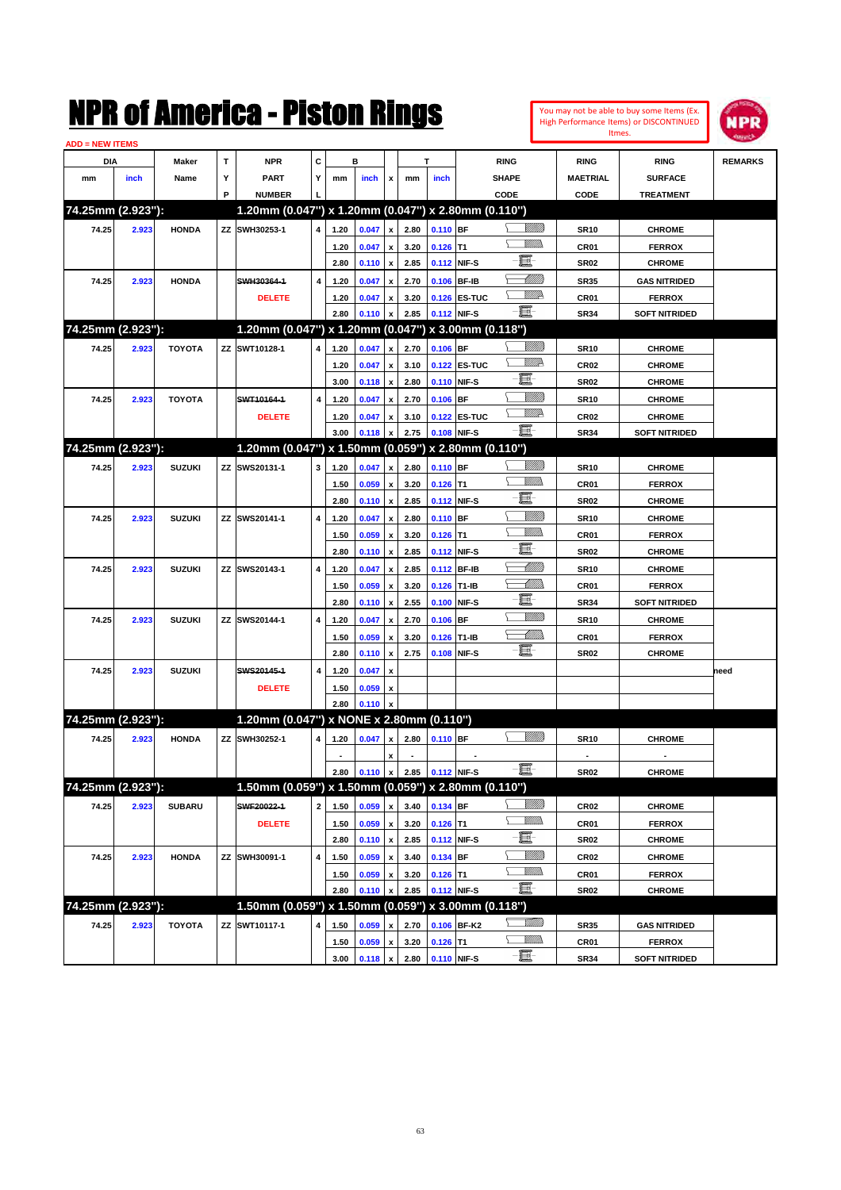# NPR of America - Piston Rings

You may not be able to buy some Items (Ex. High Performance Items) or DISCONTINUED Itmes.

ADD = NEW ITEMS

| DIA mm | DIA inch | Maker Name | TYP | NPR PART NUMBER | CYL | B mm | B inch | x | T mm | T inch | RING SHAPE CODE | RING MAETRIAL CODE | RING SURFACE TREATMENT | REMARKS |
|---|---|---|---|---|---|---|---|---|---|---|---|---|---|---|
| **74.25mm (2.923"):** | | | | **1.20mm (0.047") x 1.20mm (0.047") x 2.80mm (0.110")** | | | | | | | | | | |
| 74.25 | 2.923 | HONDA | ZZ | SWH30253-1 | 4 | 1.20 | 0.047 | x | 2.80 | 0.110 | BF | SR10 | CHROME | |
| | | | | | | 1.20 | 0.047 | x | 3.20 | 0.126 | T1 | CR01 | FERROX | |
| | | | | | | 2.80 | 0.110 | x | 2.85 | 0.112 | NIF-S | SR02 | CHROME | |
| 74.25 | 2.923 | HONDA | | ~~SWH30364-1~~ DELETE | 4 | 1.20 | 0.047 | x | 2.70 | 0.106 | BF-IB | SR35 | GAS NITRIDED | |
| | | | | | | 1.20 | 0.047 | x | 3.20 | 0.126 | ES-TUC | CR01 | FERROX | |
| | | | | | | 2.80 | 0.110 | x | 2.85 | 0.112 | NIF-S | SR34 | SOFT NITRIDED | |
| **74.25mm (2.923"):** | | | | **1.20mm (0.047") x 1.20mm (0.047") x 3.00mm (0.118")** | | | | | | | | | | |
| 74.25 | 2.923 | TOYOTA | ZZ | SWT10128-1 | 4 | 1.20 | 0.047 | x | 2.70 | 0.106 | BF | SR10 | CHROME | |
| | | | | | | 1.20 | 0.047 | x | 3.10 | 0.122 | ES-TUC | CR02 | CHROME | |
| | | | | | | 3.00 | 0.118 | x | 2.80 | 0.110 | NIF-S | SR02 | CHROME | |
| 74.25 | 2.923 | TOYOTA | | ~~SWT10164-1~~ DELETE | 4 | 1.20 | 0.047 | x | 2.70 | 0.106 | BF | SR10 | CHROME | |
| | | | | | | 1.20 | 0.047 | x | 3.10 | 0.122 | ES-TUC | CR02 | CHROME | |
| | | | | | | 3.00 | 0.118 | x | 2.75 | 0.108 | NIF-S | SR34 | SOFT NITRIDED | |
| **74.25mm (2.923"):** | | | | **1.20mm (0.047") x 1.50mm (0.059") x 2.80mm (0.110")** | | | | | | | | | | |
| 74.25 | 2.923 | SUZUKI | ZZ | SWS20131-1 | 3 | 1.20 | 0.047 | x | 2.80 | 0.110 | BF | SR10 | CHROME | |
| | | | | | | 1.50 | 0.059 | x | 3.20 | 0.126 | T1 | CR01 | FERROX | |
| | | | | | | 2.80 | 0.110 | x | 2.85 | 0.112 | NIF-S | SR02 | CHROME | |
| 74.25 | 2.923 | SUZUKI | ZZ | SWS20141-1 | 4 | 1.20 | 0.047 | x | 2.80 | 0.110 | BF | SR10 | CHROME | |
| | | | | | | 1.50 | 0.059 | x | 3.20 | 0.126 | T1 | CR01 | FERROX | |
| | | | | | | 2.80 | 0.110 | x | 2.55 | 0.100 | NIF-S | SR02 | CHROME | |
| 74.25 | 2.923 | SUZUKI | ZZ | SWS20143-1 | 4 | 1.20 | 0.047 | x | 2.85 | 0.112 | BF-IB | SR10 | CHROME | |
| | | | | | | 1.50 | 0.059 | x | 3.20 | 0.126 | T1-IB | CR01 | FERROX | |
| | | | | | | 2.80 | 0.110 | x | 2.55 | 0.100 | NIF-S | SR34 | SOFT NITRIDED | |
| 74.25 | 2.923 | SUZUKI | ZZ | SWS20144-1 | 4 | 1.20 | 0.047 | x | 2.70 | 0.106 | BF | SR10 | CHROME | |
| | | | | | | 1.50 | 0.059 | x | 3.20 | 0.126 | T1-IB | CR01 | FERROX | |
| | | | | | | 2.80 | 0.110 | x | 2.75 | 0.108 | NIF-S | SR02 | CHROME | |
| 74.25 | 2.923 | SUZUKI | | ~~SWS20145-1~~ DELETE | 4 | 1.20 | 0.047 | x | | | | | | need |
| | | | | | | 1.50 | 0.059 | x | | | | | | |
| | | | | | | 2.80 | 0.110 | x | | | | | | |
| **74.25mm (2.923"):** | | | | **1.20mm (0.047") x NONE x 2.80mm (0.110")** | | | | | | | | | | |
| 74.25 | 2.923 | HONDA | ZZ | SWH30252-1 | 4 | 1.20 | 0.047 | x | 2.80 | 0.110 | BF | SR10 | CHROME | |
| | | | | | | - | | x | - | | - | - | - | |
| | | | | | | 2.80 | 0.110 | x | 2.85 | 0.112 | NIF-S | SR02 | CHROME | |
| **74.25mm (2.923"):** | | | | **1.50mm (0.059") x 1.50mm (0.059") x 2.80mm (0.110")** | | | | | | | | | | |
| 74.25 | 2.923 | SUBARU | | ~~SWF20022-1~~ DELETE | 2 | 1.50 | 0.059 | x | 3.40 | 0.134 | BF | CR02 | CHROME | |
| | | | | | | 1.50 | 0.059 | x | 3.20 | 0.126 | T1 | CR01 | FERROX | |
| | | | | | | 2.80 | 0.110 | x | 2.85 | 0.112 | NIF-S | SR02 | CHROME | |
| 74.25 | 2.923 | HONDA | ZZ | SWH30091-1 | 4 | 1.50 | 0.059 | x | 3.40 | 0.134 | BF | CR02 | CHROME | |
| | | | | | | 1.50 | 0.059 | x | 3.20 | 0.126 | T1 | CR01 | FERROX | |
| | | | | | | 2.80 | 0.110 | x | 2.85 | 0.112 | NIF-S | SR02 | CHROME | |
| **74.25mm (2.923"):** | | | | **1.50mm (0.059") x 1.50mm (0.059") x 3.00mm (0.118")** | | | | | | | | | | |
| 74.25 | 2.923 | TOYOTA | ZZ | SWT10117-1 | 4 | 1.50 | 0.059 | x | 2.70 | 0.106 | BF-K2 | SR35 | GAS NITRIDED | |
| | | | | | | 1.50 | 0.059 | x | 3.20 | 0.126 | T1 | CR01 | FERROX | |
| | | | | | | 3.00 | 0.118 | x | 2.80 | 0.110 | NIF-S | SR34 | SOFT NITRIDED | |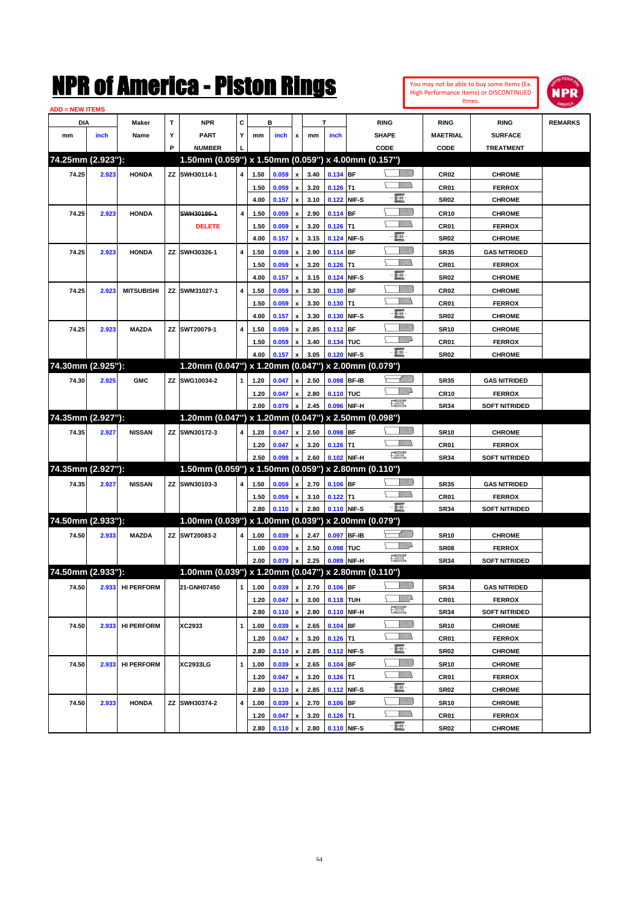# NPR of America - Piston Rings

You may not be able to buy some Items (Ex. High Performance Items) or DISCONTINUED Itmes.

ADD = NEW ITEMS

| DIA mm | DIA inch | Maker Name | TYP | NPR PART NUMBER | CYL | B mm | B inch | x | T mm | T inch | RING SHAPE CODE | RING MAETRIAL CODE | RING SURFACE TREATMENT | REMARKS |
|---|---|---|---|---|---|---|---|---|---|---|---|---|---|---|
| **74.25mm (2.923"):** | | | | **1.50mm (0.059") x 1.50mm (0.059") x 4.00mm (0.157")** | | | | | | | | | | |
| 74.25 | 2.923 | HONDA | ZZ | SWH30114-1 | 4 | 1.50 | 0.059 | x | 3.40 | 0.134 | BF | CR02 | CHROME | |
| | | | | | | 1.50 | 0.059 | x | 3.20 | 0.126 | T1 | CR01 | FERROX | |
| | | | | | | 4.00 | 0.157 | x | 3.10 | 0.122 | NIF-S | SR02 | CHROME | |
| 74.25 | 2.923 | HONDA | | ~~SWH30186-1~~ DELETE | 4 | 1.50 | 0.059 | x | 2.90 | 0.114 | BF | CR10 | CHROME | |
| | | | | | | 1.50 | 0.059 | x | 3.20 | 0.126 | T1 | CR01 | FERROX | |
| | | | | | | 4.00 | 0.157 | x | 3.15 | 0.124 | NIF-S | SR02 | CHROME | |
| 74.25 | 2.923 | HONDA | ZZ | SWH30326-1 | 4 | 1.50 | 0.059 | x | 2.90 | 0.114 | BF | SR35 | GAS NITRIDED | |
| | | | | | | 1.50 | 0.059 | x | 3.20 | 0.126 | T1 | CR01 | FERROX | |
| | | | | | | 4.00 | 0.157 | x | 3.15 | 0.124 | NIF-S | SR02 | CHROME | |
| 74.25 | 2.923 | MITSUBISHI | ZZ | SWM31027-1 | 4 | 1.50 | 0.059 | x | 3.30 | 0.130 | BF | CR02 | CHROME | |
| | | | | | | 1.50 | 0.059 | x | 3.30 | 0.130 | T1 | CR01 | FERROX | |
| | | | | | | 4.00 | 0.157 | x | 3.30 | 0.130 | NIF-S | SR02 | CHROME | |
| 74.25 | 2.923 | MAZDA | ZZ | SWT20079-1 | 4 | 1.50 | 0.059 | x | 2.85 | 0.112 | BF | SR10 | CHROME | |
| | | | | | | 1.50 | 0.059 | x | 3.40 | 0.134 | TUC | CR01 | FERROX | |
| | | | | | | 4.00 | 0.157 | x | 3.05 | 0.120 | NIF-S | SR02 | CHROME | |
| **74.30mm (2.925"):** | | | | **1.20mm (0.047") x 1.20mm (0.047") x 2.00mm (0.079")** | | | | | | | | | | |
| 74.30 | 2.925 | GMC | ZZ | SWG10034-2 | 1 | 1.20 | 0.047 | x | 2.50 | 0.098 | BF-IB | SR35 | GAS NITRIDED | |
| | | | | | | 1.20 | 0.047 | x | 2.80 | 0.110 | TUC | CR10 | FERROX | |
| | | | | | | 2.00 | 0.079 | x | 2.45 | 0.096 | NIF-H | SR34 | SOFT NITRIDED | |
| **74.35mm (2.927"):** | | | | **1.20mm (0.047") x 1.20mm (0.047") x 2.50mm (0.098")** | | | | | | | | | | |
| 74.35 | 2.927 | NISSAN | ZZ | SWN30172-3 | 4 | 1.20 | 0.047 | x | 2.50 | 0.098 | BF | SR10 | CHROME | |
| | | | | | | 1.20 | 0.047 | x | 3.20 | 0.126 | T1 | CR01 | FERROX | |
| | | | | | | 2.50 | 0.098 | x | 2.60 | 0.102 | NIF-H | SR34 | SOFT NITRIDED | |
| **74.35mm (2.927"):** | | | | **1.50mm (0.059") x 1.50mm (0.059") x 2.80mm (0.110")** | | | | | | | | | | |
| 74.35 | 2.927 | NISSAN | ZZ | SWN30103-3 | 4 | 1.50 | 0.059 | x | 2.70 | 0.106 | BF | SR35 | GAS NITRIDED | |
| | | | | | | 1.50 | 0.059 | x | 3.10 | 0.122 | T1 | CR01 | FERROX | |
| | | | | | | 2.80 | 0.110 | x | 2.80 | 0.110 | NIF-S | SR34 | SOFT NITRIDED | |
| **74.50mm (2.933"):** | | | | **1.00mm (0.039") x 1.00mm (0.039") x 2.00mm (0.079")** | | | | | | | | | | |
| 74.50 | 2.933 | MAZDA | ZZ | SWT20083-2 | 4 | 1.00 | 0.039 | x | 2.47 | 0.097 | BF-IB | SR10 | CHROME | |
| | | | | | | 1.00 | 0.039 | x | 2.50 | 0.098 | TUC | SR08 | FERROX | |
| | | | | | | 2.00 | 0.079 | x | 2.25 | 0.089 | NIF-H | SR34 | SOFT NITRIDED | |
| **74.50mm (2.933"):** | | | | **1.00mm (0.039") x 1.20mm (0.047") x 2.80mm (0.110")** | | | | | | | | | | |
| 74.50 | 2.933 | HI PERFORM | | 21-GNH07450 | 1 | 1.00 | 0.039 | x | 2.70 | 0.106 | BF | SR34 | GAS NITRIDED | |
| | | | | | | 1.20 | 0.047 | x | 3.00 | 0.118 | TUH | CR01 | FERROX | |
| | | | | | | 2.80 | 0.110 | x | 2.80 | 0.110 | NIF-H | SR34 | SOFT NITRIDED | |
| 74.50 | 2.933 | HI PERFORM | | XC2933 | 1 | 1.00 | 0.039 | x | 2.65 | 0.104 | BF | SR10 | CHROME | |
| | | | | | | 1.20 | 0.047 | x | 3.20 | 0.126 | T1 | CR01 | FERROX | |
| | | | | | | 2.80 | 0.110 | x | 2.85 | 0.112 | NIF-S | SR02 | CHROME | |
| 74.50 | 2.933 | HI PERFORM | | XC2933LG | 1 | 1.00 | 0.039 | x | 2.65 | 0.104 | BF | SR10 | CHROME | |
| | | | | | | 1.20 | 0.047 | x | 3.20 | 0.126 | T1 | CR01 | FERROX | |
| | | | | | | 2.80 | 0.110 | x | 2.85 | 0.112 | NIF-S | SR02 | CHROME | |
| 74.50 | 2.933 | HONDA | ZZ | SWH30374-2 | 4 | 1.00 | 0.039 | x | 2.70 | 0.106 | BF | SR10 | CHROME | |
| | | | | | | 1.20 | 0.047 | x | 3.20 | 0.126 | T1 | CR01 | FERROX | |
| | | | | | | 2.80 | 0.110 | x | 2.80 | 0.110 | NIF-S | SR02 | CHROME | |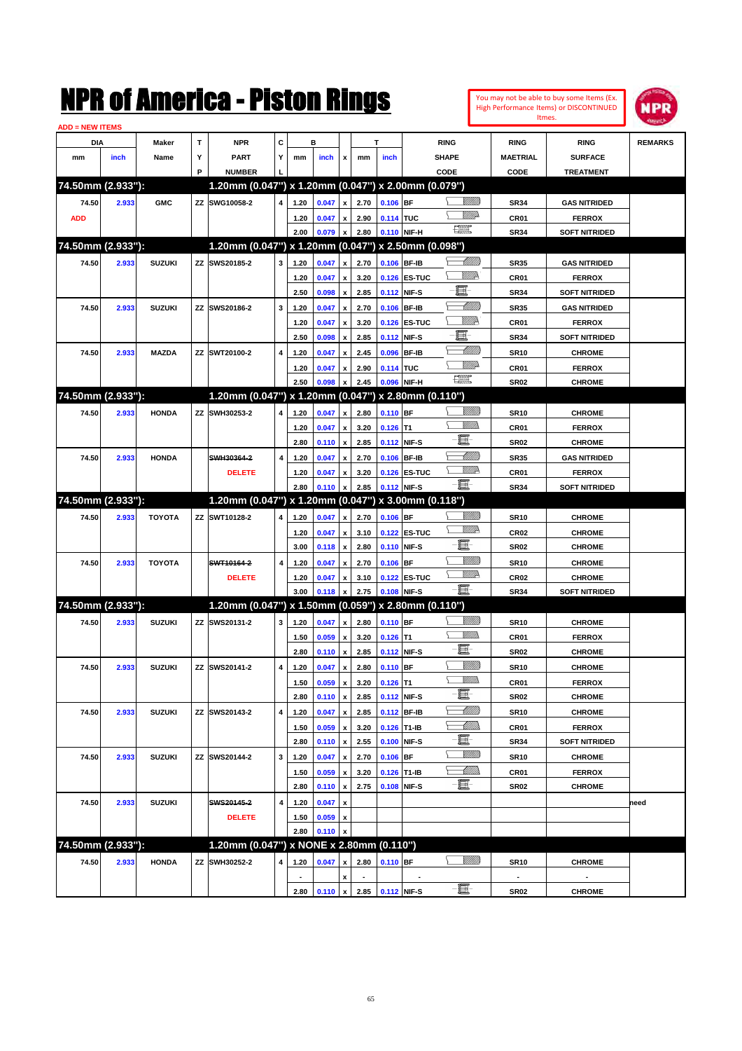# NPR of America - Piston Rings

You may not be able to buy some Items (Ex. High Performance Items) or DISCONTINUED Itmes.

ADD = NEW ITEMS

| DIA mm | DIA inch | Maker Name | TYP | NPR PART NUMBER | CYL | B mm | B inch | x | T mm | T inch | RING SHAPE CODE | RING MAETRIAL CODE | RING SURFACE TREATMENT | REMARKS |
|---|---|---|---|---|---|---|---|---|---|---|---|---|---|---|
| **74.50mm (2.933"):** | | | | **1.20mm (0.047") x 1.20mm (0.047") x 2.00mm (0.079")** | | | | | | | | | | |
| 74.50 | 2.933 | GMC | ZZ | SWG10058-2 | 4 | 1.20 | 0.047 | x | 2.70 | 0.106 | BF | SR34 | GAS NITRIDED | |
| ADD | | | | | | 1.20 | 0.047 | x | 2.90 | 0.114 | TUC | CR01 | FERROX | |
| | | | | | | 2.00 | 0.079 | x | 2.80 | 0.110 | NIF-H | SR34 | SOFT NITRIDED | |
| **74.50mm (2.933"):** | | | | **1.20mm (0.047") x 1.20mm (0.047") x 2.50mm (0.098")** | | | | | | | | | | |
| 74.50 | 2.933 | SUZUKI | ZZ | SWS20185-2 | 3 | 1.20 | 0.047 | x | 2.70 | 0.106 | BF-IB | SR35 | GAS NITRIDED | |
| | | | | | | 1.20 | 0.047 | x | 3.20 | 0.126 | ES-TUC | CR01 | FERROX | |
| | | | | | | 2.50 | 0.098 | x | 2.85 | 0.112 | NIF-S | SR34 | SOFT NITRIDED | |
| 74.50 | 2.933 | SUZUKI | ZZ | SWS20186-2 | 3 | 1.20 | 0.047 | x | 2.70 | 0.106 | BF-IB | SR35 | GAS NITRIDED | |
| | | | | | | 1.20 | 0.047 | x | 3.20 | 0.126 | ES-TUC | CR01 | FERROX | |
| | | | | | | 2.50 | 0.098 | x | 2.85 | 0.112 | NIF-S | SR34 | SOFT NITRIDED | |
| 74.50 | 2.933 | MAZDA | ZZ | SWT20100-2 | 4 | 1.20 | 0.047 | x | 2.45 | 0.096 | BF-IB | SR10 | CHROME | |
| | | | | | | 1.20 | 0.047 | x | 2.90 | 0.114 | TUC | CR01 | FERROX | |
| | | | | | | 2.50 | 0.098 | x | 2.45 | 0.096 | NIF-H | SR02 | CHROME | |
| **74.50mm (2.933"):** | | | | **1.20mm (0.047") x 1.20mm (0.047") x 2.80mm (0.110")** | | | | | | | | | | |
| 74.50 | 2.933 | HONDA | ZZ | SWH30253-2 | 4 | 1.20 | 0.047 | x | 2.80 | 0.110 | BF | SR10 | CHROME | |
| | | | | | | 1.20 | 0.047 | x | 3.20 | 0.126 | T1 | CR01 | FERROX | |
| | | | | | | 2.80 | 0.110 | x | 2.85 | 0.112 | NIF-S | SR02 | CHROME | |
| 74.50 | 2.933 | HONDA | | ~~SWH30364-2~~ | 4 | 1.20 | 0.047 | x | 2.70 | 0.106 | BF-IB | SR35 | GAS NITRIDED | |
| | | | | DELETE | | 1.20 | 0.047 | x | 3.20 | 0.126 | ES-TUC | CR01 | FERROX | |
| | | | | | | 2.80 | 0.110 | x | 2.85 | 0.112 | NIF-S | SR34 | SOFT NITRIDED | |
| **74.50mm (2.933"):** | | | | **1.20mm (0.047") x 1.20mm (0.047") x 3.00mm (0.118")** | | | | | | | | | | |
| 74.50 | 2.933 | TOYOTA | ZZ | SWT10128-2 | 4 | 1.20 | 0.047 | x | 2.70 | 0.106 | BF | SR10 | CHROME | |
| | | | | | | 1.20 | 0.047 | x | 3.10 | 0.122 | ES-TUC | CR02 | CHROME | |
| | | | | | | 3.00 | 0.118 | x | 2.80 | 0.110 | NIF-S | SR02 | CHROME | |
| 74.50 | 2.933 | TOYOTA | | ~~SWT10164-2~~ | 4 | 1.20 | 0.047 | x | 2.70 | 0.106 | BF | SR10 | CHROME | |
| | | | | DELETE | | 1.20 | 0.047 | x | 3.10 | 0.122 | ES-TUC | CR02 | CHROME | |
| | | | | | | 3.00 | 0.118 | x | 2.75 | 0.108 | NIF-S | SR34 | SOFT NITRIDED | |
| **74.50mm (2.933"):** | | | | **1.20mm (0.047") x 1.50mm (0.059") x 2.80mm (0.110")** | | | | | | | | | | |
| 74.50 | 2.933 | SUZUKI | ZZ | SWS20131-2 | 3 | 1.20 | 0.047 | x | 2.80 | 0.110 | BF | SR10 | CHROME | |
| | | | | | | 1.50 | 0.059 | x | 3.20 | 0.126 | T1 | CR01 | FERROX | |
| | | | | | | 2.80 | 0.110 | x | 2.85 | 0.112 | NIF-S | SR02 | CHROME | |
| 74.50 | 2.933 | SUZUKI | ZZ | SWS20141-2 | 4 | 1.20 | 0.047 | x | 2.80 | 0.110 | BF | SR10 | CHROME | |
| | | | | | | 1.50 | 0.059 | x | 3.20 | 0.126 | T1 | CR01 | FERROX | |
| | | | | | | 2.80 | 0.110 | x | 2.85 | 0.112 | NIF-S | SR02 | CHROME | |
| 74.50 | 2.933 | SUZUKI | ZZ | SWS20143-2 | 4 | 1.20 | 0.047 | x | 2.85 | 0.112 | BF-IB | SR10 | CHROME | |
| | | | | | | 1.50 | 0.059 | x | 3.20 | 0.126 | T1-IB | CR01 | FERROX | |
| | | | | | | 2.80 | 0.110 | x | 2.55 | 0.100 | NIF-S | SR34 | SOFT NITRIDED | |
| 74.50 | 2.933 | SUZUKI | ZZ | SWS20144-2 | 3 | 1.20 | 0.047 | x | 2.70 | 0.106 | BF | SR10 | CHROME | |
| | | | | | | 1.50 | 0.059 | x | 3.20 | 0.126 | T1-IB | CR01 | FERROX | |
| | | | | | | 2.80 | 0.110 | x | 2.75 | 0.108 | NIF-S | SR02 | CHROME | |
| 74.50 | 2.933 | SUZUKI | | ~~SWS20145-2~~ | 4 | 1.20 | 0.047 | x | | | | | | need |
| | | | | DELETE | | 1.50 | 0.059 | x | | | | | | |
| | | | | | | 2.80 | 0.110 | x | | | | | | |
| **74.50mm (2.933"):** | | | | **1.20mm (0.047") x NONE x 2.80mm (0.110")** | | | | | | | | | | |
| 74.50 | 2.933 | HONDA | ZZ | SWH30252-2 | 4 | 1.20 | 0.047 | x | 2.80 | 0.110 | BF | SR10 | CHROME | |
| | | | | | | - | | x | - | | - | - | - | |
| | | | | | | 2.80 | 0.110 | x | 2.85 | 0.112 | NIF-S | SR02 | CHROME | |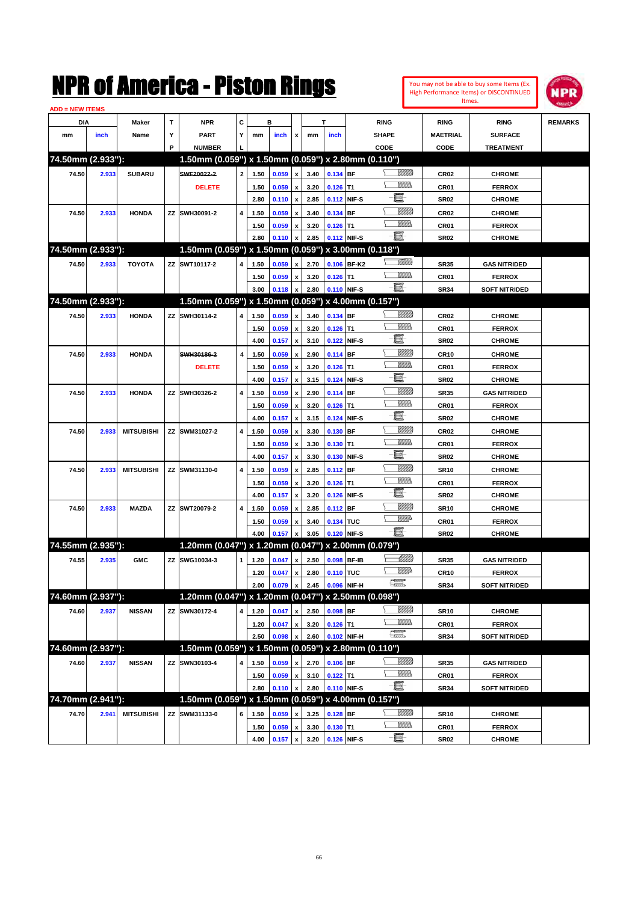# NPR of America - Piston Rings

You may not be able to buy some Items (Ex. High Performance Items) or DISCONTINUED Itmes.

ADD = NEW ITEMS

| DIA mm | DIA inch | Maker Name | TYP | NPR PART NUMBER | CYL | B mm | B inch | x | T mm | T inch | RING SHAPE CODE | RING MAETRIAL CODE | RING SURFACE TREATMENT | REMARKS |
|---|---|---|---|---|---|---|---|---|---|---|---|---|---|---|
| **74.50mm (2.933"):** | | | | **1.50mm (0.059") x 1.50mm (0.059") x 2.80mm (0.110")** | | | | | | | | | | |
| 74.50 | 2.933 | SUBARU | | ~~SWF20022-2~~ | 2 | 1.50 | 0.059 | x | 3.40 | 0.134 | BF | CR02 | CHROME | |
| | | | | DELETE | | 1.50 | 0.059 | x | 3.20 | 0.126 | T1 | CR01 | FERROX | |
| | | | | | | 2.80 | 0.110 | x | 2.85 | 0.112 | NIF-S | SR02 | CHROME | |
| 74.50 | 2.933 | HONDA | ZZ | SWH30091-2 | 4 | 1.50 | 0.059 | x | 3.40 | 0.134 | BF | CR02 | CHROME | |
| | | | | | | 1.50 | 0.059 | x | 3.20 | 0.126 | T1 | CR01 | FERROX | |
| | | | | | | 2.80 | 0.110 | x | 2.85 | 0.112 | NIF-S | SR02 | CHROME | |
| **74.50mm (2.933"):** | | | | **1.50mm (0.059") x 1.50mm (0.059") x 3.00mm (0.118")** | | | | | | | | | | |
| 74.50 | 2.933 | TOYOTA | ZZ | SWT10117-2 | 4 | 1.50 | 0.059 | x | 2.70 | 0.106 | BF-K2 | SR35 | GAS NITRIDED | |
| | | | | | | 1.50 | 0.059 | x | 3.20 | 0.126 | T1 | CR01 | FERROX | |
| | | | | | | 3.00 | 0.118 | x | 2.80 | 0.110 | NIF-S | SR34 | SOFT NITRIDED | |
| **74.50mm (2.933"):** | | | | **1.50mm (0.059") x 1.50mm (0.059") x 4.00mm (0.157")** | | | | | | | | | | |
| 74.50 | 2.933 | HONDA | ZZ | SWH30114-2 | 4 | 1.50 | 0.059 | x | 3.40 | 0.134 | BF | CR02 | CHROME | |
| | | | | | | 1.50 | 0.059 | x | 3.20 | 0.126 | T1 | CR01 | FERROX | |
| | | | | | | 4.00 | 0.157 | x | 3.10 | 0.122 | NIF-S | SR02 | CHROME | |
| 74.50 | 2.933 | HONDA | | ~~SWH30186-2~~ | 4 | 1.50 | 0.059 | x | 2.90 | 0.114 | BF | CR10 | CHROME | |
| | | | | DELETE | | 1.50 | 0.059 | x | 3.20 | 0.126 | T1 | CR01 | FERROX | |
| | | | | | | 4.00 | 0.157 | x | 3.15 | 0.124 | NIF-S | SR02 | CHROME | |
| 74.50 | 2.933 | HONDA | ZZ | SWH30326-2 | 4 | 1.50 | 0.059 | x | 2.90 | 0.114 | BF | SR35 | GAS NITRIDED | |
| | | | | | | 1.50 | 0.059 | x | 3.20 | 0.126 | T1 | CR01 | FERROX | |
| | | | | | | 4.00 | 0.157 | x | 3.15 | 0.124 | NIF-S | SR02 | CHROME | |
| 74.50 | 2.933 | MITSUBISHI | ZZ | SWM31027-2 | 4 | 1.50 | 0.059 | x | 3.30 | 0.130 | BF | CR02 | CHROME | |
| | | | | | | 1.50 | 0.059 | x | 3.30 | 0.130 | T1 | CR01 | FERROX | |
| | | | | | | 4.00 | 0.157 | x | 3.30 | 0.130 | NIF-S | SR02 | CHROME | |
| 74.50 | 2.933 | MITSUBISHI | ZZ | SWM31130-0 | 4 | 1.50 | 0.059 | x | 2.85 | 0.112 | BF | SR10 | CHROME | |
| | | | | | | 1.50 | 0.059 | x | 3.20 | 0.126 | T1 | CR01 | FERROX | |
| | | | | | | 4.00 | 0.157 | x | 3.20 | 0.126 | NIF-S | SR02 | CHROME | |
| 74.50 | 2.933 | MAZDA | ZZ | SWT20079-2 | 4 | 1.50 | 0.059 | x | 2.85 | 0.112 | BF | SR10 | CHROME | |
| | | | | | | 1.50 | 0.059 | x | 3.40 | 0.134 | TUC | CR01 | FERROX | |
| | | | | | | 4.00 | 0.157 | x | 3.05 | 0.120 | NIF-S | SR02 | CHROME | |
| **74.55mm (2.935"):** | | | | **1.20mm (0.047") x 1.20mm (0.047") x 2.00mm (0.079")** | | | | | | | | | | |
| 74.55 | 2.935 | GMC | ZZ | SWG10034-3 | 1 | 1.20 | 0.047 | x | 2.50 | 0.098 | BF-IB | SR35 | GAS NITRIDED | |
| | | | | | | 1.20 | 0.047 | x | 2.80 | 0.110 | TUC | CR10 | FERROX | |
| | | | | | | 2.00 | 0.079 | x | 2.45 | 0.096 | NIF-H | SR34 | SOFT NITRIDED | |
| **74.60mm (2.937"):** | | | | **1.20mm (0.047") x 1.20mm (0.047") x 2.50mm (0.098")** | | | | | | | | | | |
| 74.60 | 2.937 | NISSAN | ZZ | SWN30172-4 | 4 | 1.20 | 0.047 | x | 2.50 | 0.098 | BF | SR10 | CHROME | |
| | | | | | | 1.20 | 0.047 | x | 3.20 | 0.126 | T1 | CR01 | FERROX | |
| | | | | | | 2.50 | 0.098 | x | 2.60 | 0.102 | NIF-H | SR34 | SOFT NITRIDED | |
| **74.60mm (2.937"):** | | | | **1.50mm (0.059") x 1.50mm (0.059") x 2.80mm (0.110")** | | | | | | | | | | |
| 74.60 | 2.937 | NISSAN | ZZ | SWN30103-4 | 4 | 1.50 | 0.059 | x | 2.70 | 0.106 | BF | SR35 | GAS NITRIDED | |
| | | | | | | 1.50 | 0.059 | x | 3.10 | 0.122 | T1 | CR01 | FERROX | |
| | | | | | | 2.80 | 0.110 | x | 2.80 | 0.110 | NIF-S | SR34 | SOFT NITRIDED | |
| **74.70mm (2.941"):** | | | | **1.50mm (0.059") x 1.50mm (0.059") x 4.00mm (0.157")** | | | | | | | | | | |
| 74.70 | 2.941 | MITSUBISHI | ZZ | SWM31133-0 | 6 | 1.50 | 0.059 | x | 3.25 | 0.128 | BF | SR10 | CHROME | |
| | | | | | | 1.50 | 0.059 | x | 3.30 | 0.130 | T1 | CR01 | FERROX | |
| | | | | | | 4.00 | 0.157 | x | 3.20 | 0.126 | NIF-S | SR02 | CHROME | |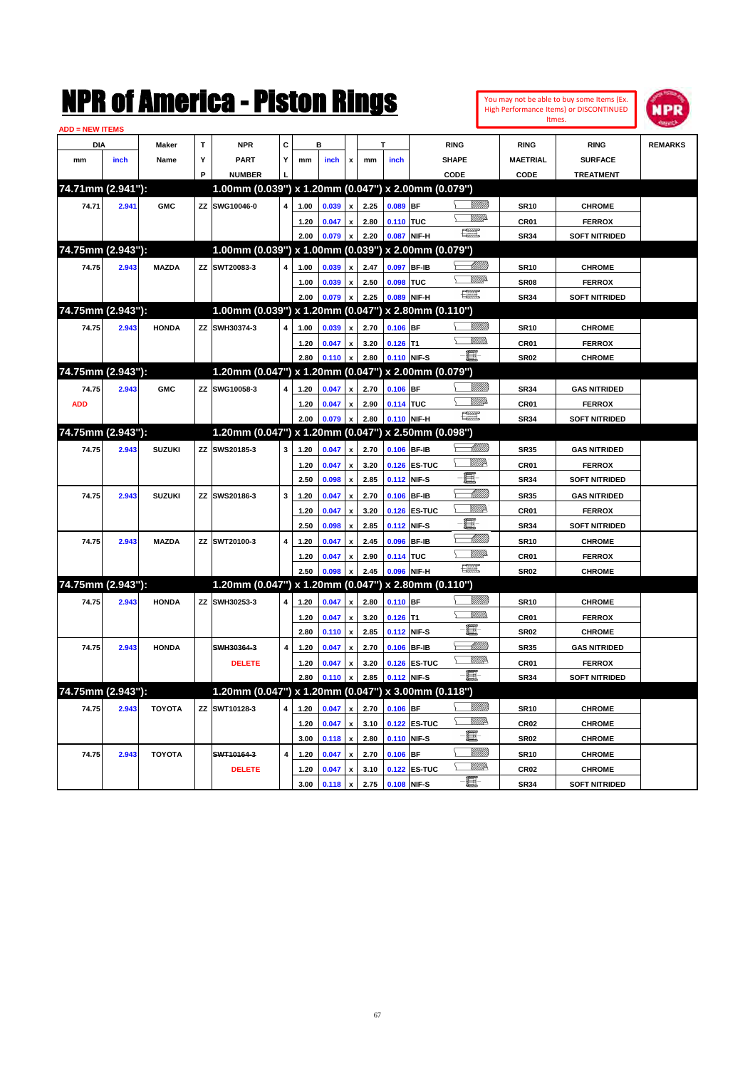# NPR of America - Piston Rings

You may not be able to buy some Items (Ex. High Performance Items) or DISCONTINUED Itmes.

ADD = NEW ITEMS

| DIA mm | DIA inch | Maker Name | TYP | NPR PART NUMBER | CYL | B mm | B inch | x | T mm | T inch | RING SHAPE CODE | RING MAETRIAL CODE | RING SURFACE TREATMENT | REMARKS |
|---|---|---|---|---|---|---|---|---|---|---|---|---|---|---|
| **74.71mm (2.941"):** | | | | **1.00mm (0.039") x 1.20mm (0.047") x 2.00mm (0.079")** | | | | | | | | | | |
| 74.71 | 2.941 | GMC | ZZ | SWG10046-0 | 4 | 1.00 | 0.039 | x | 2.25 | 0.089 | BF | SR10 | CHROME | |
| | | | | | | 1.20 | 0.047 | x | 2.80 | 0.110 | TUC | CR01 | FERROX | |
| | | | | | | 2.00 | 0.079 | x | 2.20 | 0.087 | NIF-H | SR34 | SOFT NITRIDED | |
| **74.75mm (2.943"):** | | | | **1.00mm (0.039") x 1.00mm (0.039") x 2.00mm (0.079")** | | | | | | | | | | |
| 74.75 | 2.943 | MAZDA | ZZ | SWT20083-3 | 4 | 1.00 | 0.039 | x | 2.47 | 0.097 | BF-IB | SR10 | CHROME | |
| | | | | | | 1.00 | 0.039 | x | 2.50 | 0.098 | TUC | SR08 | FERROX | |
| | | | | | | 2.00 | 0.079 | x | 2.25 | 0.089 | NIF-H | SR34 | SOFT NITRIDED | |
| **74.75mm (2.943"):** | | | | **1.00mm (0.039") x 1.20mm (0.047") x 2.80mm (0.110")** | | | | | | | | | | |
| 74.75 | 2.943 | HONDA | ZZ | SWH30374-3 | 4 | 1.00 | 0.039 | x | 2.70 | 0.106 | BF | SR10 | CHROME | |
| | | | | | | 1.20 | 0.047 | x | 3.20 | 0.126 | T1 | CR01 | FERROX | |
| | | | | | | 2.80 | 0.110 | x | 2.80 | 0.110 | NIF-S | SR02 | CHROME | |
| **74.75mm (2.943"):** | | | | **1.20mm (0.047") x 1.20mm (0.047") x 2.00mm (0.079")** | | | | | | | | | | |
| 74.75 | 2.943 | GMC | ZZ | SWG10058-3 | 4 | 1.20 | 0.047 | x | 2.70 | 0.106 | BF | SR34 | GAS NITRIDED | |
| ADD | | | | | | 1.20 | 0.047 | x | 2.90 | 0.114 | TUC | CR01 | FERROX | |
| | | | | | | 2.00 | 0.079 | x | 2.80 | 0.110 | NIF-H | SR34 | SOFT NITRIDED | |
| **74.75mm (2.943"):** | | | | **1.20mm (0.047") x 1.20mm (0.047") x 2.50mm (0.098")** | | | | | | | | | | |
| 74.75 | 2.943 | SUZUKI | ZZ | SWS20185-3 | 3 | 1.20 | 0.047 | x | 2.70 | 0.106 | BF-IB | SR35 | GAS NITRIDED | |
| | | | | | | 1.20 | 0.047 | x | 3.20 | 0.126 | ES-TUC | CR01 | FERROX | |
| | | | | | | 2.50 | 0.098 | x | 2.85 | 0.112 | NIF-S | SR34 | SOFT NITRIDED | |
| 74.75 | 2.943 | SUZUKI | ZZ | SWS20186-3 | 3 | 1.20 | 0.047 | x | 2.70 | 0.106 | BF-IB | SR35 | GAS NITRIDED | |
| | | | | | | 1.20 | 0.047 | x | 3.20 | 0.126 | ES-TUC | CR01 | FERROX | |
| | | | | | | 2.50 | 0.098 | x | 2.85 | 0.112 | NIF-S | SR34 | SOFT NITRIDED | |
| 74.75 | 2.943 | MAZDA | ZZ | SWT20100-3 | 4 | 1.20 | 0.047 | x | 2.45 | 0.096 | BF-IB | SR10 | CHROME | |
| | | | | | | 1.20 | 0.047 | x | 2.90 | 0.114 | TUC | CR01 | FERROX | |
| | | | | | | 2.50 | 0.098 | x | 2.45 | 0.096 | NIF-H | SR02 | CHROME | |
| **74.75mm (2.943"):** | | | | **1.20mm (0.047") x 1.20mm (0.047") x 2.80mm (0.110")** | | | | | | | | | | |
| 74.75 | 2.943 | HONDA | ZZ | SWH30253-3 | 4 | 1.20 | 0.047 | x | 2.80 | 0.110 | BF | SR10 | CHROME | |
| | | | | | | 1.20 | 0.047 | x | 3.20 | 0.126 | T1 | CR01 | FERROX | |
| | | | | | | 2.80 | 0.110 | x | 2.85 | 0.112 | NIF-S | SR02 | CHROME | |
| 74.75 | 2.943 | HONDA | | ~~SWH30364-3~~ | 4 | 1.20 | 0.047 | x | 2.70 | 0.106 | BF-IB | SR35 | GAS NITRIDED | |
| | | | | DELETE | | 1.20 | 0.047 | x | 3.20 | 0.126 | ES-TUC | CR01 | FERROX | |
| | | | | | | 2.80 | 0.110 | x | 2.85 | 0.112 | NIF-S | SR34 | SOFT NITRIDED | |
| **74.75mm (2.943"):** | | | | **1.20mm (0.047") x 1.20mm (0.047") x 3.00mm (0.118")** | | | | | | | | | | |
| 74.75 | 2.943 | TOYOTA | ZZ | SWT10128-3 | 4 | 1.20 | 0.047 | x | 2.70 | 0.106 | BF | SR10 | CHROME | |
| | | | | | | 1.20 | 0.047 | x | 3.10 | 0.122 | ES-TUC | CR02 | CHROME | |
| | | | | | | 3.00 | 0.118 | x | 2.80 | 0.110 | NIF-S | SR02 | CHROME | |
| 74.75 | 2.943 | TOYOTA | | ~~SWT10164-3~~ | 4 | 1.20 | 0.047 | x | 2.70 | 0.106 | BF | SR10 | CHROME | |
| | | | | DELETE | | 1.20 | 0.047 | x | 3.10 | 0.122 | ES-TUC | CR02 | CHROME | |
| | | | | | | 3.00 | 0.118 | x | 2.75 | 0.108 | NIF-S | SR34 | SOFT NITRIDED | |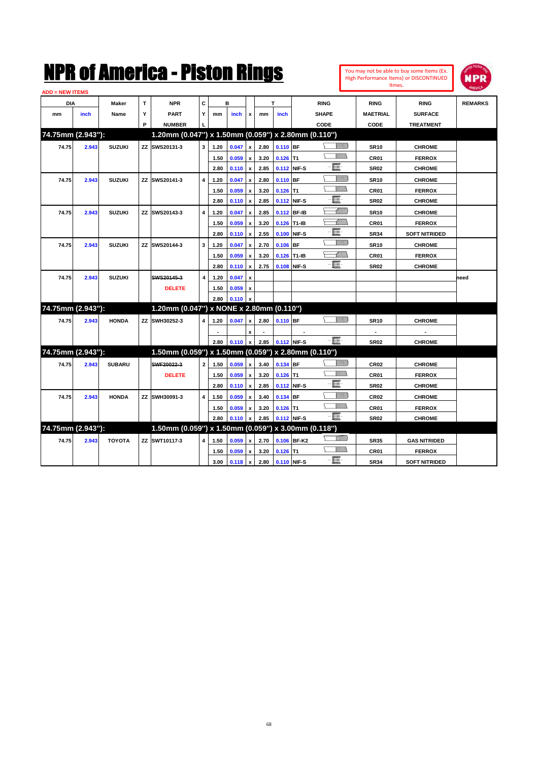# NPR of America - Piston Rings

You may not be able to buy some Items (Ex. High Performance Items) or DISCONTINUED Itmes.

ADD = NEW ITEMS

| DIA mm | DIA inch | Maker Name | TYP | NPR PART NUMBER | CYL | B mm | B inch | x | T mm | T inch | RING SHAPE CODE | RING MAETRIAL CODE | RING SURFACE TREATMENT | REMARKS |
|---|---|---|---|---|---|---|---|---|---|---|---|---|---|---|
| **74.75mm (2.943"):** | | | | **1.20mm (0.047") x 1.50mm (0.059") x 2.80mm (0.110")** | | | | | | | | | | |
| 74.75 | 2.943 | SUZUKI | ZZ | SWS20131-3 | 3 | 1.20 | 0.047 | x | 2.80 | 0.110 | BF | SR10 | CHROME | |
| | | | | | | 1.50 | 0.059 | x | 3.20 | 0.126 | T1 | CR01 | FERROX | |
| | | | | | | 2.80 | 0.110 | x | 2.85 | 0.112 | NIF-S | SR02 | CHROME | |
| 74.75 | 2.943 | SUZUKI | ZZ | SWS20141-3 | 4 | 1.20 | 0.047 | x | 2.80 | 0.110 | BF | SR10 | CHROME | |
| | | | | | | 1.50 | 0.059 | x | 3.20 | 0.126 | T1 | CR01 | FERROX | |
| | | | | | | 2.80 | 0.110 | x | 2.85 | 0.112 | NIF-S | SR02 | CHROME | |
| 74.75 | 2.943 | SUZUKI | ZZ | SWS20143-3 | 4 | 1.20 | 0.047 | x | 2.85 | 0.112 | BF-IB | SR10 | CHROME | |
| | | | | | | 1.50 | 0.059 | x | 3.20 | 0.126 | T1-IB | CR01 | FERROX | |
| | | | | | | 2.80 | 0.110 | x | 2.55 | 0.100 | NIF-S | SR34 | SOFT NITRIDED | |
| 74.75 | 2.943 | SUZUKI | ZZ | SWS20144-3 | 3 | 1.20 | 0.047 | x | 2.70 | 0.106 | BF | SR10 | CHROME | |
| | | | | | | 1.50 | 0.059 | x | 3.20 | 0.126 | T1-IB | CR01 | FERROX | |
| | | | | | | 2.80 | 0.110 | x | 2.75 | 0.108 | NIF-S | SR02 | CHROME | |
| 74.75 | 2.943 | SUZUKI | | ~~SWS20145-3~~ | 4 | 1.20 | 0.047 | x | | | | | | need |
| | | | | DELETE | | 1.50 | 0.059 | x | | | | | | |
| | | | | | | 2.80 | 0.110 | x | | | | | | |
| **74.75mm (2.943"):** | | | | **1.20mm (0.047") x NONE x 2.80mm (0.110")** | | | | | | | | | | |
| 74.75 | 2.943 | HONDA | ZZ | SWH30252-3 | 4 | 1.20 | 0.047 | x | 2.80 | 0.110 | BF | SR10 | CHROME | |
| | | | | | | - | | x | - | | - | - | - | |
| | | | | | | 2.80 | 0.110 | x | 2.85 | 0.112 | NIF-S | SR02 | CHROME | |
| **74.75mm (2.943"):** | | | | **1.50mm (0.059") x 1.50mm (0.059") x 2.80mm (0.110")** | | | | | | | | | | |
| 74.75 | 2.943 | SUBARU | | ~~SWF20022-3~~ | 2 | 1.50 | 0.059 | x | 3.40 | 0.134 | BF | CR02 | CHROME | |
| | | | | DELETE | | 1.50 | 0.059 | x | 3.20 | 0.126 | T1 | CR01 | FERROX | |
| | | | | | | 2.80 | 0.110 | x | 2.85 | 0.112 | NIF-S | SR02 | CHROME | |
| 74.75 | 2.943 | HONDA | ZZ | SWH30091-3 | 4 | 1.50 | 0.059 | x | 3.40 | 0.134 | BF | CR02 | CHROME | |
| | | | | | | 1.50 | 0.059 | x | 3.20 | 0.126 | T1 | CR01 | FERROX | |
| | | | | | | 2.80 | 0.110 | x | 2.85 | 0.112 | NIF-S | SR02 | CHROME | |
| **74.75mm (2.943"):** | | | | **1.50mm (0.059") x 1.50mm (0.059") x 3.00mm (0.118")** | | | | | | | | | | |
| 74.75 | 2.943 | TOYOTA | ZZ | SWT10117-3 | 4 | 1.50 | 0.059 | x | 2.70 | 0.106 | BF-K2 | SR35 | GAS NITRIDED | |
| | | | | | | 1.50 | 0.059 | x | 3.20 | 0.126 | T1 | CR01 | FERROX | |
| | | | | | | 3.00 | 0.118 | x | 2.80 | 0.110 | NIF-S | SR34 | SOFT NITRIDED | |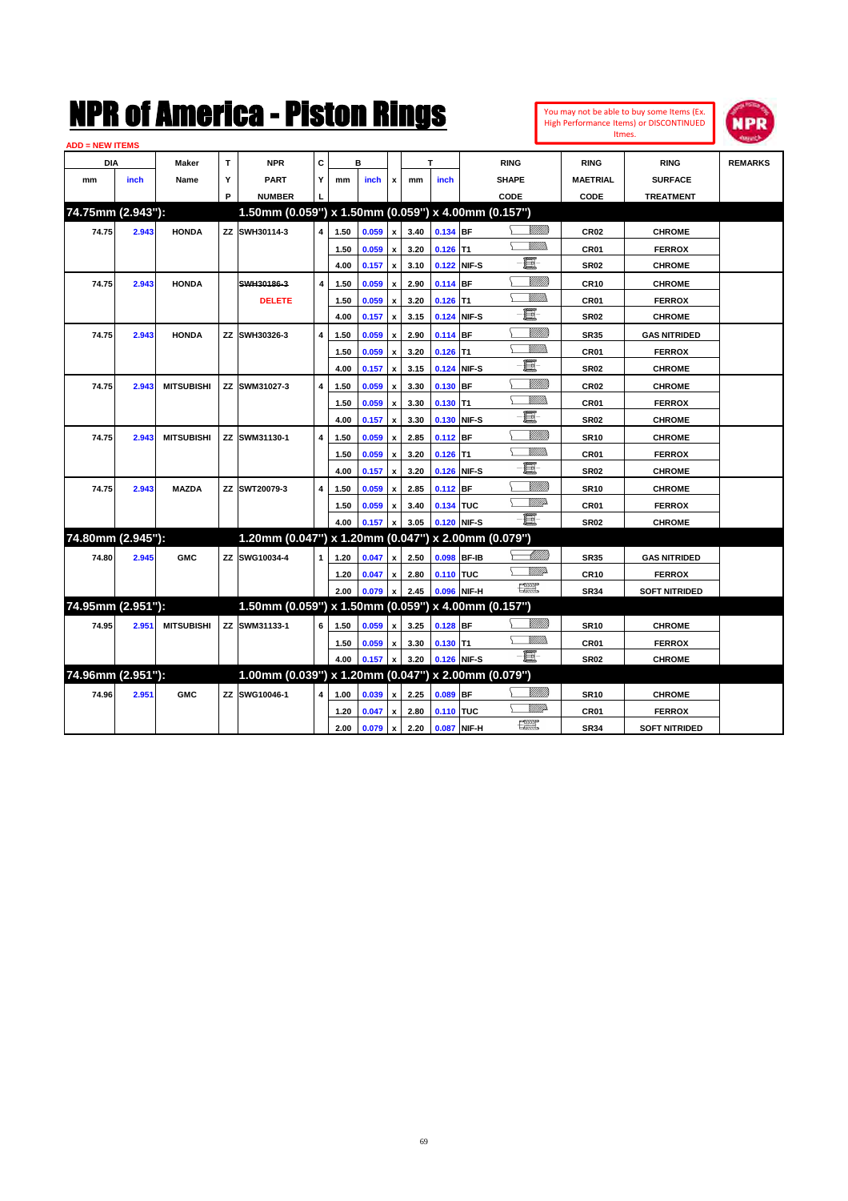# NPR of America - Piston Rings

You may not be able to buy some Items (Ex. High Performance Items) or DISCONTINUED Itmes.

ADD = NEW ITEMS

| DIA mm | DIA inch | Maker Name | TYP | NPR PART NUMBER | CYL | B mm | B inch | x | T mm | T inch | RING SHAPE CODE | RING MAETRIAL CODE | RING SURFACE TREATMENT | REMARKS |
|---|---|---|---|---|---|---|---|---|---|---|---|---|---|---|
| **74.75mm (2.943"):** | | | | **1.50mm (0.059") x 1.50mm (0.059") x 4.00mm (0.157")** | | | | | | | | | | |
| 74.75 | 2.943 | HONDA | ZZ | SWH30114-3 | 4 | 1.50 | 0.059 | x | 3.40 | 0.134 | BF | CR02 | CHROME | |
| | | | | | | 1.50 | 0.059 | x | 3.20 | 0.126 | T1 | CR01 | FERROX | |
| | | | | | | 4.00 | 0.157 | x | 3.10 | 0.122 | NIF-S | SR02 | CHROME | |
| 74.75 | 2.943 | HONDA | | ~~SWH30186-3~~ DELETE | 4 | 1.50 | 0.059 | x | 2.90 | 0.114 | BF | CR10 | CHROME | |
| | | | | | | 1.50 | 0.059 | x | 3.20 | 0.126 | T1 | CR01 | FERROX | |
| | | | | | | 4.00 | 0.157 | x | 3.15 | 0.124 | NIF-S | SR02 | CHROME | |
| 74.75 | 2.943 | HONDA | ZZ | SWH30326-3 | 4 | 1.50 | 0.059 | x | 2.90 | 0.114 | BF | SR35 | GAS NITRIDED | |
| | | | | | | 1.50 | 0.059 | x | 3.20 | 0.126 | T1 | CR01 | FERROX | |
| | | | | | | 4.00 | 0.157 | x | 3.15 | 0.124 | NIF-S | SR02 | CHROME | |
| 74.75 | 2.943 | MITSUBISHI | ZZ | SWM31027-3 | 4 | 1.50 | 0.059 | x | 3.30 | 0.130 | BF | CR02 | CHROME | |
| | | | | | | 1.50 | 0.059 | x | 3.30 | 0.130 | T1 | CR01 | FERROX | |
| | | | | | | 4.00 | 0.157 | x | 3.30 | 0.130 | NIF-S | SR02 | CHROME | |
| 74.75 | 2.943 | MITSUBISHI | ZZ | SWM31130-1 | 4 | 1.50 | 0.059 | x | 2.85 | 0.112 | BF | SR10 | CHROME | |
| | | | | | | 1.50 | 0.059 | x | 3.20 | 0.126 | T1 | CR01 | FERROX | |
| | | | | | | 4.00 | 0.157 | x | 3.20 | 0.126 | NIF-S | SR02 | CHROME | |
| 74.75 | 2.943 | MAZDA | ZZ | SWT20079-3 | 4 | 1.50 | 0.059 | x | 2.85 | 0.112 | BF | SR10 | CHROME | |
| | | | | | | 1.50 | 0.059 | x | 3.40 | 0.134 | TUC | CR01 | FERROX | |
| | | | | | | 4.00 | 0.157 | x | 3.05 | 0.120 | NIF-S | SR02 | CHROME | |
| **74.80mm (2.945"):** | | | | **1.20mm (0.047") x 1.20mm (0.047") x 2.00mm (0.079")** | | | | | | | | | | |
| 74.80 | 2.945 | GMC | ZZ | SWG10034-4 | 1 | 1.20 | 0.047 | x | 2.50 | 0.098 | BF-IB | SR35 | GAS NITRIDED | |
| | | | | | | 1.20 | 0.047 | x | 2.80 | 0.110 | TUC | CR10 | FERROX | |
| | | | | | | 2.00 | 0.079 | x | 2.45 | 0.096 | NIF-H | SR34 | SOFT NITRIDED | |
| **74.95mm (2.951"):** | | | | **1.50mm (0.059") x 1.50mm (0.059") x 4.00mm (0.157")** | | | | | | | | | | |
| 74.95 | 2.951 | MITSUBISHI | ZZ | SWM31133-1 | 6 | 1.50 | 0.059 | x | 3.25 | 0.128 | BF | SR10 | CHROME | |
| | | | | | | 1.50 | 0.059 | x | 3.30 | 0.130 | T1 | CR01 | FERROX | |
| | | | | | | 4.00 | 0.157 | x | 3.20 | 0.126 | NIF-S | SR02 | CHROME | |
| **74.96mm (2.951"):** | | | | **1.00mm (0.039") x 1.20mm (0.047") x 2.00mm (0.079")** | | | | | | | | | | |
| 74.96 | 2.951 | GMC | ZZ | SWG10046-1 | 4 | 1.00 | 0.039 | x | 2.25 | 0.089 | BF | SR10 | CHROME | |
| | | | | | | 1.20 | 0.047 | x | 2.80 | 0.110 | TUC | CR01 | FERROX | |
| | | | | | | 2.00 | 0.079 | x | 2.20 | 0.087 | NIF-H | SR34 | SOFT NITRIDED | |